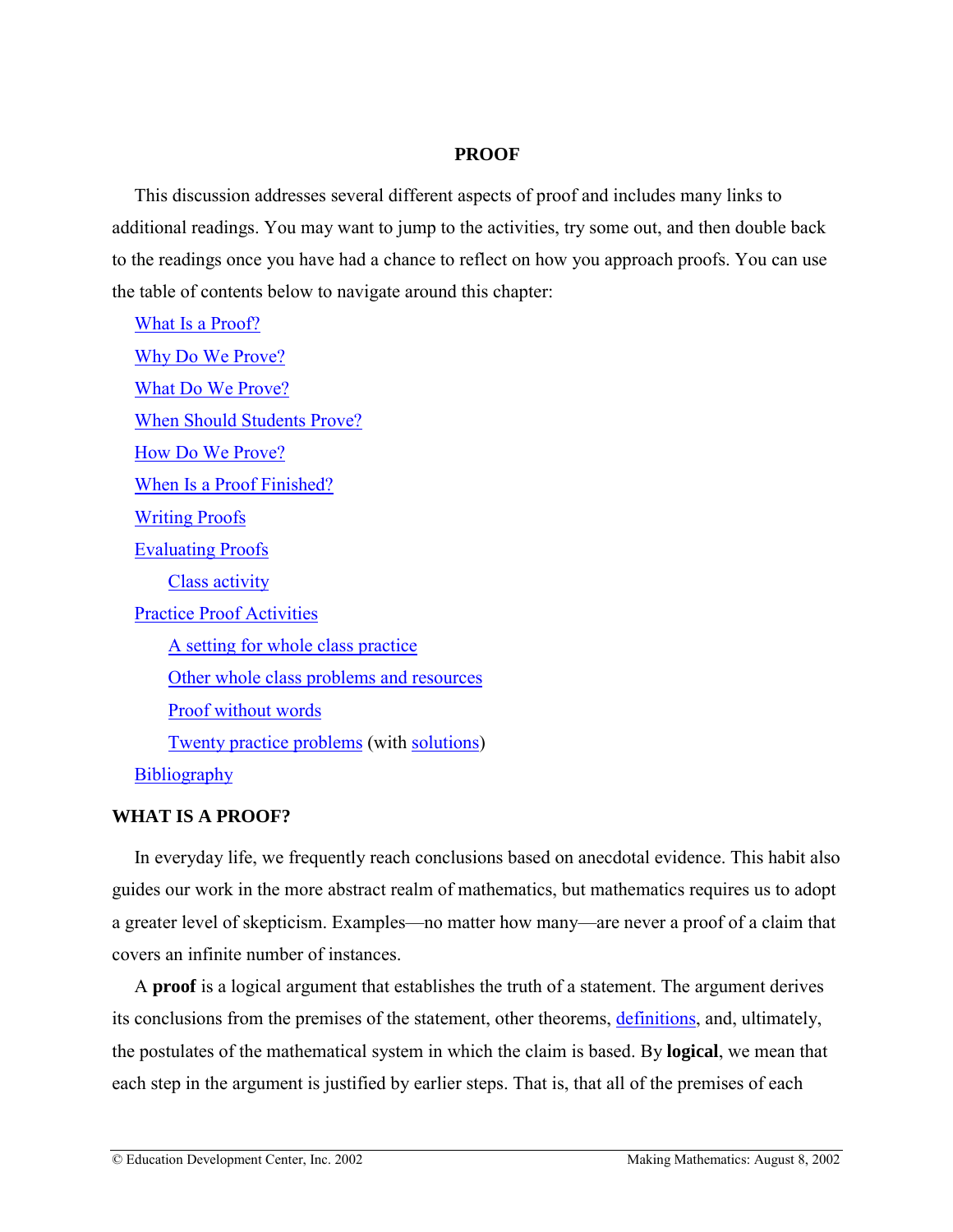# PROOF

This discussion addresses several different aspects of proof and includes many links to additional readings. You may want to jump to the activities, try some out, and then double back to the readings once you have had a chance to reflect on how you approach proofs. You can use the table of contents below to navigate around this chapter:

- What Is a Proof?
- Why Do We Prove?
- What Do We Prove?
- When Should Students Prove?
- How Do We Prove?
- When Is a Proof Finished?
- Writing Proofs
- Evaluating Proofs
  - Class activity
- Practice Proof Activities
  - A setting for whole class practice
  - Other whole class problems and resources
  - Proof without words
  - Twenty practice problems (with solutions)
- Bibliography

## WHAT IS A PROOF?

In everyday life, we frequently reach conclusions based on anecdotal evidence. This habit also guides our work in the more abstract realm of mathematics, but mathematics requires us to adopt a greater level of skepticism. Examples—no matter how many—are never a proof of a claim that covers an infinite number of instances.

A **proof** is a logical argument that establishes the truth of a statement. The argument derives its conclusions from the premises of the statement, other theorems, definitions, and, ultimately, the postulates of the mathematical system in which the claim is based. By **logical**, we mean that each step in the argument is justified by earlier steps. That is, that all of the premises of each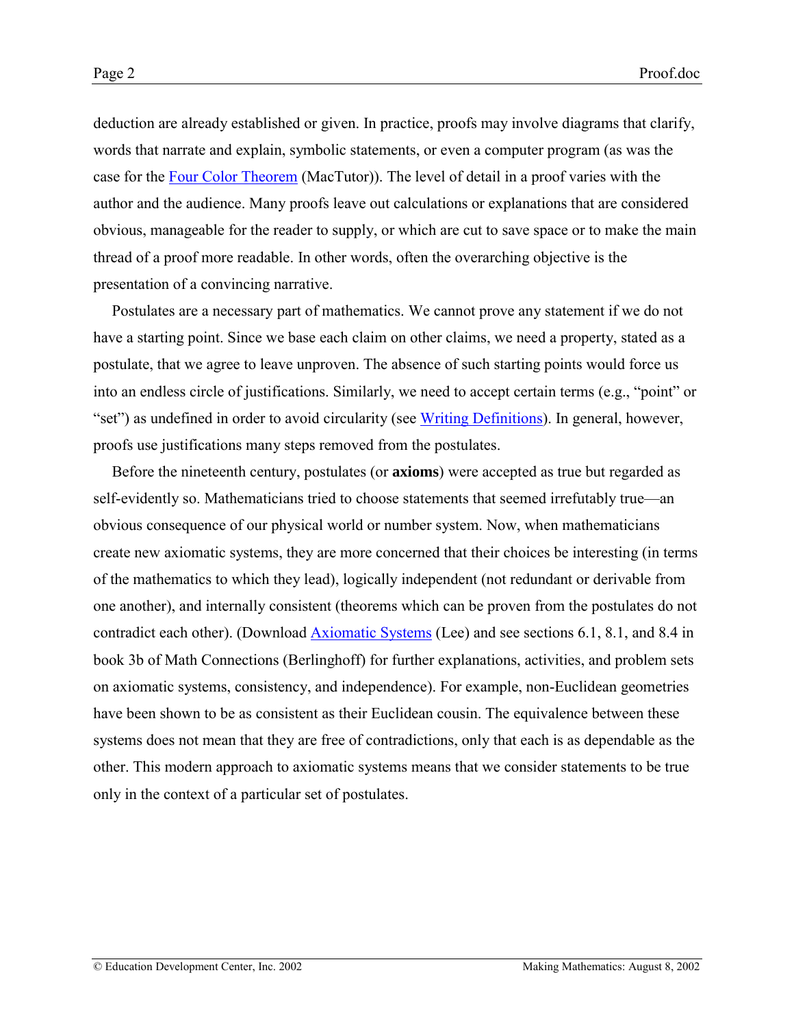deduction are already established or given. In practice, proofs may involve diagrams that clarify, words that narrate and explain, symbolic statements, or even a computer program (as was the case for the Four Color Theorem (MacTutor)). The level of detail in a proof varies with the author and the audience. Many proofs leave out calculations or explanations that are considered obvious, manageable for the reader to supply, or which are cut to save space or to make the main thread of a proof more readable. In other words, often the overarching objective is the presentation of a convincing narrative.

Postulates are a necessary part of mathematics. We cannot prove any statement if we do not have a starting point. Since we base each claim on other claims, we need a property, stated as a postulate, that we agree to leave unproven. The absence of such starting points would force us into an endless circle of justifications. Similarly, we need to accept certain terms (e.g., "point" or "set") as undefined in order to avoid circularity (see Writing Definitions). In general, however, proofs use justifications many steps removed from the postulates.

Before the nineteenth century, postulates (or **axioms**) were accepted as true but regarded as self-evidently so. Mathematicians tried to choose statements that seemed irrefutably true—an obvious consequence of our physical world or number system. Now, when mathematicians create new axiomatic systems, they are more concerned that their choices be interesting (in terms of the mathematics to which they lead), logically independent (not redundant or derivable from one another), and internally consistent (theorems which can be proven from the postulates do not contradict each other). (Download Axiomatic Systems (Lee) and see sections 6.1, 8.1, and 8.4 in book 3b of Math Connections (Berlinghoff) for further explanations, activities, and problem sets on axiomatic systems, consistency, and independence). For example, non-Euclidean geometries have been shown to be as consistent as their Euclidean cousin. The equivalence between these systems does not mean that they are free of contradictions, only that each is as dependable as the other. This modern approach to axiomatic systems means that we consider statements to be true only in the context of a particular set of postulates.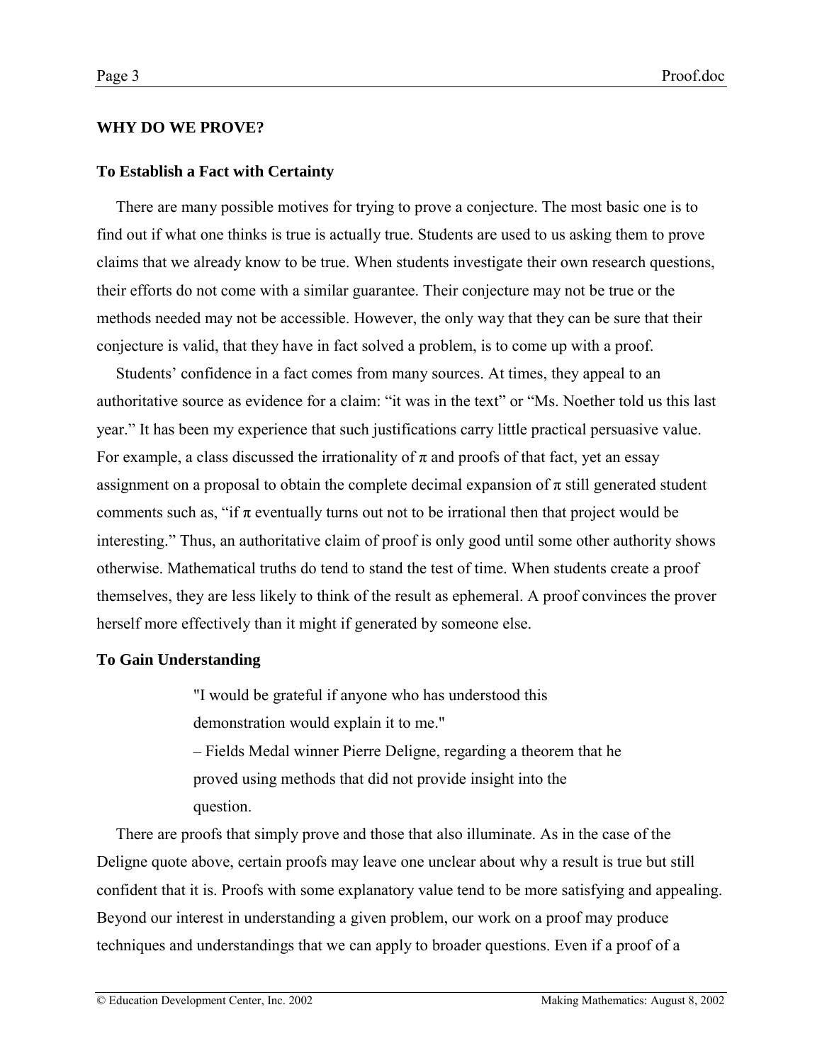## WHY DO WE PROVE?

### To Establish a Fact with Certainty

There are many possible motives for trying to prove a conjecture. The most basic one is to find out if what one thinks is true is actually true. Students are used to us asking them to prove claims that we already know to be true. When students investigate their own research questions, their efforts do not come with a similar guarantee. Their conjecture may not be true or the methods needed may not be accessible. However, the only way that they can be sure that their conjecture is valid, that they have in fact solved a problem, is to come up with a proof.

Students' confidence in a fact comes from many sources. At times, they appeal to an authoritative source as evidence for a claim: "it was in the text" or "Ms. Noether told us this last year." It has been my experience that such justifications carry little practical persuasive value. For example, a class discussed the irrationality of $\pi$ and proofs of that fact, yet an essay assignment on a proposal to obtain the complete decimal expansion of $\pi$ still generated student comments such as, "if $\pi$ eventually turns out not to be irrational then that project would be interesting." Thus, an authoritative claim of proof is only good until some other authority shows otherwise. Mathematical truths do tend to stand the test of time. When students create a proof themselves, they are less likely to think of the result as ephemeral. A proof convinces the prover herself more effectively than it might if generated by someone else.

### To Gain Understanding

> "I would be grateful if anyone who has understood this demonstration would explain it to me."
>
> – Fields Medal winner Pierre Deligne, regarding a theorem that he proved using methods that did not provide insight into the question.

There are proofs that simply prove and those that also illuminate. As in the case of the Deligne quote above, certain proofs may leave one unclear about why a result is true but still confident that it is. Proofs with some explanatory value tend to be more satisfying and appealing. Beyond our interest in understanding a given problem, our work on a proof may produce techniques and understandings that we can apply to broader questions. Even if a proof of a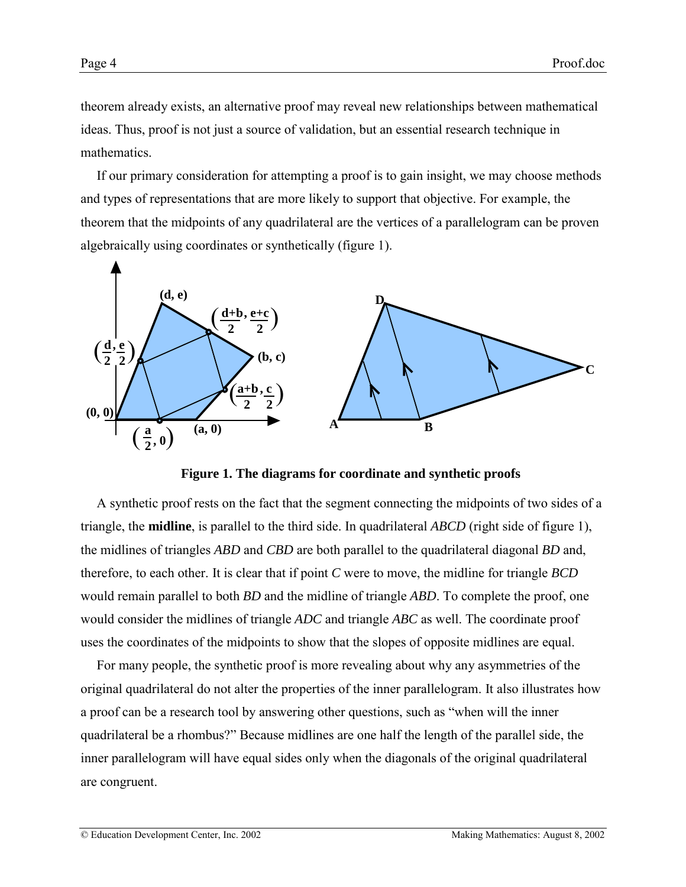theorem already exists, an alternative proof may reveal new relationships between mathematical ideas. Thus, proof is not just a source of validation, but an essential research technique in mathematics.

If our primary consideration for attempting a proof is to gain insight, we may choose methods and types of representations that are more likely to support that objective. For example, the theorem that the midpoints of any quadrilateral are the vertices of a parallelogram can be proven algebraically using coordinates or synthetically (figure 1).

**Figure 1. The diagrams for coordinate and synthetic proofs**

A synthetic proof rests on the fact that the segment connecting the midpoints of two sides of a triangle, the **midline**, is parallel to the third side. In quadrilateral *ABCD* (right side of figure 1), the midlines of triangles *ABD* and *CBD* are both parallel to the quadrilateral diagonal *BD* and, therefore, to each other. It is clear that if point *C* were to move, the midline for triangle *BCD* would remain parallel to both *BD* and the midline of triangle *ABD*. To complete the proof, one would consider the midlines of triangle *ADC* and triangle *ABC* as well. The coordinate proof uses the coordinates of the midpoints to show that the slopes of opposite midlines are equal.

For many people, the synthetic proof is more revealing about why any asymmetries of the original quadrilateral do not alter the properties of the inner parallelogram. It also illustrates how a proof can be a research tool by answering other questions, such as "when will the inner quadrilateral be a rhombus?" Because midlines are one half the length of the parallel side, the inner parallelogram will have equal sides only when the diagonals of the original quadrilateral are congruent.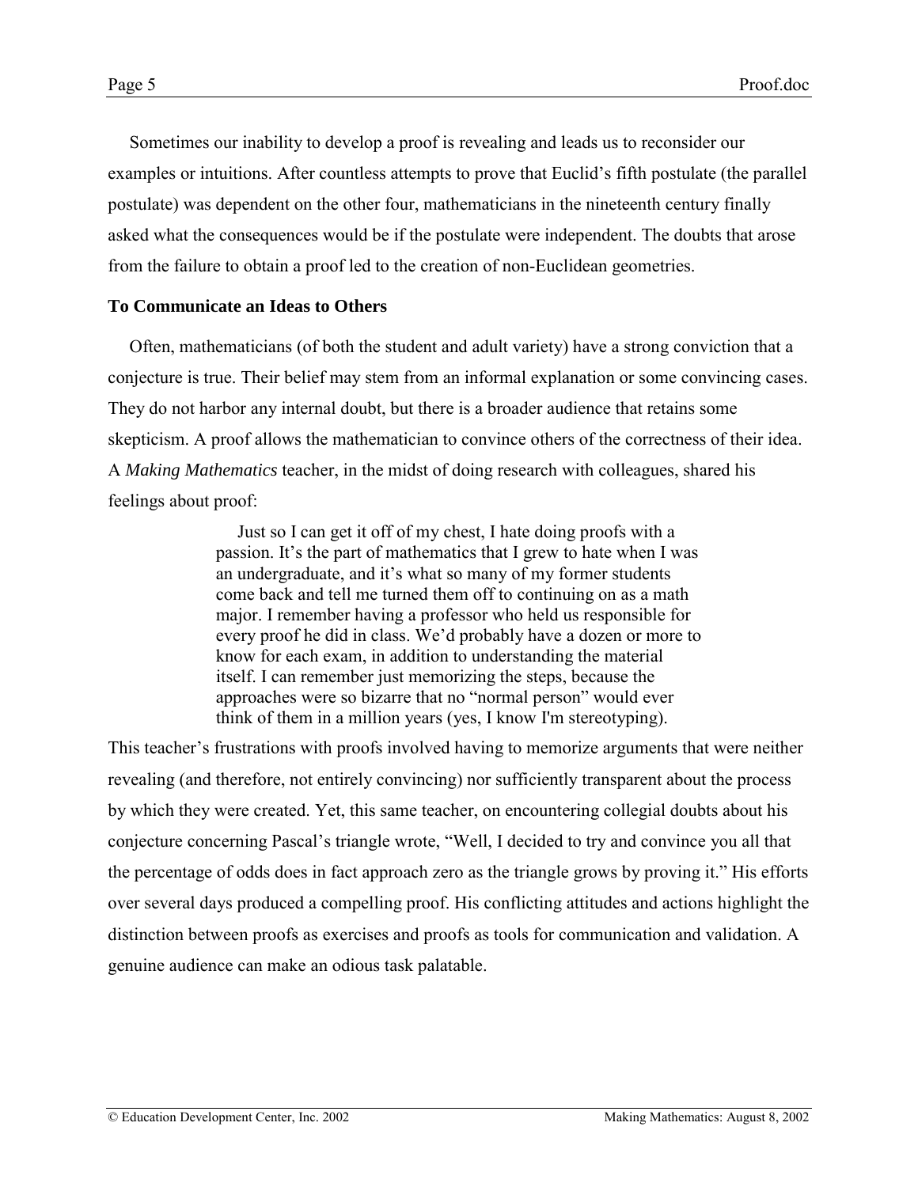Sometimes our inability to develop a proof is revealing and leads us to reconsider our examples or intuitions. After countless attempts to prove that Euclid's fifth postulate (the parallel postulate) was dependent on the other four, mathematicians in the nineteenth century finally asked what the consequences would be if the postulate were independent. The doubts that arose from the failure to obtain a proof led to the creation of non-Euclidean geometries.

### To Communicate an Ideas to Others

Often, mathematicians (of both the student and adult variety) have a strong conviction that a conjecture is true. Their belief may stem from an informal explanation or some convincing cases. They do not harbor any internal doubt, but there is a broader audience that retains some skepticism. A proof allows the mathematician to convince others of the correctness of their idea. A *Making Mathematics* teacher, in the midst of doing research with colleagues, shared his feelings about proof:

> Just so I can get it off of my chest, I hate doing proofs with a passion. It's the part of mathematics that I grew to hate when I was an undergraduate, and it's what so many of my former students come back and tell me turned them off to continuing on as a math major. I remember having a professor who held us responsible for every proof he did in class. We'd probably have a dozen or more to know for each exam, in addition to understanding the material itself. I can remember just memorizing the steps, because the approaches were so bizarre that no "normal person" would ever think of them in a million years (yes, I know I'm stereotyping).

This teacher's frustrations with proofs involved having to memorize arguments that were neither revealing (and therefore, not entirely convincing) nor sufficiently transparent about the process by which they were created. Yet, this same teacher, on encountering collegial doubts about his conjecture concerning Pascal's triangle wrote, "Well, I decided to try and convince you all that the percentage of odds does in fact approach zero as the triangle grows by proving it." His efforts over several days produced a compelling proof. His conflicting attitudes and actions highlight the distinction between proofs as exercises and proofs as tools for communication and validation. A genuine audience can make an odious task palatable.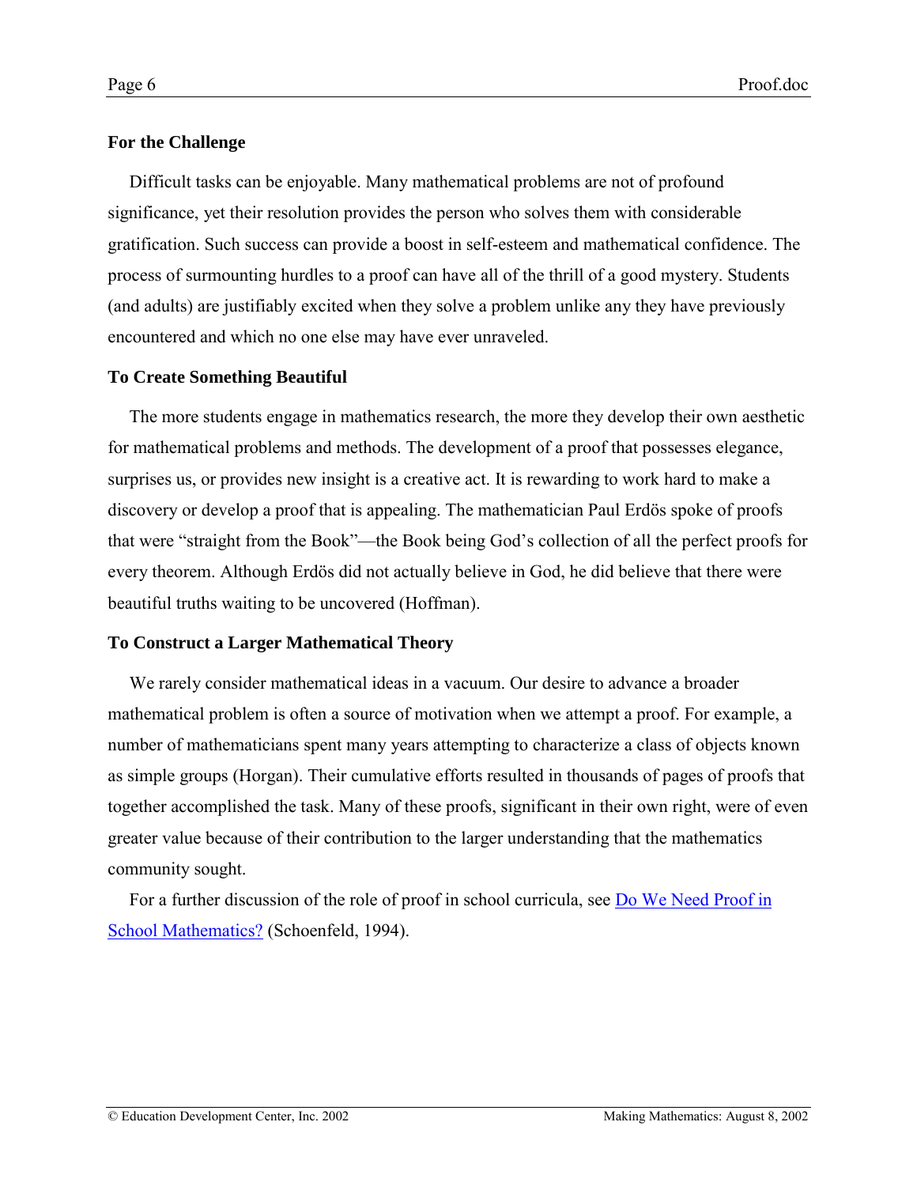### For the Challenge

Difficult tasks can be enjoyable. Many mathematical problems are not of profound significance, yet their resolution provides the person who solves them with considerable gratification. Such success can provide a boost in self-esteem and mathematical confidence. The process of surmounting hurdles to a proof can have all of the thrill of a good mystery. Students (and adults) are justifiably excited when they solve a problem unlike any they have previously encountered and which no one else may have ever unraveled.

### To Create Something Beautiful

The more students engage in mathematics research, the more they develop their own aesthetic for mathematical problems and methods. The development of a proof that possesses elegance, surprises us, or provides new insight is a creative act. It is rewarding to work hard to make a discovery or develop a proof that is appealing. The mathematician Paul Erdös spoke of proofs that were "straight from the Book"—the Book being God's collection of all the perfect proofs for every theorem. Although Erdös did not actually believe in God, he did believe that there were beautiful truths waiting to be uncovered (Hoffman).

### To Construct a Larger Mathematical Theory

We rarely consider mathematical ideas in a vacuum. Our desire to advance a broader mathematical problem is often a source of motivation when we attempt a proof. For example, a number of mathematicians spent many years attempting to characterize a class of objects known as simple groups (Horgan). Their cumulative efforts resulted in thousands of pages of proofs that together accomplished the task. Many of these proofs, significant in their own right, were of even greater value because of their contribution to the larger understanding that the mathematics community sought.

For a further discussion of the role of proof in school curricula, see Do We Need Proof in School Mathematics? (Schoenfeld, 1994).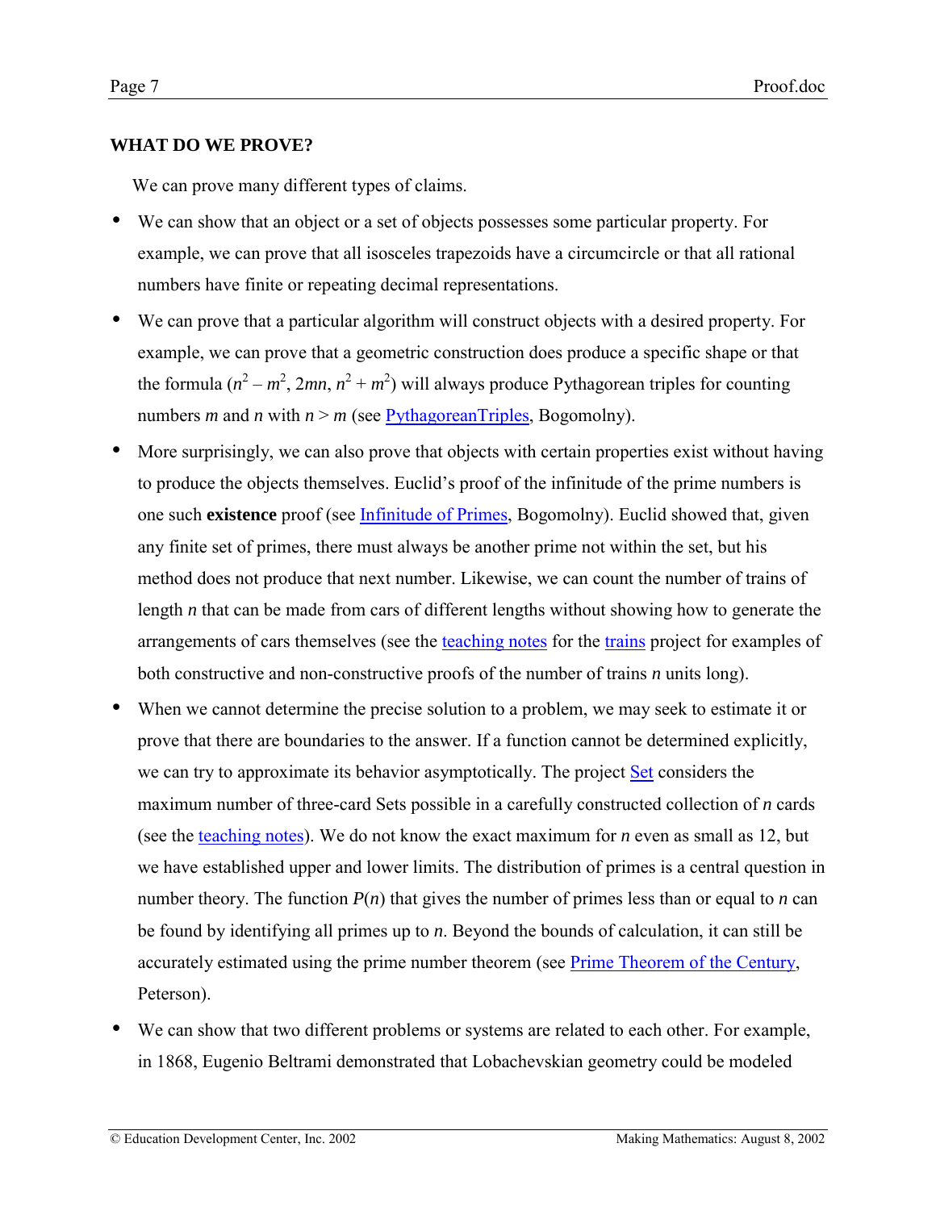## WHAT DO WE PROVE?

We can prove many different types of claims.

- We can show that an object or a set of objects possesses some particular property. For example, we can prove that all isosceles trapezoids have a circumcircle or that all rational numbers have finite or repeating decimal representations.
- We can prove that a particular algorithm will construct objects with a desired property. For example, we can prove that a geometric construction does produce a specific shape or that the formula $(n^2 - m^2, 2mn, n^2 + m^2)$ will always produce Pythagorean triples for counting numbers $m$ and $n$ with $n > m$ (see PythagoreanTriples, Bogomolny).
- More surprisingly, we can also prove that objects with certain properties exist without having to produce the objects themselves. Euclid's proof of the infinitude of the prime numbers is one such **existence** proof (see Infinitude of Primes, Bogomolny). Euclid showed that, given any finite set of primes, there must always be another prime not within the set, but his method does not produce that next number. Likewise, we can count the number of trains of length $n$ that can be made from cars of different lengths without showing how to generate the arrangements of cars themselves (see the teaching notes for the trains project for examples of both constructive and non-constructive proofs of the number of trains $n$ units long).
- When we cannot determine the precise solution to a problem, we may seek to estimate it or prove that there are boundaries to the answer. If a function cannot be determined explicitly, we can try to approximate its behavior asymptotically. The project Set considers the maximum number of three-card Sets possible in a carefully constructed collection of $n$ cards (see the teaching notes). We do not know the exact maximum for $n$ even as small as 12, but we have established upper and lower limits. The distribution of primes is a central question in number theory. The function $P(n)$ that gives the number of primes less than or equal to $n$ can be found by identifying all primes up to $n$. Beyond the bounds of calculation, it can still be accurately estimated using the prime number theorem (see Prime Theorem of the Century, Peterson).
- We can show that two different problems or systems are related to each other. For example, in 1868, Eugenio Beltrami demonstrated that Lobachevskian geometry could be modeled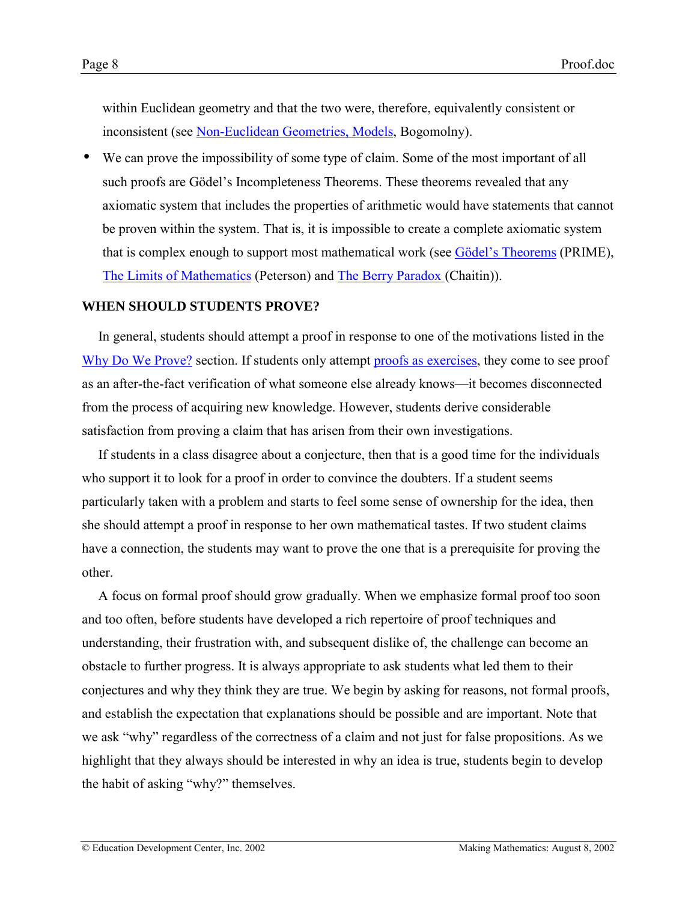within Euclidean geometry and that the two were, therefore, equivalently consistent or inconsistent (see Non-Euclidean Geometries, Models, Bogomolny).

- We can prove the impossibility of some type of claim. Some of the most important of all such proofs are Gödel's Incompleteness Theorems. These theorems revealed that any axiomatic system that includes the properties of arithmetic would have statements that cannot be proven within the system. That is, it is impossible to create a complete axiomatic system that is complex enough to support most mathematical work (see Gödel's Theorems (PRIME), The Limits of Mathematics (Peterson) and The Berry Paradox (Chaitin)).

**WHEN SHOULD STUDENTS PROVE?**

In general, students should attempt a proof in response to one of the motivations listed in the Why Do We Prove? section. If students only attempt proofs as exercises, they come to see proof as an after-the-fact verification of what someone else already knows—it becomes disconnected from the process of acquiring new knowledge. However, students derive considerable satisfaction from proving a claim that has arisen from their own investigations.

If students in a class disagree about a conjecture, then that is a good time for the individuals who support it to look for a proof in order to convince the doubters. If a student seems particularly taken with a problem and starts to feel some sense of ownership for the idea, then she should attempt a proof in response to her own mathematical tastes. If two student claims have a connection, the students may want to prove the one that is a prerequisite for proving the other.

A focus on formal proof should grow gradually. When we emphasize formal proof too soon and too often, before students have developed a rich repertoire of proof techniques and understanding, their frustration with, and subsequent dislike of, the challenge can become an obstacle to further progress. It is always appropriate to ask students what led them to their conjectures and why they think they are true. We begin by asking for reasons, not formal proofs, and establish the expectation that explanations should be possible and are important. Note that we ask "why" regardless of the correctness of a claim and not just for false propositions. As we highlight that they always should be interested in why an idea is true, students begin to develop the habit of asking "why?" themselves.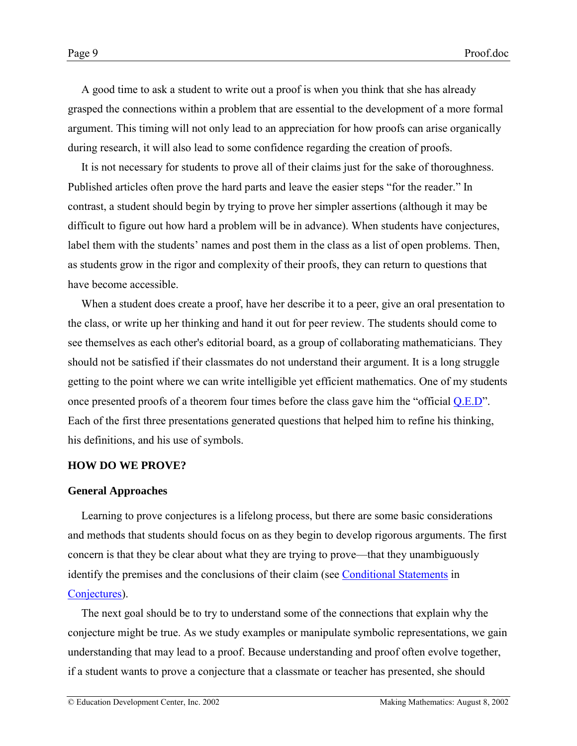A good time to ask a student to write out a proof is when you think that she has already grasped the connections within a problem that are essential to the development of a more formal argument. This timing will not only lead to an appreciation for how proofs can arise organically during research, it will also lead to some confidence regarding the creation of proofs.

It is not necessary for students to prove all of their claims just for the sake of thoroughness. Published articles often prove the hard parts and leave the easier steps "for the reader." In contrast, a student should begin by trying to prove her simpler assertions (although it may be difficult to figure out how hard a problem will be in advance). When students have conjectures, label them with the students' names and post them in the class as a list of open problems. Then, as students grow in the rigor and complexity of their proofs, they can return to questions that have become accessible.

When a student does create a proof, have her describe it to a peer, give an oral presentation to the class, or write up her thinking and hand it out for peer review. The students should come to see themselves as each other's editorial board, as a group of collaborating mathematicians. They should not be satisfied if their classmates do not understand their argument. It is a long struggle getting to the point where we can write intelligible yet efficient mathematics. One of my students once presented proofs of a theorem four times before the class gave him the "official Q.E.D". Each of the first three presentations generated questions that helped him to refine his thinking, his definitions, and his use of symbols.

## HOW DO WE PROVE?

### General Approaches

Learning to prove conjectures is a lifelong process, but there are some basic considerations and methods that students should focus on as they begin to develop rigorous arguments. The first concern is that they be clear about what they are trying to prove—that they unambiguously identify the premises and the conclusions of their claim (see Conditional Statements in Conjectures).

The next goal should be to try to understand some of the connections that explain why the conjecture might be true. As we study examples or manipulate symbolic representations, we gain understanding that may lead to a proof. Because understanding and proof often evolve together, if a student wants to prove a conjecture that a classmate or teacher has presented, she should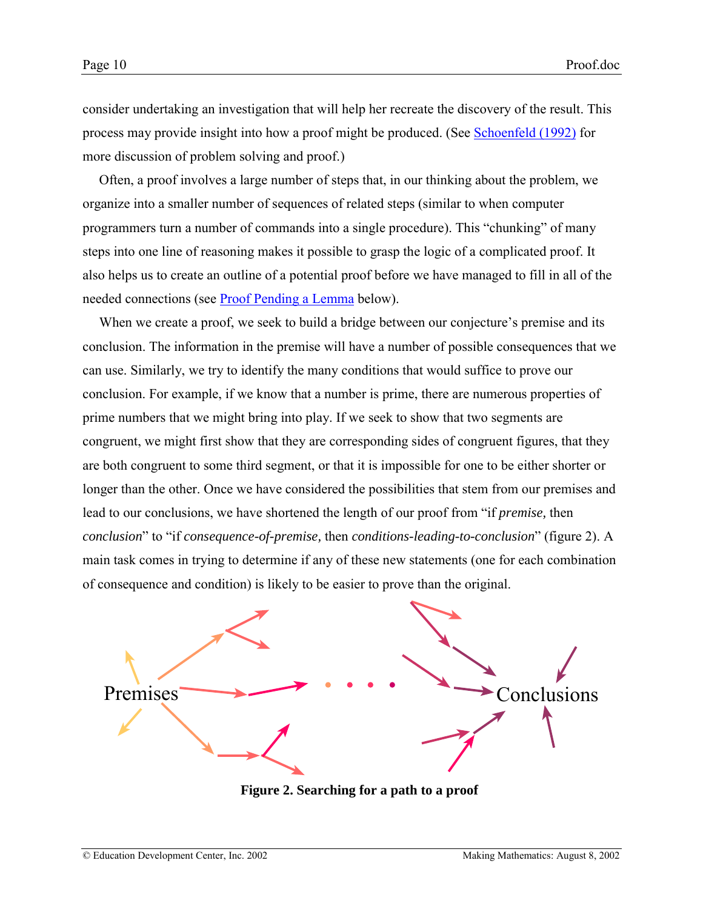consider undertaking an investigation that will help her recreate the discovery of the result. This process may provide insight into how a proof might be produced. (See Schoenfeld (1992) for more discussion of problem solving and proof.)

Often, a proof involves a large number of steps that, in our thinking about the problem, we organize into a smaller number of sequences of related steps (similar to when computer programmers turn a number of commands into a single procedure). This "chunking" of many steps into one line of reasoning makes it possible to grasp the logic of a complicated proof. It also helps us to create an outline of a potential proof before we have managed to fill in all of the needed connections (see Proof Pending a Lemma below).

When we create a proof, we seek to build a bridge between our conjecture's premise and its conclusion. The information in the premise will have a number of possible consequences that we can use. Similarly, we try to identify the many conditions that would suffice to prove our conclusion. For example, if we know that a number is prime, there are numerous properties of prime numbers that we might bring into play. If we seek to show that two segments are congruent, we might first show that they are corresponding sides of congruent figures, that they are both congruent to some third segment, or that it is impossible for one to be either shorter or longer than the other. Once we have considered the possibilities that stem from our premises and lead to our conclusions, we have shortened the length of our proof from "if *premise,* then *conclusion*" to "if *consequence-of-premise,* then *conditions-leading-to-conclusion*" (figure 2). A main task comes in trying to determine if any of these new statements (one for each combination of consequence and condition) is likely to be easier to prove than the original.

Premises · · · · Conclusions

**Figure 2. Searching for a path to a proof**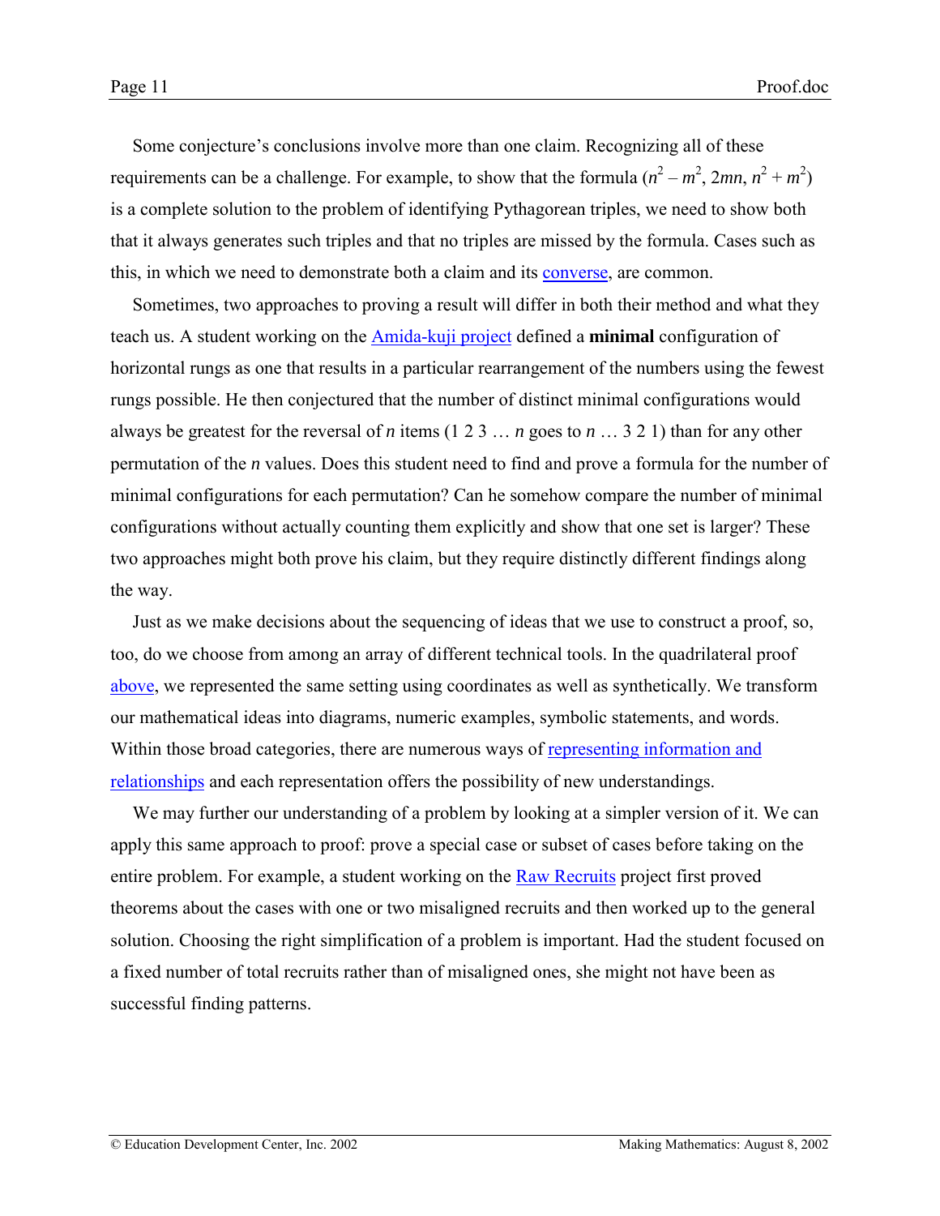Some conjecture's conclusions involve more than one claim. Recognizing all of these requirements can be a challenge. For example, to show that the formula ($n^2 - m^2$, $2mn$, $n^2 + m^2$) is a complete solution to the problem of identifying Pythagorean triples, we need to show both that it always generates such triples and that no triples are missed by the formula. Cases such as this, in which we need to demonstrate both a claim and its converse, are common.

Sometimes, two approaches to proving a result will differ in both their method and what they teach us. A student working on the Amida-kuji project defined a **minimal** configuration of horizontal rungs as one that results in a particular rearrangement of the numbers using the fewest rungs possible. He then conjectured that the number of distinct minimal configurations would always be greatest for the reversal of *n* items (1 2 3 … *n* goes to *n* … 3 2 1) than for any other permutation of the *n* values. Does this student need to find and prove a formula for the number of minimal configurations for each permutation? Can he somehow compare the number of minimal configurations without actually counting them explicitly and show that one set is larger? These two approaches might both prove his claim, but they require distinctly different findings along the way.

Just as we make decisions about the sequencing of ideas that we use to construct a proof, so, too, do we choose from among an array of different technical tools. In the quadrilateral proof above, we represented the same setting using coordinates as well as synthetically. We transform our mathematical ideas into diagrams, numeric examples, symbolic statements, and words. Within those broad categories, there are numerous ways of representing information and relationships and each representation offers the possibility of new understandings.

We may further our understanding of a problem by looking at a simpler version of it. We can apply this same approach to proof: prove a special case or subset of cases before taking on the entire problem. For example, a student working on the Raw Recruits project first proved theorems about the cases with one or two misaligned recruits and then worked up to the general solution. Choosing the right simplification of a problem is important. Had the student focused on a fixed number of total recruits rather than of misaligned ones, she might not have been as successful finding patterns.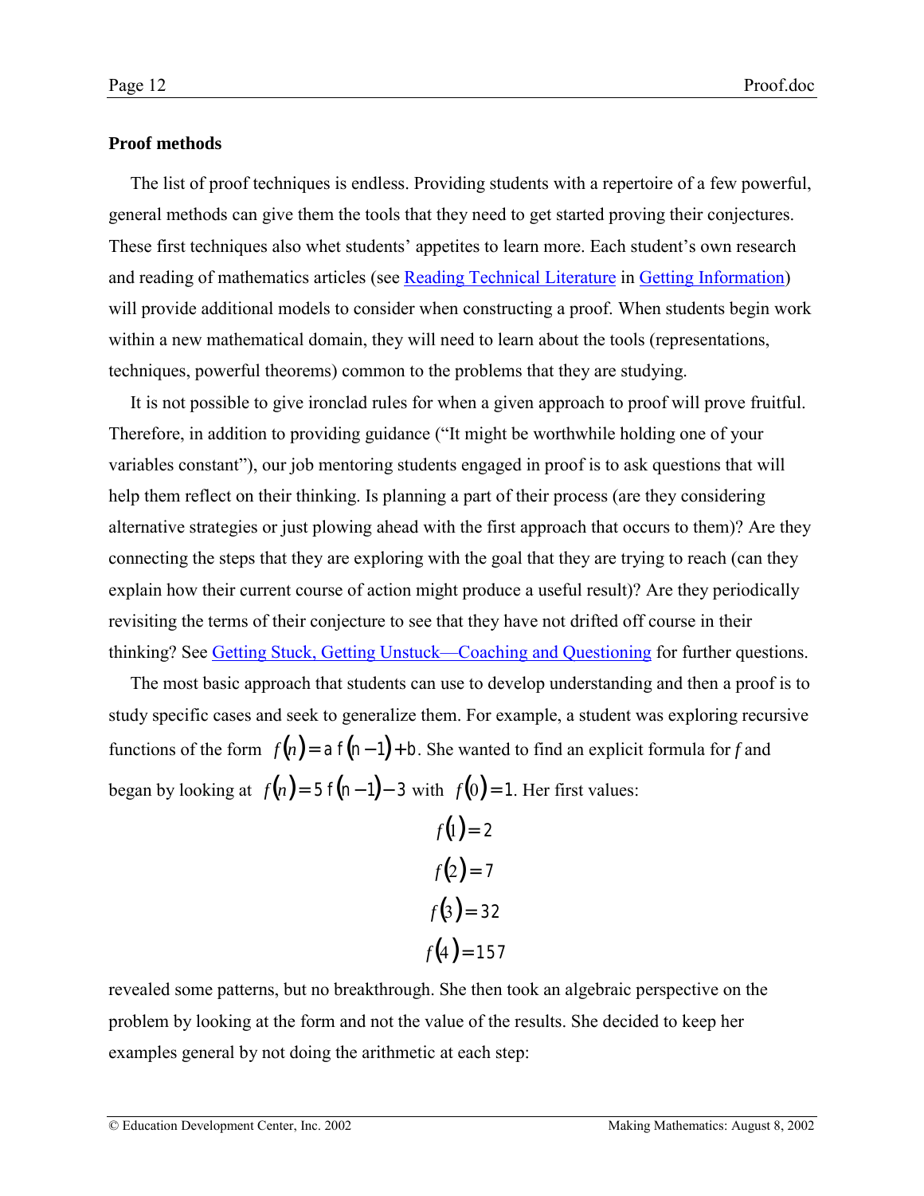**Proof methods**

The list of proof techniques is endless. Providing students with a repertoire of a few powerful, general methods can give them the tools that they need to get started proving their conjectures. These first techniques also whet students' appetites to learn more. Each student's own research and reading of mathematics articles (see Reading Technical Literature in Getting Information) will provide additional models to consider when constructing a proof. When students begin work within a new mathematical domain, they will need to learn about the tools (representations, techniques, powerful theorems) common to the problems that they are studying.

It is not possible to give ironclad rules for when a given approach to proof will prove fruitful. Therefore, in addition to providing guidance ("It might be worthwhile holding one of your variables constant"), our job mentoring students engaged in proof is to ask questions that will help them reflect on their thinking. Is planning a part of their process (are they considering alternative strategies or just plowing ahead with the first approach that occurs to them)? Are they connecting the steps that they are exploring with the goal that they are trying to reach (can they explain how their current course of action might produce a useful result)? Are they periodically revisiting the terms of their conjecture to see that they have not drifted off course in their thinking? See Getting Stuck, Getting Unstuck—Coaching and Questioning for further questions.

The most basic approach that students can use to develop understanding and then a proof is to study specific cases and seek to generalize them. For example, a student was exploring recursive functions of the form $f(n) = a\,f(n-1) + b$. She wanted to find an explicit formula for *f* and began by looking at $f(n) = 5\,f(n-1) - 3$ with $f(0) = 1$. Her first values:

$$f(1) = 2$$
$$f(2) = 7$$
$$f(3) = 32$$
$$f(4) = 157$$

revealed some patterns, but no breakthrough. She then took an algebraic perspective on the problem by looking at the form and not the value of the results. She decided to keep her examples general by not doing the arithmetic at each step: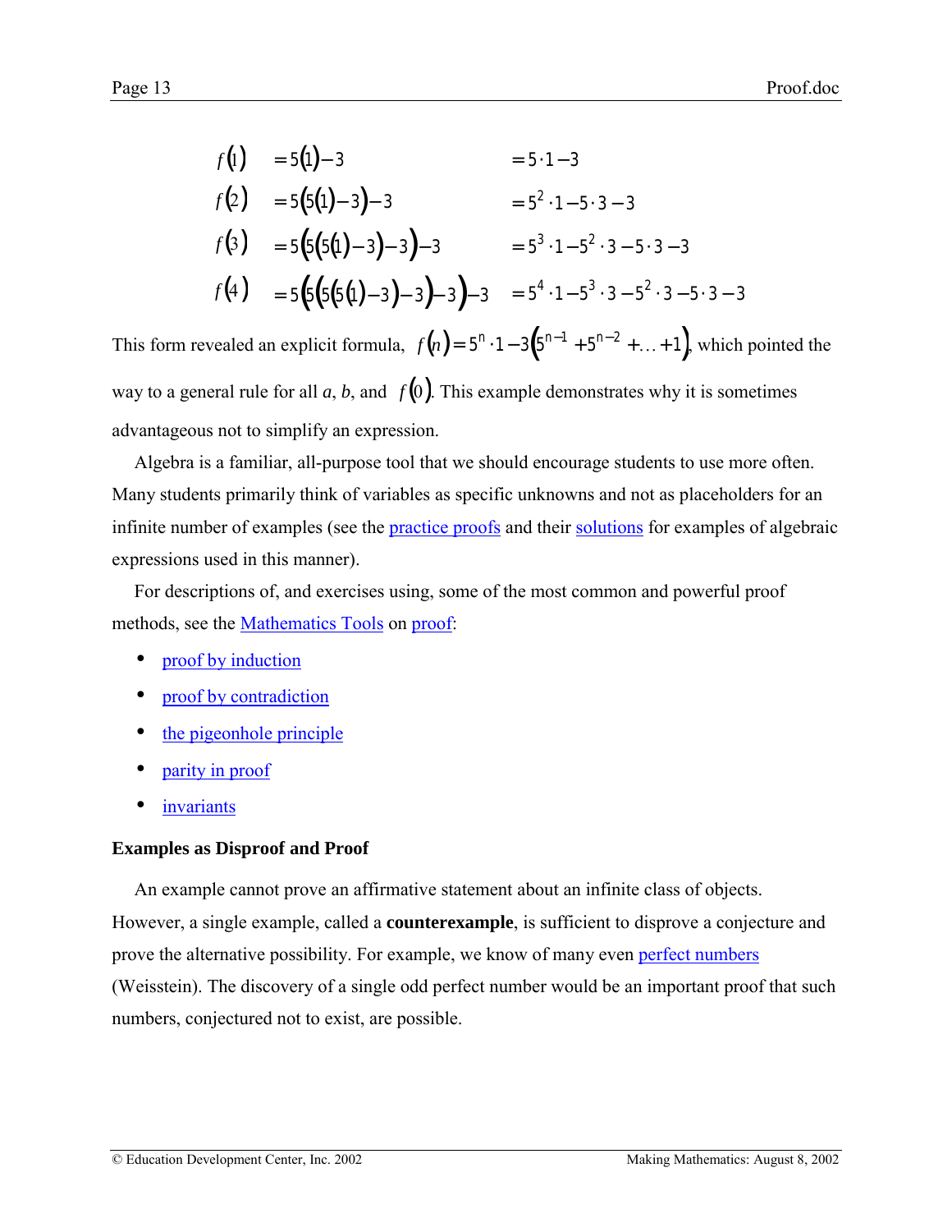$$
\begin{aligned}
f(1) &= 5(1)-3 & &= 5\cdot 1-3 \\
f(2) &= 5(5(1)-3)-3 & &= 5^2\cdot 1-5\cdot 3-3 \\
f(3) &= 5(5(5(1)-3)-3)-3 & &= 5^3\cdot 1-5^2\cdot 3-5\cdot 3-3 \\
f(4) &= 5(5(5(5(1)-3)-3)-3)-3 & &= 5^4\cdot 1-5^3\cdot 3-5^2\cdot 3-5\cdot 3-3
\end{aligned}
$$

This form revealed an explicit formula, $f(n) = 5^n \cdot 1 - 3\left(5^{n-1} + 5^{n-2} + \ldots + 1\right)$, which pointed the way to a general rule for all *a*, *b*, and $f(0)$. This example demonstrates why it is sometimes advantageous not to simplify an expression.

Algebra is a familiar, all-purpose tool that we should encourage students to use more often. Many students primarily think of variables as specific unknowns and not as placeholders for an infinite number of examples (see the practice proofs and their solutions for examples of algebraic expressions used in this manner).

For descriptions of, and exercises using, some of the most common and powerful proof methods, see the Mathematics Tools on proof:

- proof by induction
- proof by contradiction
- the pigeonhole principle
- parity in proof
- invariants

**Examples as Disproof and Proof**

An example cannot prove an affirmative statement about an infinite class of objects. However, a single example, called a **counterexample**, is sufficient to disprove a conjecture and prove the alternative possibility. For example, we know of many even perfect numbers (Weisstein). The discovery of a single odd perfect number would be an important proof that such numbers, conjectured not to exist, are possible.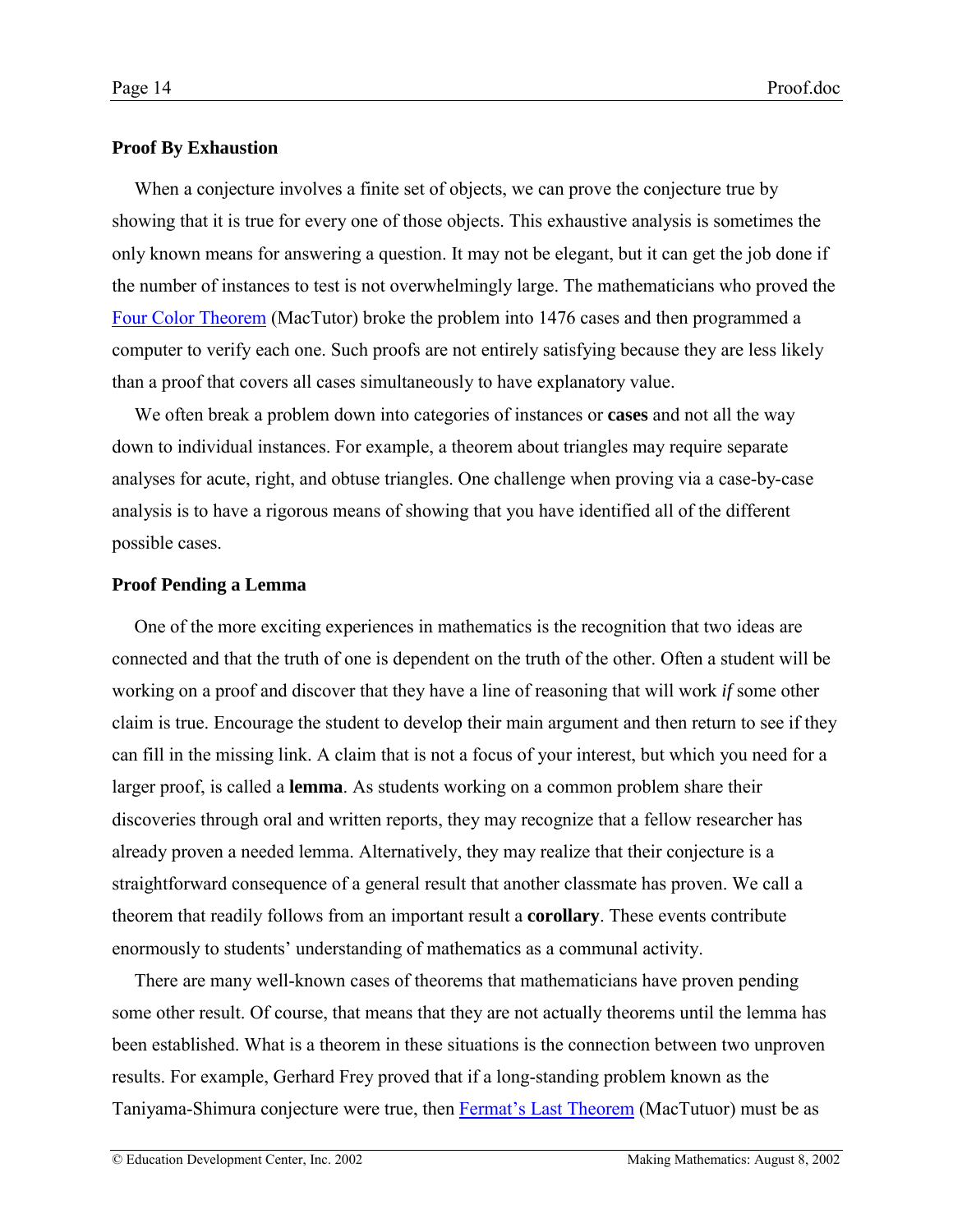### Proof By Exhaustion

When a conjecture involves a finite set of objects, we can prove the conjecture true by showing that it is true for every one of those objects. This exhaustive analysis is sometimes the only known means for answering a question. It may not be elegant, but it can get the job done if the number of instances to test is not overwhelmingly large. The mathematicians who proved the [Four Color Theorem](#) (MacTutor) broke the problem into 1476 cases and then programmed a computer to verify each one. Such proofs are not entirely satisfying because they are less likely than a proof that covers all cases simultaneously to have explanatory value.

We often break a problem down into categories of instances or **cases** and not all the way down to individual instances. For example, a theorem about triangles may require separate analyses for acute, right, and obtuse triangles. One challenge when proving via a case-by-case analysis is to have a rigorous means of showing that you have identified all of the different possible cases.

### Proof Pending a Lemma

One of the more exciting experiences in mathematics is the recognition that two ideas are connected and that the truth of one is dependent on the truth of the other. Often a student will be working on a proof and discover that they have a line of reasoning that will work *if* some other claim is true. Encourage the student to develop their main argument and then return to see if they can fill in the missing link. A claim that is not a focus of your interest, but which you need for a larger proof, is called a **lemma**. As students working on a common problem share their discoveries through oral and written reports, they may recognize that a fellow researcher has already proven a needed lemma. Alternatively, they may realize that their conjecture is a straightforward consequence of a general result that another classmate has proven. We call a theorem that readily follows from an important result a **corollary**. These events contribute enormously to students' understanding of mathematics as a communal activity.

There are many well-known cases of theorems that mathematicians have proven pending some other result. Of course, that means that they are not actually theorems until the lemma has been established. What is a theorem in these situations is the connection between two unproven results. For example, Gerhard Frey proved that if a long-standing problem known as the Taniyama-Shimura conjecture were true, then [Fermat's Last Theorem](#) (MacTutuor) must be as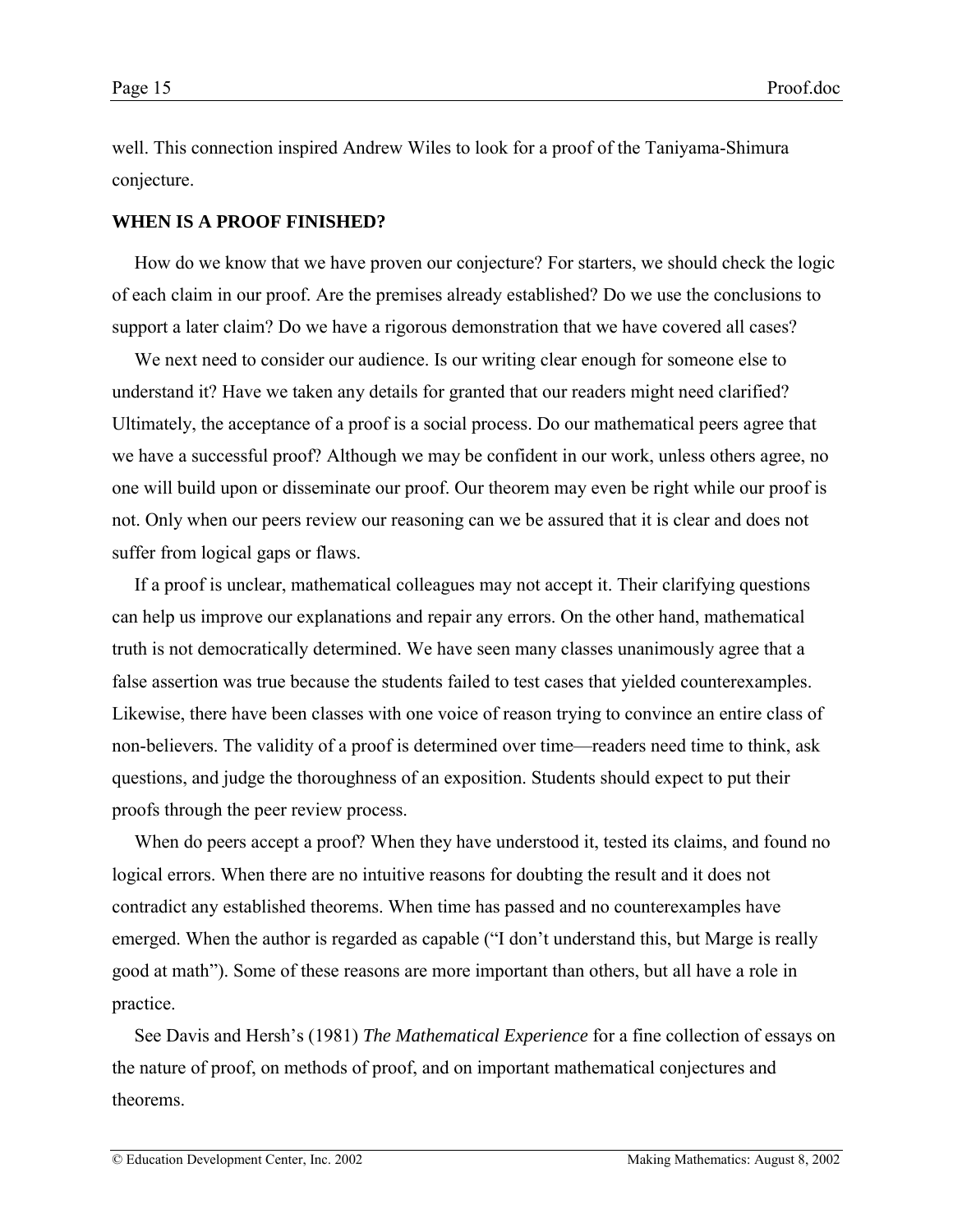well. This connection inspired Andrew Wiles to look for a proof of the Taniyama-Shimura conjecture.

## WHEN IS A PROOF FINISHED?

How do we know that we have proven our conjecture? For starters, we should check the logic of each claim in our proof. Are the premises already established? Do we use the conclusions to support a later claim? Do we have a rigorous demonstration that we have covered all cases?

We next need to consider our audience. Is our writing clear enough for someone else to understand it? Have we taken any details for granted that our readers might need clarified? Ultimately, the acceptance of a proof is a social process. Do our mathematical peers agree that we have a successful proof? Although we may be confident in our work, unless others agree, no one will build upon or disseminate our proof. Our theorem may even be right while our proof is not. Only when our peers review our reasoning can we be assured that it is clear and does not suffer from logical gaps or flaws.

If a proof is unclear, mathematical colleagues may not accept it. Their clarifying questions can help us improve our explanations and repair any errors. On the other hand, mathematical truth is not democratically determined. We have seen many classes unanimously agree that a false assertion was true because the students failed to test cases that yielded counterexamples. Likewise, there have been classes with one voice of reason trying to convince an entire class of non-believers. The validity of a proof is determined over time—readers need time to think, ask questions, and judge the thoroughness of an exposition. Students should expect to put their proofs through the peer review process.

When do peers accept a proof? When they have understood it, tested its claims, and found no logical errors. When there are no intuitive reasons for doubting the result and it does not contradict any established theorems. When time has passed and no counterexamples have emerged. When the author is regarded as capable ("I don't understand this, but Marge is really good at math"). Some of these reasons are more important than others, but all have a role in practice.

See Davis and Hersh's (1981) *The Mathematical Experience* for a fine collection of essays on the nature of proof, on methods of proof, and on important mathematical conjectures and theorems.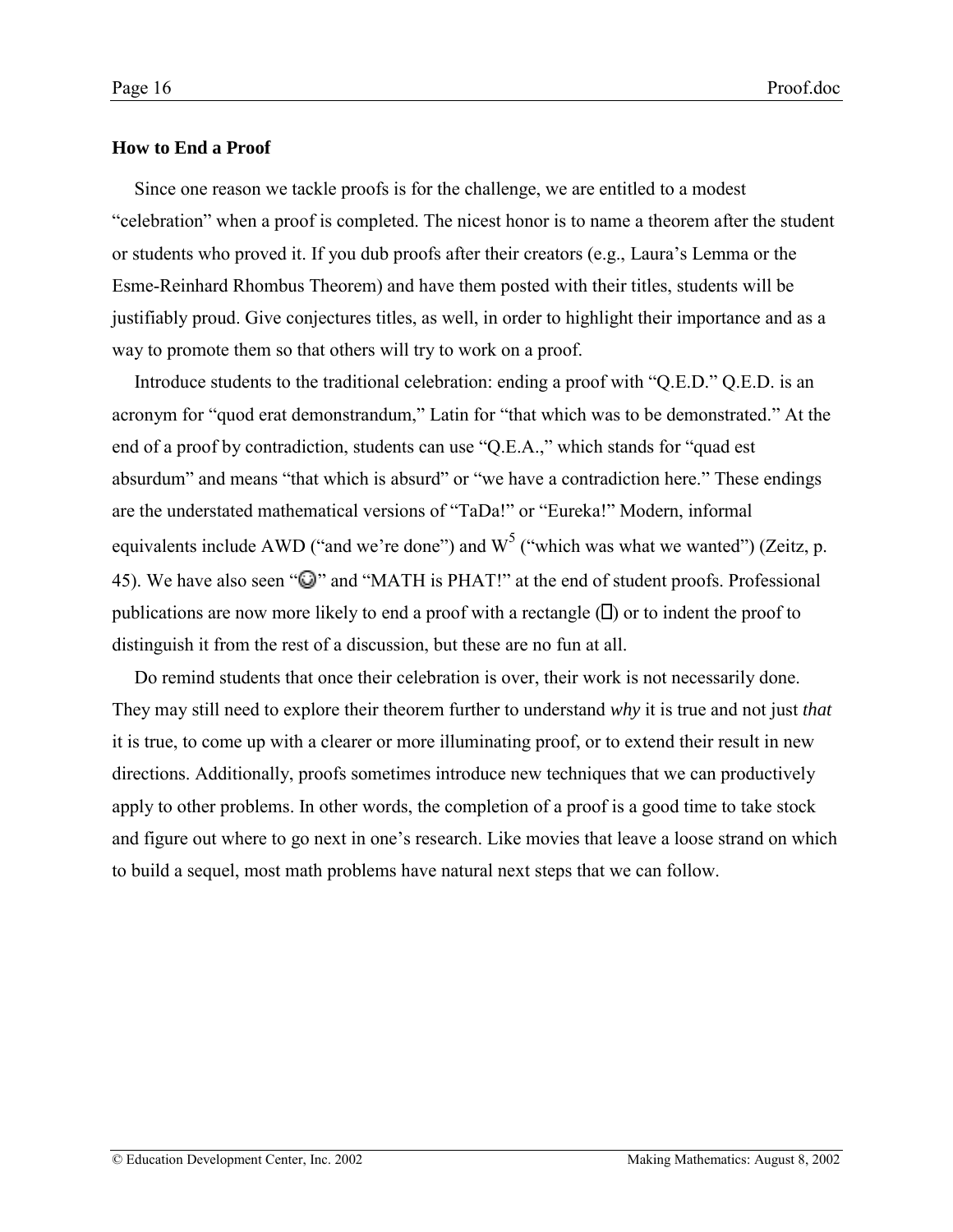### How to End a Proof

Since one reason we tackle proofs is for the challenge, we are entitled to a modest "celebration" when a proof is completed. The nicest honor is to name a theorem after the student or students who proved it. If you dub proofs after their creators (e.g., Laura's Lemma or the Esme-Reinhard Rhombus Theorem) and have them posted with their titles, students will be justifiably proud. Give conjectures titles, as well, in order to highlight their importance and as a way to promote them so that others will try to work on a proof.

Introduce students to the traditional celebration: ending a proof with "Q.E.D." Q.E.D. is an acronym for "quod erat demonstrandum," Latin for "that which was to be demonstrated." At the end of a proof by contradiction, students can use "Q.E.A.," which stands for "quad est absurdum" and means "that which is absurd" or "we have a contradiction here." These endings are the understated mathematical versions of "TaDa!" or "Eureka!" Modern, informal equivalents include AWD ("and we're done") and $W^5$ ("which was what we wanted") (Zeitz, p. 45). We have also seen "☺" and "MATH is PHAT!" at the end of student proofs. Professional publications are now more likely to end a proof with a rectangle (□) or to indent the proof to distinguish it from the rest of a discussion, but these are no fun at all.

Do remind students that once their celebration is over, their work is not necessarily done. They may still need to explore their theorem further to understand *why* it is true and not just *that* it is true, to come up with a clearer or more illuminating proof, or to extend their result in new directions. Additionally, proofs sometimes introduce new techniques that we can productively apply to other problems. In other words, the completion of a proof is a good time to take stock and figure out where to go next in one's research. Like movies that leave a loose strand on which to build a sequel, most math problems have natural next steps that we can follow.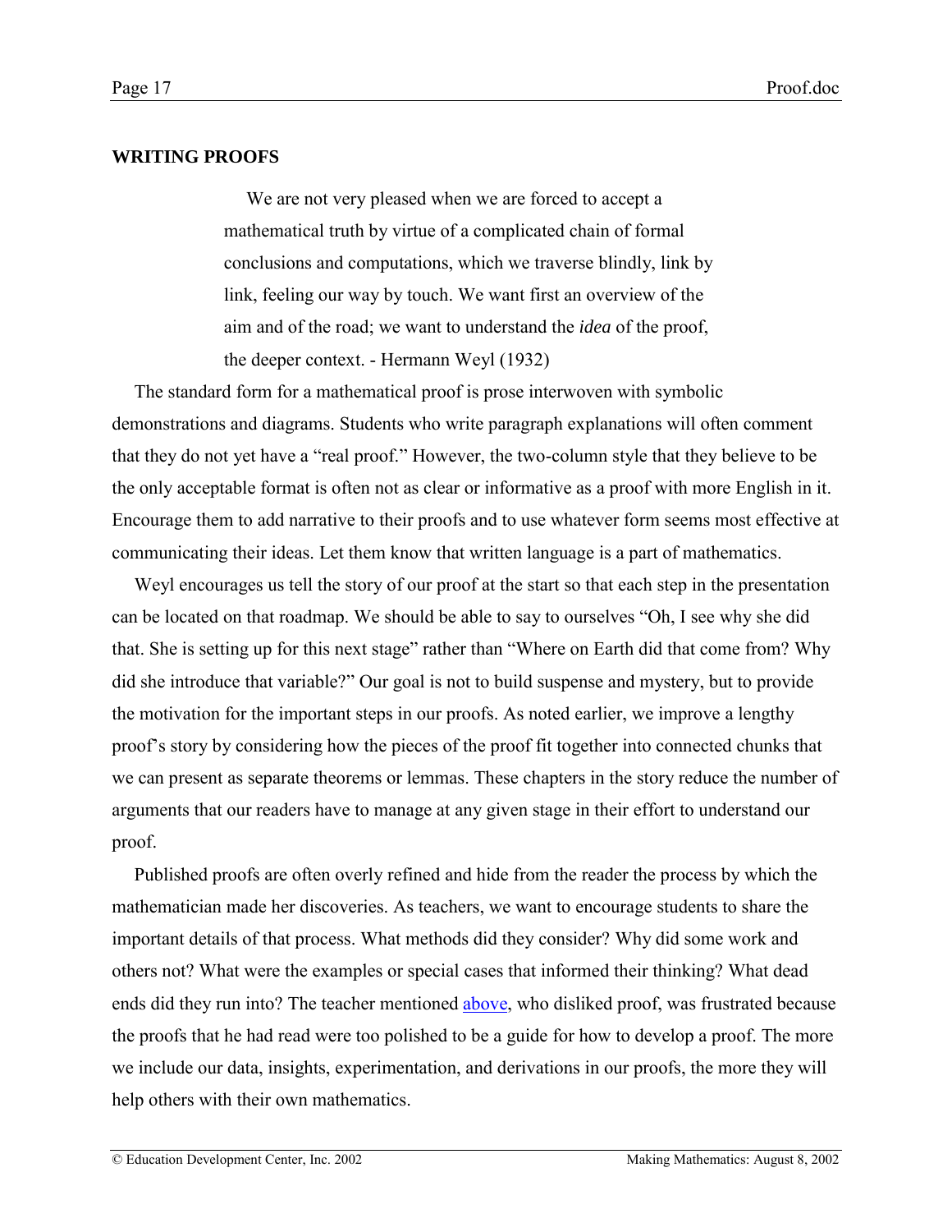## WRITING PROOFS

> We are not very pleased when we are forced to accept a mathematical truth by virtue of a complicated chain of formal conclusions and computations, which we traverse blindly, link by link, feeling our way by touch. We want first an overview of the aim and of the road; we want to understand the *idea* of the proof, the deeper context. - Hermann Weyl (1932)

The standard form for a mathematical proof is prose interwoven with symbolic demonstrations and diagrams. Students who write paragraph explanations will often comment that they do not yet have a "real proof." However, the two-column style that they believe to be the only acceptable format is often not as clear or informative as a proof with more English in it. Encourage them to add narrative to their proofs and to use whatever form seems most effective at communicating their ideas. Let them know that written language is a part of mathematics.

Weyl encourages us tell the story of our proof at the start so that each step in the presentation can be located on that roadmap. We should be able to say to ourselves "Oh, I see why she did that. She is setting up for this next stage" rather than "Where on Earth did that come from? Why did she introduce that variable?" Our goal is not to build suspense and mystery, but to provide the motivation for the important steps in our proofs. As noted earlier, we improve a lengthy proof's story by considering how the pieces of the proof fit together into connected chunks that we can present as separate theorems or lemmas. These chapters in the story reduce the number of arguments that our readers have to manage at any given stage in their effort to understand our proof.

Published proofs are often overly refined and hide from the reader the process by which the mathematician made her discoveries. As teachers, we want to encourage students to share the important details of that process. What methods did they consider? Why did some work and others not? What were the examples or special cases that informed their thinking? What dead ends did they run into? The teacher mentioned above, who disliked proof, was frustrated because the proofs that he had read were too polished to be a guide for how to develop a proof. The more we include our data, insights, experimentation, and derivations in our proofs, the more they will help others with their own mathematics.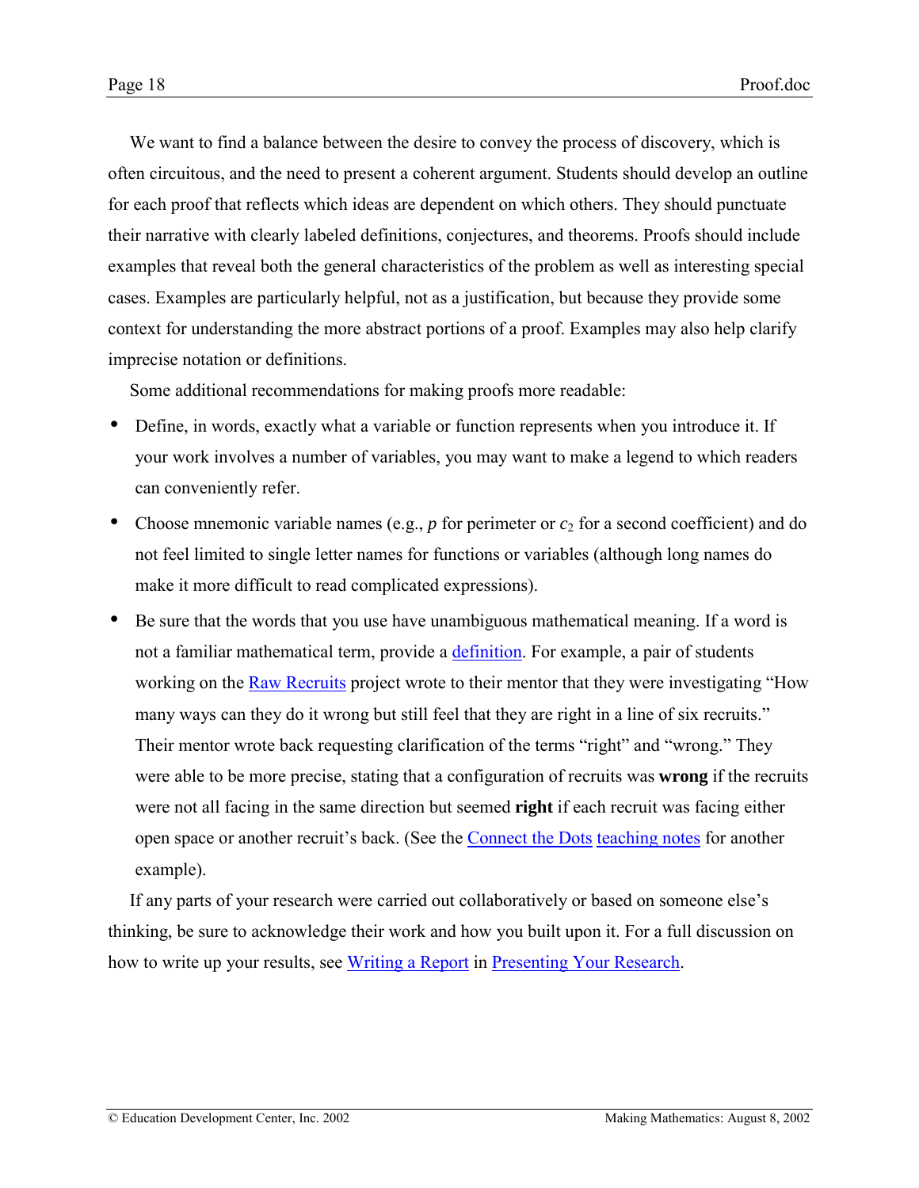We want to find a balance between the desire to convey the process of discovery, which is often circuitous, and the need to present a coherent argument. Students should develop an outline for each proof that reflects which ideas are dependent on which others. They should punctuate their narrative with clearly labeled definitions, conjectures, and theorems. Proofs should include examples that reveal both the general characteristics of the problem as well as interesting special cases. Examples are particularly helpful, not as a justification, but because they provide some context for understanding the more abstract portions of a proof. Examples may also help clarify imprecise notation or definitions.

Some additional recommendations for making proofs more readable:

- Define, in words, exactly what a variable or function represents when you introduce it. If your work involves a number of variables, you may want to make a legend to which readers can conveniently refer.
- Choose mnemonic variable names (e.g., $p$ for perimeter or $c_2$ for a second coefficient) and do not feel limited to single letter names for functions or variables (although long names do make it more difficult to read complicated expressions).
- Be sure that the words that you use have unambiguous mathematical meaning. If a word is not a familiar mathematical term, provide a definition. For example, a pair of students working on the Raw Recruits project wrote to their mentor that they were investigating "How many ways can they do it wrong but still feel that they are right in a line of six recruits." Their mentor wrote back requesting clarification of the terms "right" and "wrong." They were able to be more precise, stating that a configuration of recruits was **wrong** if the recruits were not all facing in the same direction but seemed **right** if each recruit was facing either open space or another recruit's back. (See the Connect the Dots teaching notes for another example).

If any parts of your research were carried out collaboratively or based on someone else's thinking, be sure to acknowledge their work and how you built upon it. For a full discussion on how to write up your results, see Writing a Report in Presenting Your Research.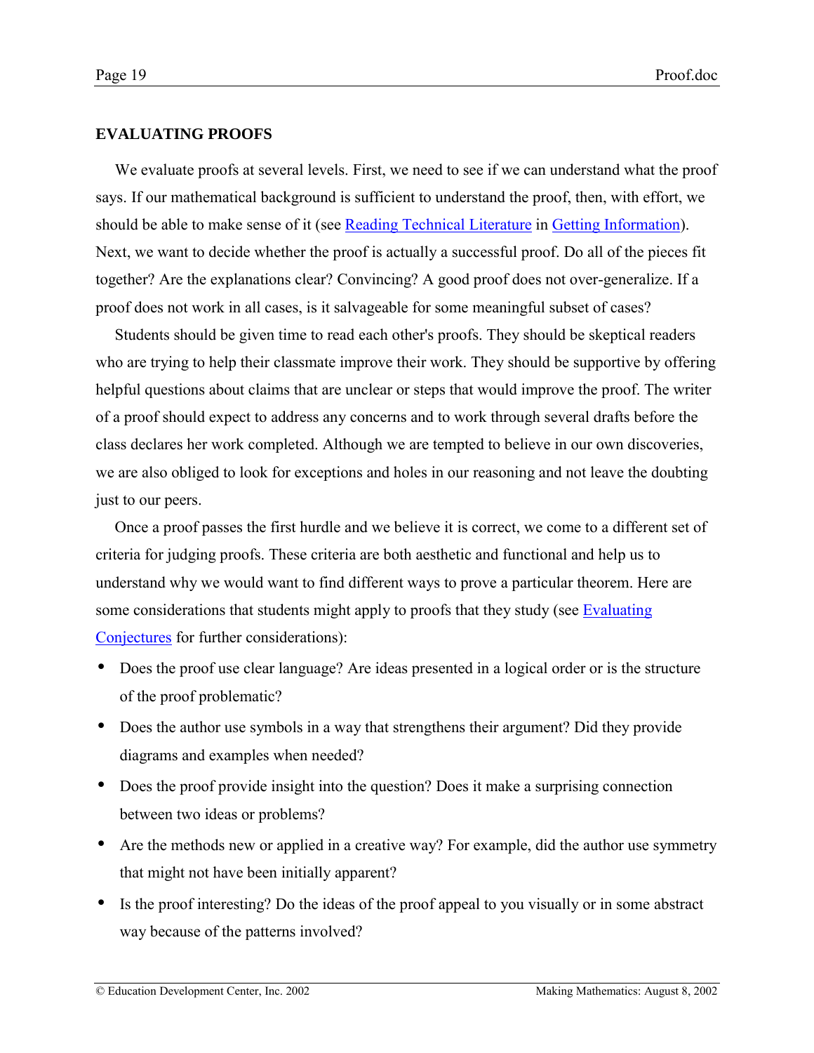## EVALUATING PROOFS

We evaluate proofs at several levels. First, we need to see if we can understand what the proof says. If our mathematical background is sufficient to understand the proof, then, with effort, we should be able to make sense of it (see Reading Technical Literature in Getting Information). Next, we want to decide whether the proof is actually a successful proof. Do all of the pieces fit together? Are the explanations clear? Convincing? A good proof does not over-generalize. If a proof does not work in all cases, is it salvageable for some meaningful subset of cases?

Students should be given time to read each other's proofs. They should be skeptical readers who are trying to help their classmate improve their work. They should be supportive by offering helpful questions about claims that are unclear or steps that would improve the proof. The writer of a proof should expect to address any concerns and to work through several drafts before the class declares her work completed. Although we are tempted to believe in our own discoveries, we are also obliged to look for exceptions and holes in our reasoning and not leave the doubting just to our peers.

Once a proof passes the first hurdle and we believe it is correct, we come to a different set of criteria for judging proofs. These criteria are both aesthetic and functional and help us to understand why we would want to find different ways to prove a particular theorem. Here are some considerations that students might apply to proofs that they study (see Evaluating Conjectures for further considerations):

- Does the proof use clear language? Are ideas presented in a logical order or is the structure of the proof problematic?
- Does the author use symbols in a way that strengthens their argument? Did they provide diagrams and examples when needed?
- Does the proof provide insight into the question? Does it make a surprising connection between two ideas or problems?
- Are the methods new or applied in a creative way? For example, did the author use symmetry that might not have been initially apparent?
- Is the proof interesting? Do the ideas of the proof appeal to you visually or in some abstract way because of the patterns involved?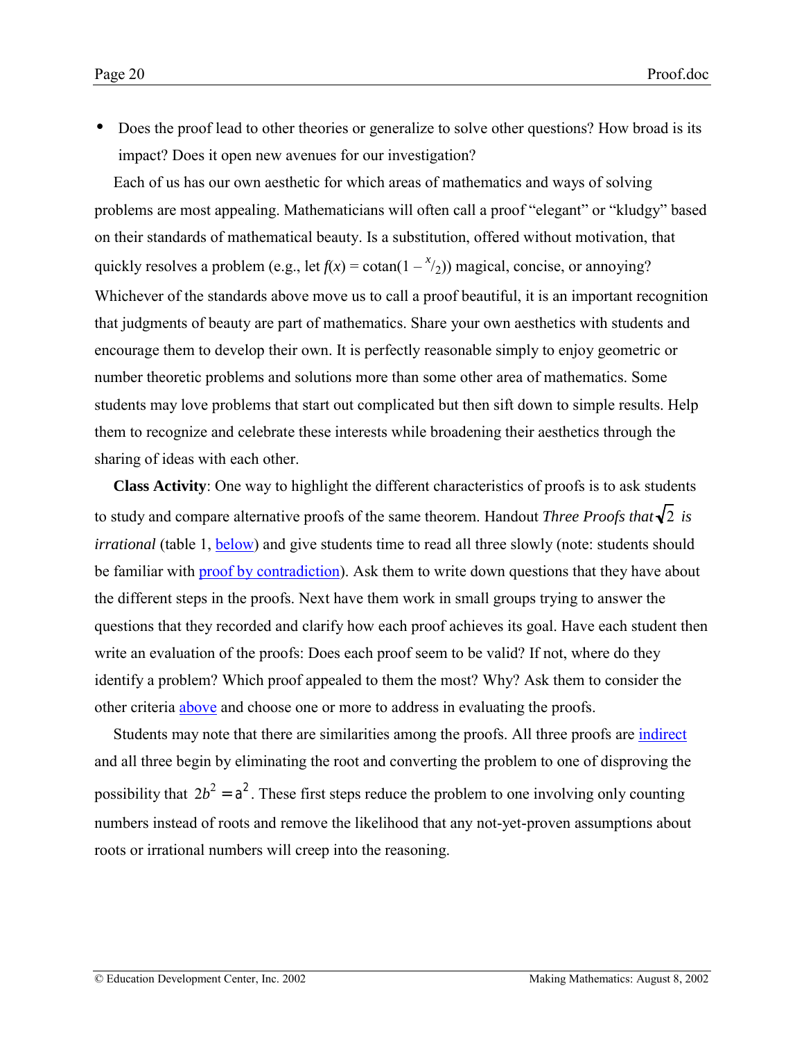- Does the proof lead to other theories or generalize to solve other questions? How broad is its impact? Does it open new avenues for our investigation?

Each of us has our own aesthetic for which areas of mathematics and ways of solving problems are most appealing. Mathematicians will often call a proof "elegant" or "kludgy" based on their standards of mathematical beauty. Is a substitution, offered without motivation, that quickly resolves a problem (e.g., let $f(x) = \cot(1 - {}^{x}/_{2})$) magical, concise, or annoying? Whichever of the standards above move us to call a proof beautiful, it is an important recognition that judgments of beauty are part of mathematics. Share your own aesthetics with students and encourage them to develop their own. It is perfectly reasonable simply to enjoy geometric or number theoretic problems and solutions more than some other area of mathematics. Some students may love problems that start out complicated but then sift down to simple results. Help them to recognize and celebrate these interests while broadening their aesthetics through the sharing of ideas with each other.

**Class Activity**: One way to highlight the different characteristics of proofs is to ask students to study and compare alternative proofs of the same theorem. Handout *Three Proofs that* $\sqrt{2}$ *is irrational* (table 1, below) and give students time to read all three slowly (note: students should be familiar with proof by contradiction). Ask them to write down questions that they have about the different steps in the proofs. Next have them work in small groups trying to answer the questions that they recorded and clarify how each proof achieves its goal. Have each student then write an evaluation of the proofs: Does each proof seem to be valid? If not, where do they identify a problem? Which proof appealed to them the most? Why? Ask them to consider the other criteria above and choose one or more to address in evaluating the proofs.

Students may note that there are similarities among the proofs. All three proofs are indirect and all three begin by eliminating the root and converting the problem to one of disproving the possibility that $2b^2 = a^2$. These first steps reduce the problem to one involving only counting numbers instead of roots and remove the likelihood that any not-yet-proven assumptions about roots or irrational numbers will creep into the reasoning.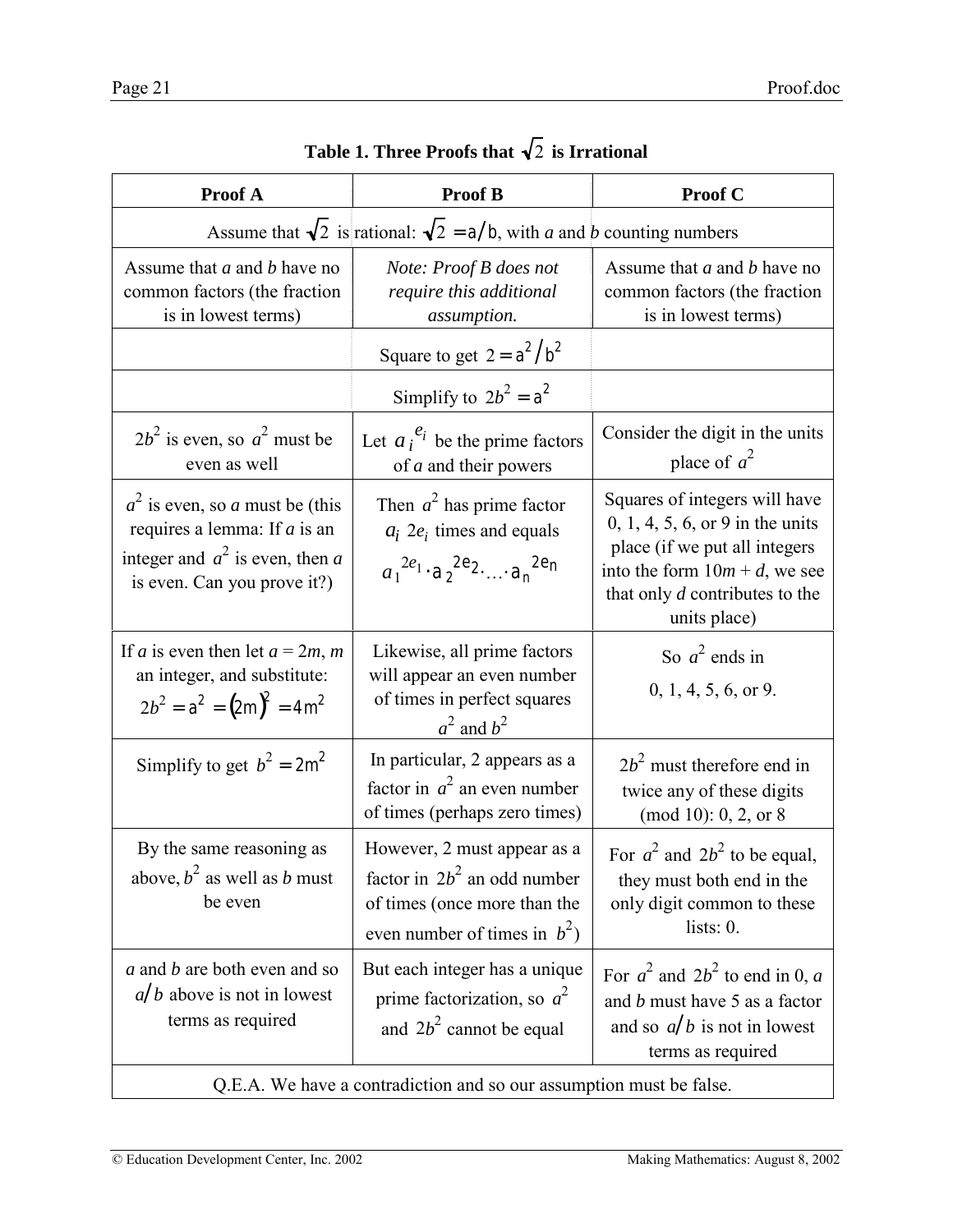**Table 1. Three Proofs that $\sqrt{2}$ is Irrational**

| Proof A | Proof B | Proof C |
|---|---|---|
| Assume that $\sqrt{2}$ is rational: $\sqrt{2} = a/b$, with *a* and *b* counting numbers | | |
| Assume that *a* and *b* have no common factors (the fraction is in lowest terms) | *Note: Proof B does not require this additional assumption.* | Assume that *a* and *b* have no common factors (the fraction is in lowest terms) |
| | Square to get $2 = a^2/b^2$ | |
| | Simplify to $2b^2 = a^2$ | |
| $2b^2$ is even, so $a^2$ must be even as well | Let $a_i^{e_i}$ be the prime factors of *a* and their powers | Consider the digit in the units place of $a^2$ |
| $a^2$ is even, so *a* must be (this requires a lemma: If *a* is an integer and $a^2$ is even, then *a* is even. Can you prove it?) | Then $a^2$ has prime factor $a_i$ $2e_i$ times and equals $a_1^{2e_1} \cdot a_2^{2e_2} \cdot \ldots \cdot a_n^{2e_n}$ | Squares of integers will have 0, 1, 4, 5, 6, or 9 in the units place (if we put all integers into the form $10m + d$, we see that only *d* contributes to the units place) |
| If *a* is even then let $a = 2m$, *m* an integer, and substitute: $2b^2 = a^2 = (2m)^2 = 4m^2$ | Likewise, all prime factors will appear an even number of times in perfect squares $a^2$ and $b^2$ | So $a^2$ ends in 0, 1, 4, 5, 6, or 9. |
| Simplify to get $b^2 = 2m^2$ | In particular, 2 appears as a factor in $a^2$ an even number of times (perhaps zero times) | $2b^2$ must therefore end in twice any of these digits (mod 10): 0, 2, or 8 |
| By the same reasoning as above, $b^2$ as well as *b* must be even | However, 2 must appear as a factor in $2b^2$ an odd number of times (once more than the even number of times in $b^2$) | For $a^2$ and $2b^2$ to be equal, they must both end in the only digit common to these lists: 0. |
| *a* and *b* are both even and so $a/b$ above is not in lowest terms as required | But each integer has a unique prime factorization, so $a^2$ and $2b^2$ cannot be equal | For $a^2$ and $2b^2$ to end in 0, *a* and *b* must have 5 as a factor and so $a/b$ is not in lowest terms as required |
| Q.E.A. We have a contradiction and so our assumption must be false. | | |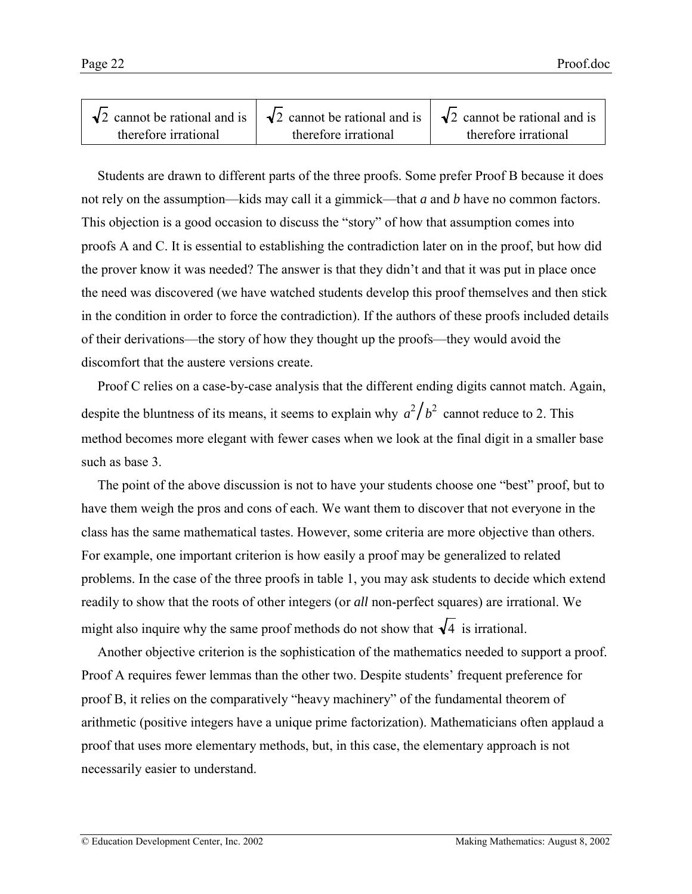| $\sqrt{2}$ cannot be rational and is therefore irrational | $\sqrt{2}$ cannot be rational and is therefore irrational | $\sqrt{2}$ cannot be rational and is therefore irrational |
|---|---|---|

Students are drawn to different parts of the three proofs. Some prefer Proof B because it does not rely on the assumption—kids may call it a gimmick—that *a* and *b* have no common factors. This objection is a good occasion to discuss the "story" of how that assumption comes into proofs A and C. It is essential to establishing the contradiction later on in the proof, but how did the prover know it was needed? The answer is that they didn't and that it was put in place once the need was discovered (we have watched students develop this proof themselves and then stick in the condition in order to force the contradiction). If the authors of these proofs included details of their derivations—the story of how they thought up the proofs—they would avoid the discomfort that the austere versions create.

Proof C relies on a case-by-case analysis that the different ending digits cannot match. Again, despite the bluntness of its means, it seems to explain why $a^2/b^2$ cannot reduce to 2. This method becomes more elegant with fewer cases when we look at the final digit in a smaller base such as base 3.

The point of the above discussion is not to have your students choose one "best" proof, but to have them weigh the pros and cons of each. We want them to discover that not everyone in the class has the same mathematical tastes. However, some criteria are more objective than others. For example, one important criterion is how easily a proof may be generalized to related problems. In the case of the three proofs in table 1, you may ask students to decide which extend readily to show that the roots of other integers (or *all* non-perfect squares) are irrational. We might also inquire why the same proof methods do not show that $\sqrt{4}$ is irrational.

Another objective criterion is the sophistication of the mathematics needed to support a proof. Proof A requires fewer lemmas than the other two. Despite students' frequent preference for proof B, it relies on the comparatively "heavy machinery" of the fundamental theorem of arithmetic (positive integers have a unique prime factorization). Mathematicians often applaud a proof that uses more elementary methods, but, in this case, the elementary approach is not necessarily easier to understand.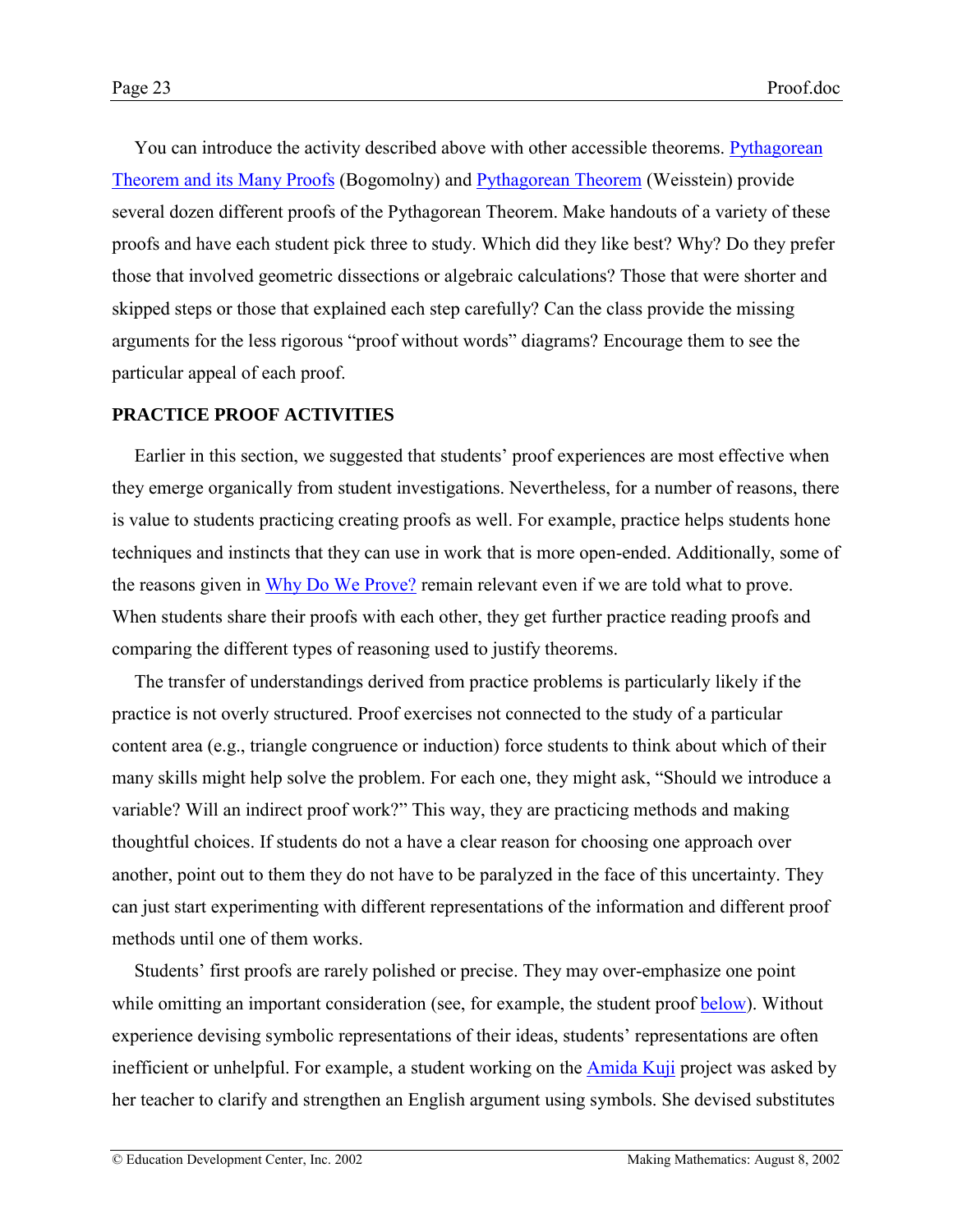You can introduce the activity described above with other accessible theorems. Pythagorean Theorem and its Many Proofs (Bogomolny) and Pythagorean Theorem (Weisstein) provide several dozen different proofs of the Pythagorean Theorem. Make handouts of a variety of these proofs and have each student pick three to study. Which did they like best? Why? Do they prefer those that involved geometric dissections or algebraic calculations? Those that were shorter and skipped steps or those that explained each step carefully? Can the class provide the missing arguments for the less rigorous "proof without words" diagrams? Encourage them to see the particular appeal of each proof.

**PRACTICE PROOF ACTIVITIES**

Earlier in this section, we suggested that students' proof experiences are most effective when they emerge organically from student investigations. Nevertheless, for a number of reasons, there is value to students practicing creating proofs as well. For example, practice helps students hone techniques and instincts that they can use in work that is more open-ended. Additionally, some of the reasons given in Why Do We Prove? remain relevant even if we are told what to prove. When students share their proofs with each other, they get further practice reading proofs and comparing the different types of reasoning used to justify theorems.

The transfer of understandings derived from practice problems is particularly likely if the practice is not overly structured. Proof exercises not connected to the study of a particular content area (e.g., triangle congruence or induction) force students to think about which of their many skills might help solve the problem. For each one, they might ask, "Should we introduce a variable? Will an indirect proof work?" This way, they are practicing methods and making thoughtful choices. If students do not a have a clear reason for choosing one approach over another, point out to them they do not have to be paralyzed in the face of this uncertainty. They can just start experimenting with different representations of the information and different proof methods until one of them works.

Students' first proofs are rarely polished or precise. They may over-emphasize one point while omitting an important consideration (see, for example, the student proof below). Without experience devising symbolic representations of their ideas, students' representations are often inefficient or unhelpful. For example, a student working on the Amida Kuji project was asked by her teacher to clarify and strengthen an English argument using symbols. She devised substitutes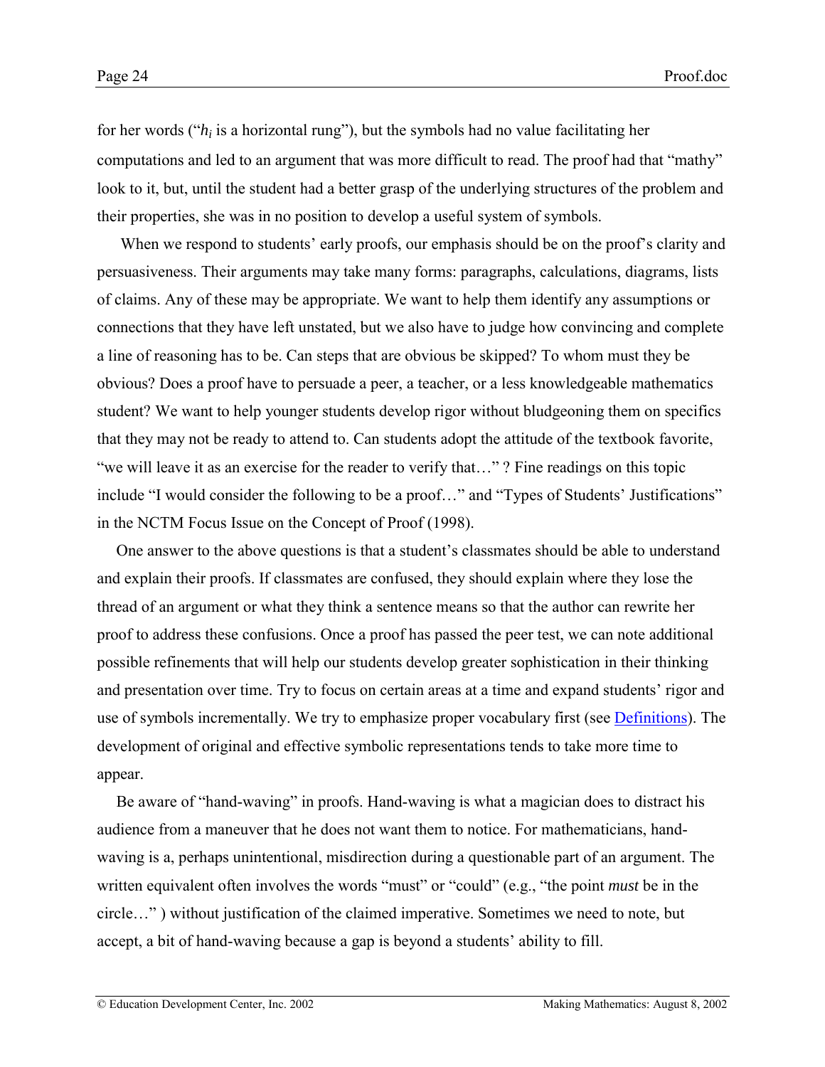for her words ("$h_i$ is a horizontal rung"), but the symbols had no value facilitating her computations and led to an argument that was more difficult to read. The proof had that "mathy" look to it, but, until the student had a better grasp of the underlying structures of the problem and their properties, she was in no position to develop a useful system of symbols.

When we respond to students' early proofs, our emphasis should be on the proof's clarity and persuasiveness. Their arguments may take many forms: paragraphs, calculations, diagrams, lists of claims. Any of these may be appropriate. We want to help them identify any assumptions or connections that they have left unstated, but we also have to judge how convincing and complete a line of reasoning has to be. Can steps that are obvious be skipped? To whom must they be obvious? Does a proof have to persuade a peer, a teacher, or a less knowledgeable mathematics student? We want to help younger students develop rigor without bludgeoning them on specifics that they may not be ready to attend to. Can students adopt the attitude of the textbook favorite, "we will leave it as an exercise for the reader to verify that…" ? Fine readings on this topic include "I would consider the following to be a proof…" and "Types of Students' Justifications" in the NCTM Focus Issue on the Concept of Proof (1998).

One answer to the above questions is that a student's classmates should be able to understand and explain their proofs. If classmates are confused, they should explain where they lose the thread of an argument or what they think a sentence means so that the author can rewrite her proof to address these confusions. Once a proof has passed the peer test, we can note additional possible refinements that will help our students develop greater sophistication in their thinking and presentation over time. Try to focus on certain areas at a time and expand students' rigor and use of symbols incrementally. We try to emphasize proper vocabulary first (see Definitions). The development of original and effective symbolic representations tends to take more time to appear.

Be aware of "hand-waving" in proofs. Hand-waving is what a magician does to distract his audience from a maneuver that he does not want them to notice. For mathematicians, hand-waving is a, perhaps unintentional, misdirection during a questionable part of an argument. The written equivalent often involves the words "must" or "could" (e.g., "the point *must* be in the circle…" ) without justification of the claimed imperative. Sometimes we need to note, but accept, a bit of hand-waving because a gap is beyond a students' ability to fill.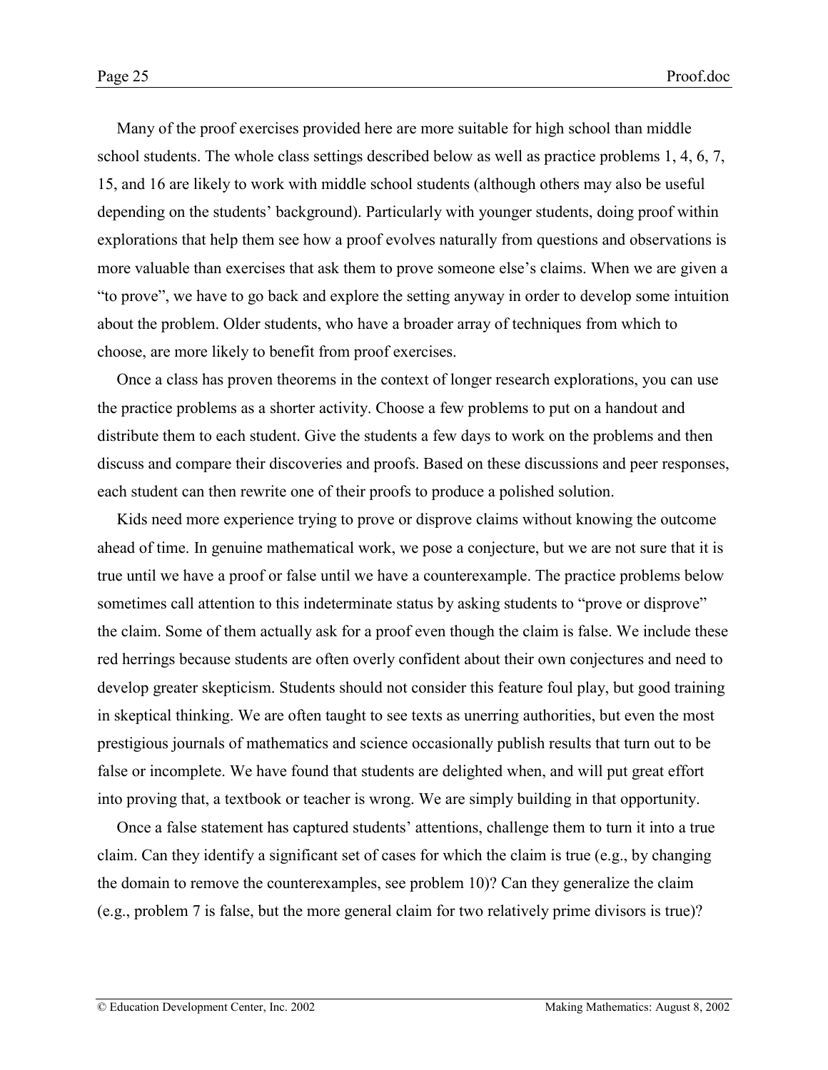Many of the proof exercises provided here are more suitable for high school than middle school students. The whole class settings described below as well as practice problems 1, 4, 6, 7, 15, and 16 are likely to work with middle school students (although others may also be useful depending on the students' background). Particularly with younger students, doing proof within explorations that help them see how a proof evolves naturally from questions and observations is more valuable than exercises that ask them to prove someone else's claims. When we are given a "to prove", we have to go back and explore the setting anyway in order to develop some intuition about the problem. Older students, who have a broader array of techniques from which to choose, are more likely to benefit from proof exercises.

Once a class has proven theorems in the context of longer research explorations, you can use the practice problems as a shorter activity. Choose a few problems to put on a handout and distribute them to each student. Give the students a few days to work on the problems and then discuss and compare their discoveries and proofs. Based on these discussions and peer responses, each student can then rewrite one of their proofs to produce a polished solution.

Kids need more experience trying to prove or disprove claims without knowing the outcome ahead of time. In genuine mathematical work, we pose a conjecture, but we are not sure that it is true until we have a proof or false until we have a counterexample. The practice problems below sometimes call attention to this indeterminate status by asking students to "prove or disprove" the claim. Some of them actually ask for a proof even though the claim is false. We include these red herrings because students are often overly confident about their own conjectures and need to develop greater skepticism. Students should not consider this feature foul play, but good training in skeptical thinking. We are often taught to see texts as unerring authorities, but even the most prestigious journals of mathematics and science occasionally publish results that turn out to be false or incomplete. We have found that students are delighted when, and will put great effort into proving that, a textbook or teacher is wrong. We are simply building in that opportunity.

Once a false statement has captured students' attentions, challenge them to turn it into a true claim. Can they identify a significant set of cases for which the claim is true (e.g., by changing the domain to remove the counterexamples, see problem 10)? Can they generalize the claim (e.g., problem 7 is false, but the more general claim for two relatively prime divisors is true)?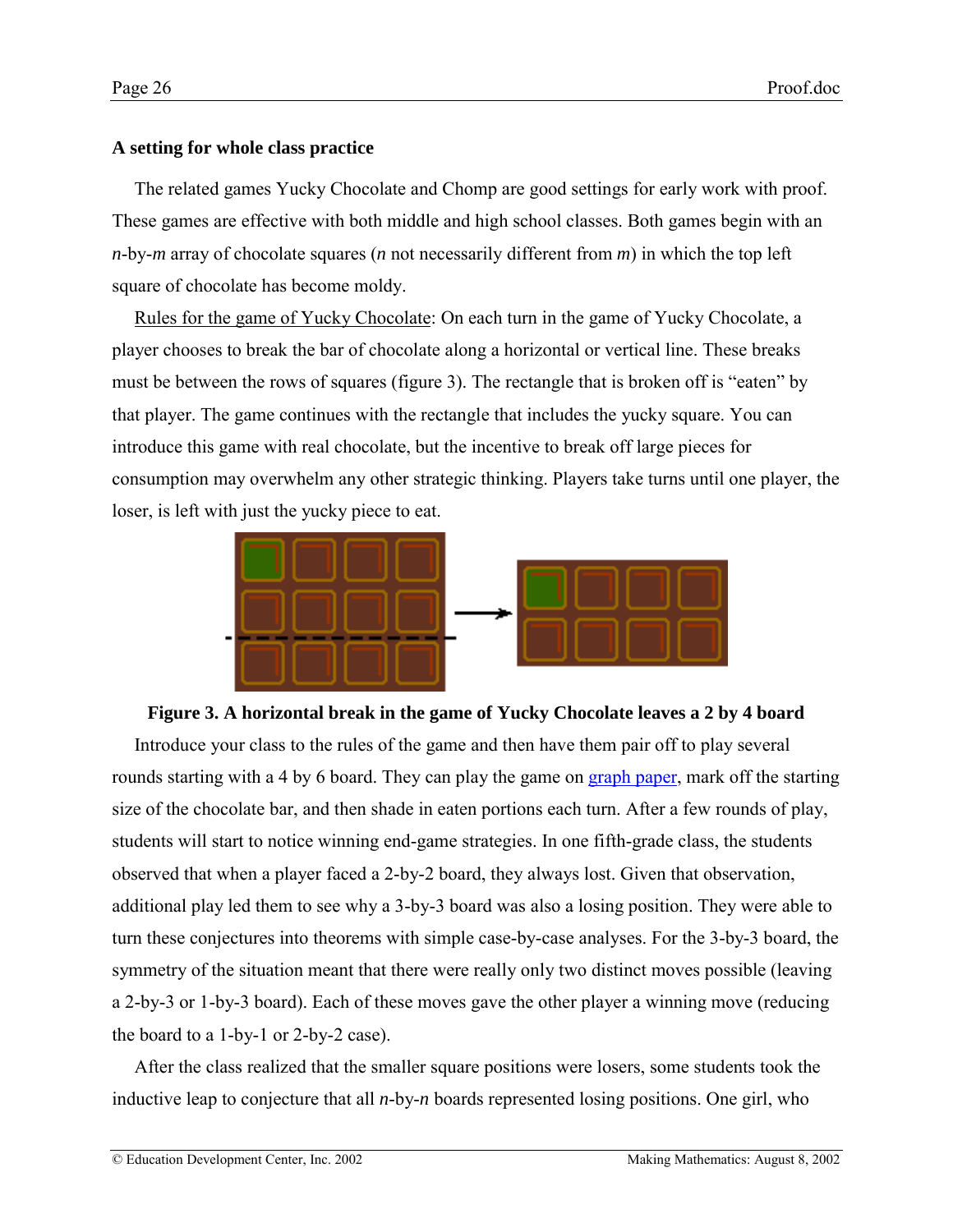### A setting for whole class practice

The related games Yucky Chocolate and Chomp are good settings for early work with proof. These games are effective with both middle and high school classes. Both games begin with an *n*-by-*m* array of chocolate squares (*n* not necessarily different from *m*) in which the top left square of chocolate has become moldy.

Rules for the game of Yucky Chocolate: On each turn in the game of Yucky Chocolate, a player chooses to break the bar of chocolate along a horizontal or vertical line. These breaks must be between the rows of squares (figure 3). The rectangle that is broken off is "eaten" by that player. The game continues with the rectangle that includes the yucky square. You can introduce this game with real chocolate, but the incentive to break off large pieces for consumption may overwhelm any other strategic thinking. Players take turns until one player, the loser, is left with just the yucky piece to eat.

**Figure 3. A horizontal break in the game of Yucky Chocolate leaves a 2 by 4 board**

Introduce your class to the rules of the game and then have them pair off to play several rounds starting with a 4 by 6 board. They can play the game on [graph paper](), mark off the starting size of the chocolate bar, and then shade in eaten portions each turn. After a few rounds of play, students will start to notice winning end-game strategies. In one fifth-grade class, the students observed that when a player faced a 2-by-2 board, they always lost. Given that observation, additional play led them to see why a 3-by-3 board was also a losing position. They were able to turn these conjectures into theorems with simple case-by-case analyses. For the 3-by-3 board, the symmetry of the situation meant that there were really only two distinct moves possible (leaving a 2-by-3 or 1-by-3 board). Each of these moves gave the other player a winning move (reducing the board to a 1-by-1 or 2-by-2 case).

After the class realized that the smaller square positions were losers, some students took the inductive leap to conjecture that all *n*-by-*n* boards represented losing positions. One girl, who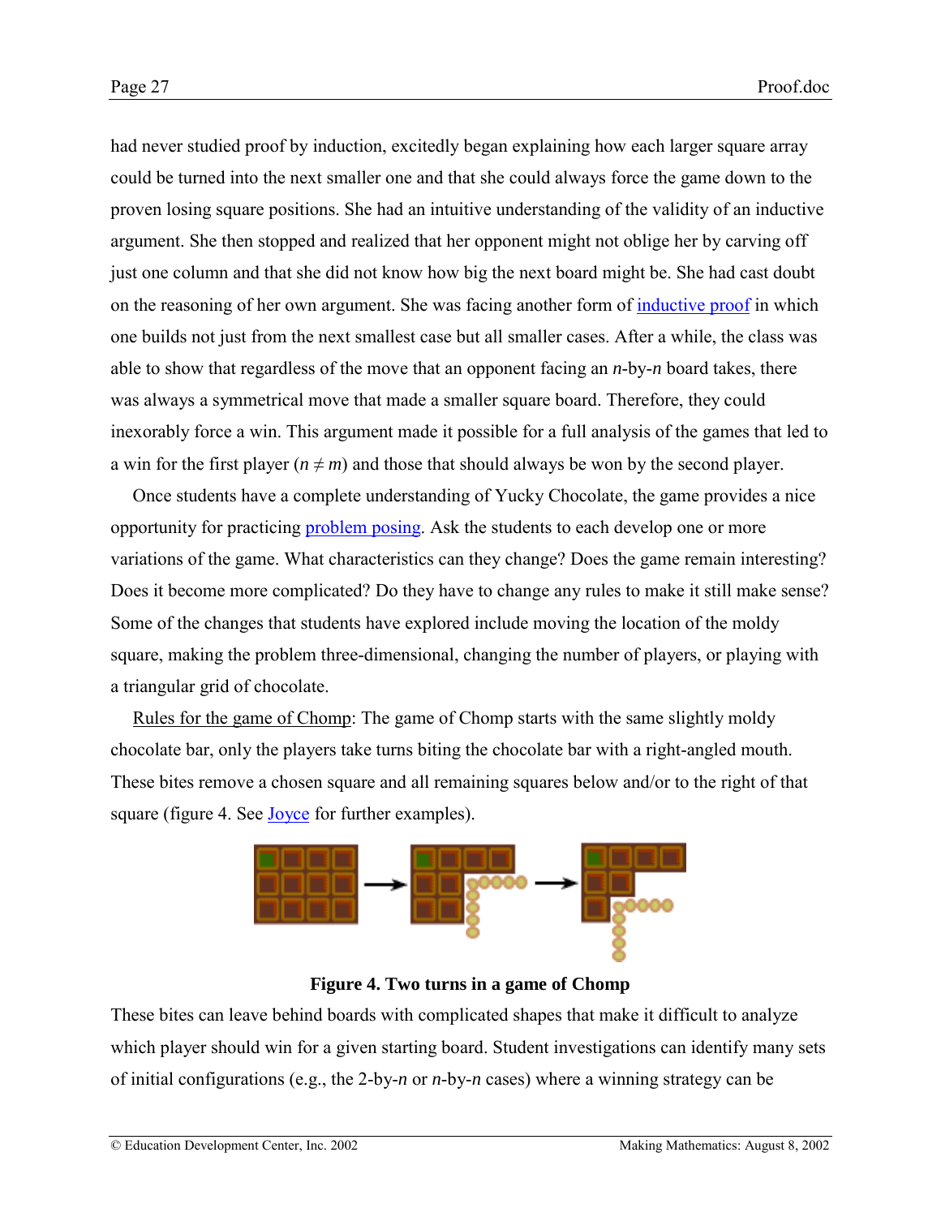had never studied proof by induction, excitedly began explaining how each larger square array could be turned into the next smaller one and that she could always force the game down to the proven losing square positions. She had an intuitive understanding of the validity of an inductive argument. She then stopped and realized that her opponent might not oblige her by carving off just one column and that she did not know how big the next board might be. She had cast doubt on the reasoning of her own argument. She was facing another form of inductive proof in which one builds not just from the next smallest case but all smaller cases. After a while, the class was able to show that regardless of the move that an opponent facing an *n*-by-*n* board takes, there was always a symmetrical move that made a smaller square board. Therefore, they could inexorably force a win. This argument made it possible for a full analysis of the games that led to a win for the first player ($n \neq m$) and those that should always be won by the second player.

Once students have a complete understanding of Yucky Chocolate, the game provides a nice opportunity for practicing problem posing. Ask the students to each develop one or more variations of the game. What characteristics can they change? Does the game remain interesting? Does it become more complicated? Do they have to change any rules to make it still make sense? Some of the changes that students have explored include moving the location of the moldy square, making the problem three-dimensional, changing the number of players, or playing with a triangular grid of chocolate.

Rules for the game of Chomp: The game of Chomp starts with the same slightly moldy chocolate bar, only the players take turns biting the chocolate bar with a right-angled mouth. These bites remove a chosen square and all remaining squares below and/or to the right of that square (figure 4. See Joyce for further examples).

**Figure 4. Two turns in a game of Chomp**

These bites can leave behind boards with complicated shapes that make it difficult to analyze which player should win for a given starting board. Student investigations can identify many sets of initial configurations (e.g., the 2-by-*n* or *n*-by-*n* cases) where a winning strategy can be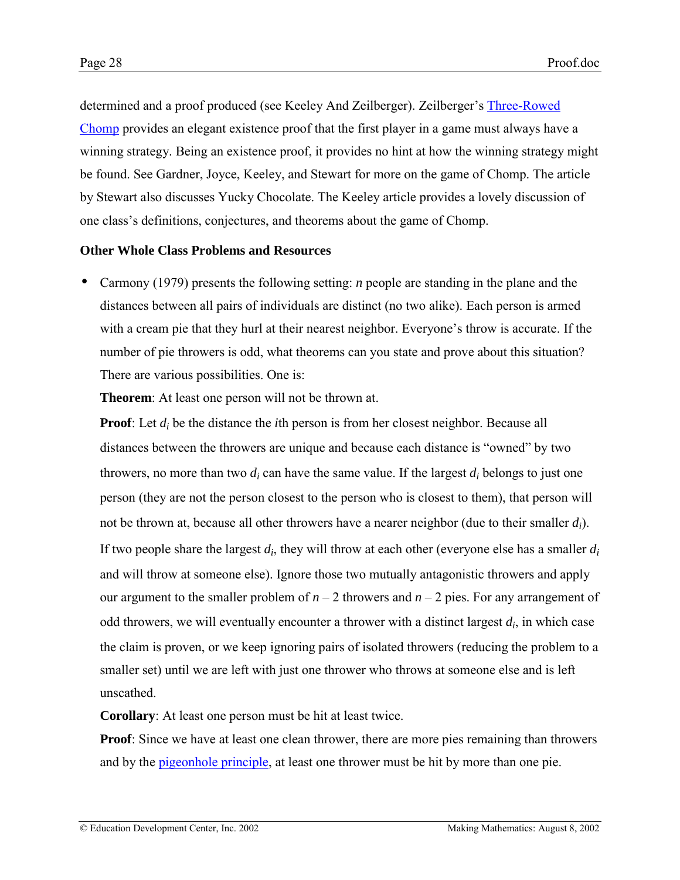determined and a proof produced (see Keeley And Zeilberger). Zeilberger's Three-Rowed Chomp provides an elegant existence proof that the first player in a game must always have a winning strategy. Being an existence proof, it provides no hint at how the winning strategy might be found. See Gardner, Joyce, Keeley, and Stewart for more on the game of Chomp. The article by Stewart also discusses Yucky Chocolate. The Keeley article provides a lovely discussion of one class's definitions, conjectures, and theorems about the game of Chomp.

**Other Whole Class Problems and Resources**

- Carmony (1979) presents the following setting: $n$ people are standing in the plane and the distances between all pairs of individuals are distinct (no two alike). Each person is armed with a cream pie that they hurl at their nearest neighbor. Everyone's throw is accurate. If the number of pie throwers is odd, what theorems can you state and prove about this situation? There are various possibilities. One is:

  **Theorem**: At least one person will not be thrown at.

  **Proof**: Let $d_i$ be the distance the $i$th person is from her closest neighbor. Because all distances between the throwers are unique and because each distance is "owned" by two throwers, no more than two $d_i$ can have the same value. If the largest $d_i$ belongs to just one person (they are not the person closest to the person who is closest to them), that person will not be thrown at, because all other throwers have a nearer neighbor (due to their smaller $d_i$). If two people share the largest $d_i$, they will throw at each other (everyone else has a smaller $d_i$ and will throw at someone else). Ignore those two mutually antagonistic throwers and apply our argument to the smaller problem of $n - 2$ throwers and $n - 2$ pies. For any arrangement of odd throwers, we will eventually encounter a thrower with a distinct largest $d_i$, in which case the claim is proven, or we keep ignoring pairs of isolated throwers (reducing the problem to a smaller set) until we are left with just one thrower who throws at someone else and is left unscathed.

  **Corollary**: At least one person must be hit at least twice.

  **Proof**: Since we have at least one clean thrower, there are more pies remaining than throwers and by the pigeonhole principle, at least one thrower must be hit by more than one pie.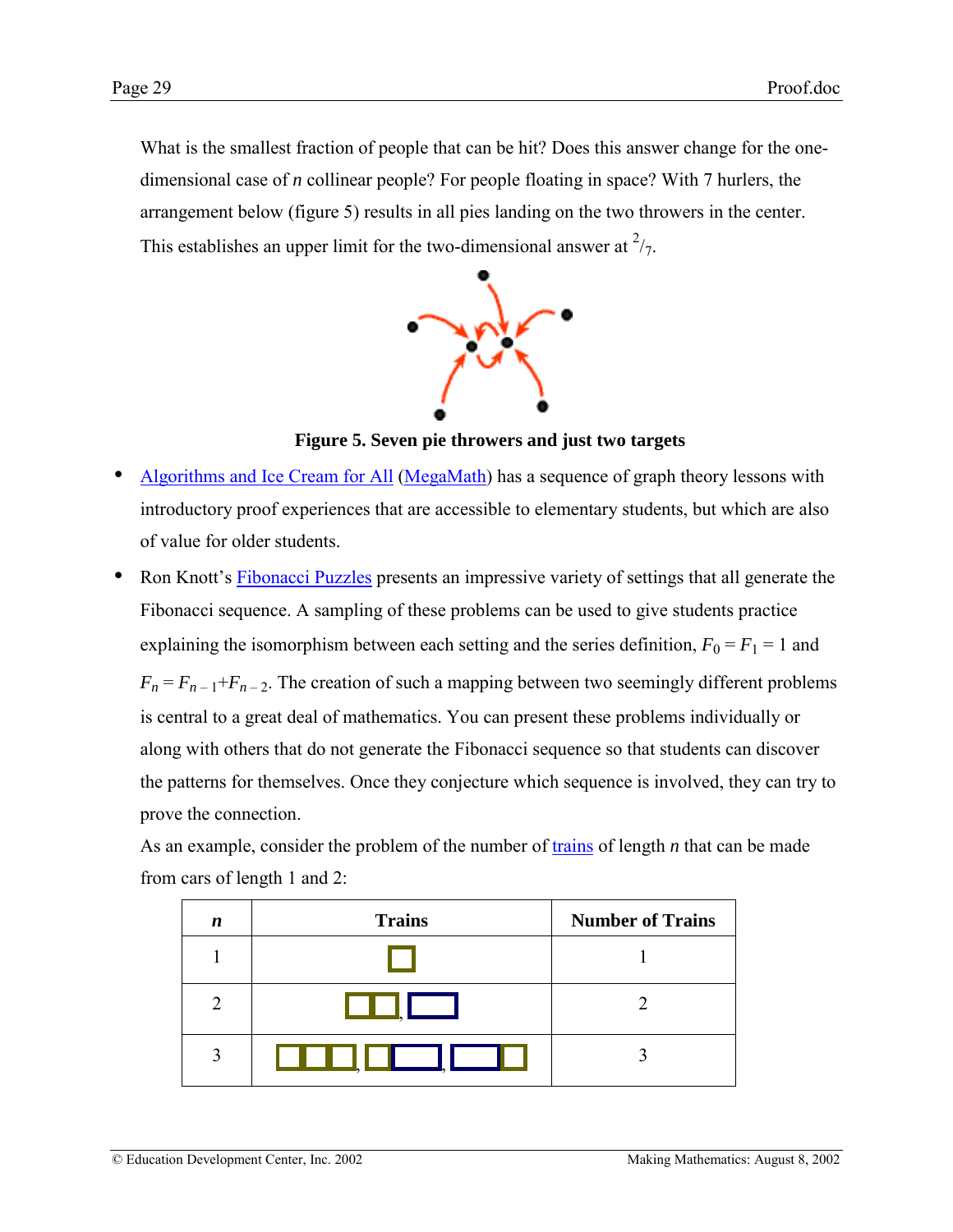What is the smallest fraction of people that can be hit? Does this answer change for the one-dimensional case of *n* collinear people? For people floating in space? With 7 hurlers, the arrangement below (figure 5) results in all pies landing on the two throwers in the center. This establishes an upper limit for the two-dimensional answer at $^2/_7$.

**Figure 5. Seven pie throwers and just two targets**

- Algorithms and Ice Cream for All (MegaMath) has a sequence of graph theory lessons with introductory proof experiences that are accessible to elementary students, but which are also of value for older students.
- Ron Knott's Fibonacci Puzzles presents an impressive variety of settings that all generate the Fibonacci sequence. A sampling of these problems can be used to give students practice explaining the isomorphism between each setting and the series definition, $F_0 = F_1 = 1$ and $F_n = F_{n-1} + F_{n-2}$. The creation of such a mapping between two seemingly different problems is central to a great deal of mathematics. You can present these problems individually or along with others that do not generate the Fibonacci sequence so that students can discover the patterns for themselves. Once they conjecture which sequence is involved, they can try to prove the connection.

  As an example, consider the problem of the number of trains of length *n* that can be made from cars of length 1 and 2:

| *n* | Trains | Number of Trains |
|---|---|---|
| 1 | □ | 1 |
| 2 | □□, ▭ | 2 |
| 3 | □□□, □▭, ▭□ | 3 |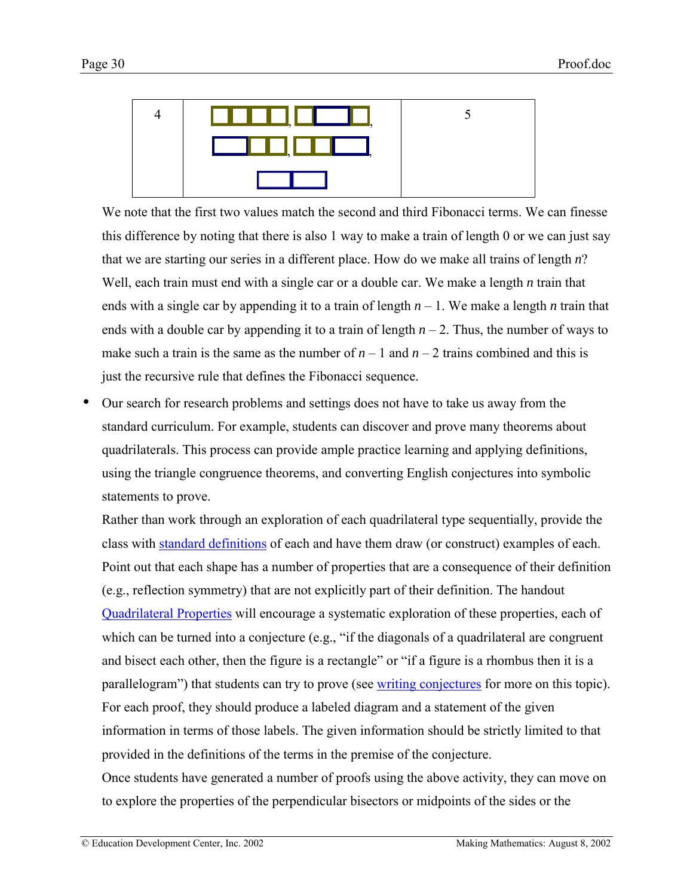| 4 | , , , , | 5 |
|---|---|---|

We note that the first two values match the second and third Fibonacci terms. We can finesse this difference by noting that there is also 1 way to make a train of length 0 or we can just say that we are starting our series in a different place. How do we make all trains of length $n$? Well, each train must end with a single car or a double car. We make a length $n$ train that ends with a single car by appending it to a train of length $n – 1$. We make a length $n$ train that ends with a double car by appending it to a train of length $n – 2$. Thus, the number of ways to make such a train is the same as the number of $n – 1$ and $n – 2$ trains combined and this is just the recursive rule that defines the Fibonacci sequence.

- Our search for research problems and settings does not have to take us away from the standard curriculum. For example, students can discover and prove many theorems about quadrilaterals. This process can provide ample practice learning and applying definitions, using the triangle congruence theorems, and converting English conjectures into symbolic statements to prove.

  Rather than work through an exploration of each quadrilateral type sequentially, provide the class with [standard definitions] of each and have them draw (or construct) examples of each. Point out that each shape has a number of properties that are a consequence of their definition (e.g., reflection symmetry) that are not explicitly part of their definition. The handout [Quadrilateral Properties] will encourage a systematic exploration of these properties, each of which can be turned into a conjecture (e.g., "if the diagonals of a quadrilateral are congruent and bisect each other, then the figure is a rectangle" or "if a figure is a rhombus then it is a parallelogram") that students can try to prove (see [writing conjectures] for more on this topic). For each proof, they should produce a labeled diagram and a statement of the given information in terms of those labels. The given information should be strictly limited to that provided in the definitions of the terms in the premise of the conjecture.

  Once students have generated a number of proofs using the above activity, they can move on to explore the properties of the perpendicular bisectors or midpoints of the sides or the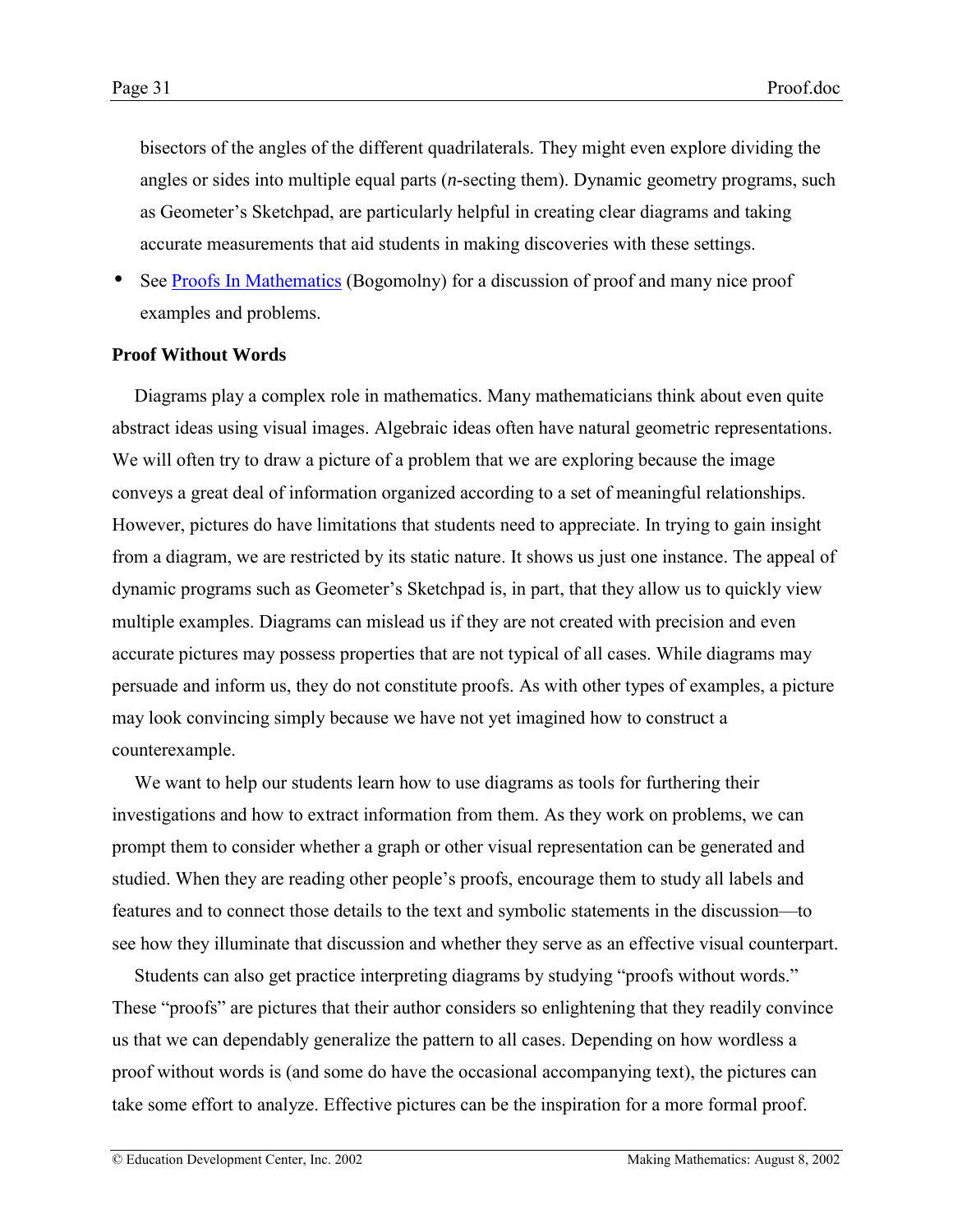bisectors of the angles of the different quadrilaterals. They might even explore dividing the angles or sides into multiple equal parts (*n*-secting them). Dynamic geometry programs, such as Geometer's Sketchpad, are particularly helpful in creating clear diagrams and taking accurate measurements that aid students in making discoveries with these settings.

- See Proofs In Mathematics (Bogomolny) for a discussion of proof and many nice proof examples and problems.

**Proof Without Words**

Diagrams play a complex role in mathematics. Many mathematicians think about even quite abstract ideas using visual images. Algebraic ideas often have natural geometric representations. We will often try to draw a picture of a problem that we are exploring because the image conveys a great deal of information organized according to a set of meaningful relationships. However, pictures do have limitations that students need to appreciate. In trying to gain insight from a diagram, we are restricted by its static nature. It shows us just one instance. The appeal of dynamic programs such as Geometer's Sketchpad is, in part, that they allow us to quickly view multiple examples. Diagrams can mislead us if they are not created with precision and even accurate pictures may possess properties that are not typical of all cases. While diagrams may persuade and inform us, they do not constitute proofs. As with other types of examples, a picture may look convincing simply because we have not yet imagined how to construct a counterexample.

We want to help our students learn how to use diagrams as tools for furthering their investigations and how to extract information from them. As they work on problems, we can prompt them to consider whether a graph or other visual representation can be generated and studied. When they are reading other people's proofs, encourage them to study all labels and features and to connect those details to the text and symbolic statements in the discussion—to see how they illuminate that discussion and whether they serve as an effective visual counterpart.

Students can also get practice interpreting diagrams by studying "proofs without words." These "proofs" are pictures that their author considers so enlightening that they readily convince us that we can dependably generalize the pattern to all cases. Depending on how wordless a proof without words is (and some do have the occasional accompanying text), the pictures can take some effort to analyze. Effective pictures can be the inspiration for a more formal proof.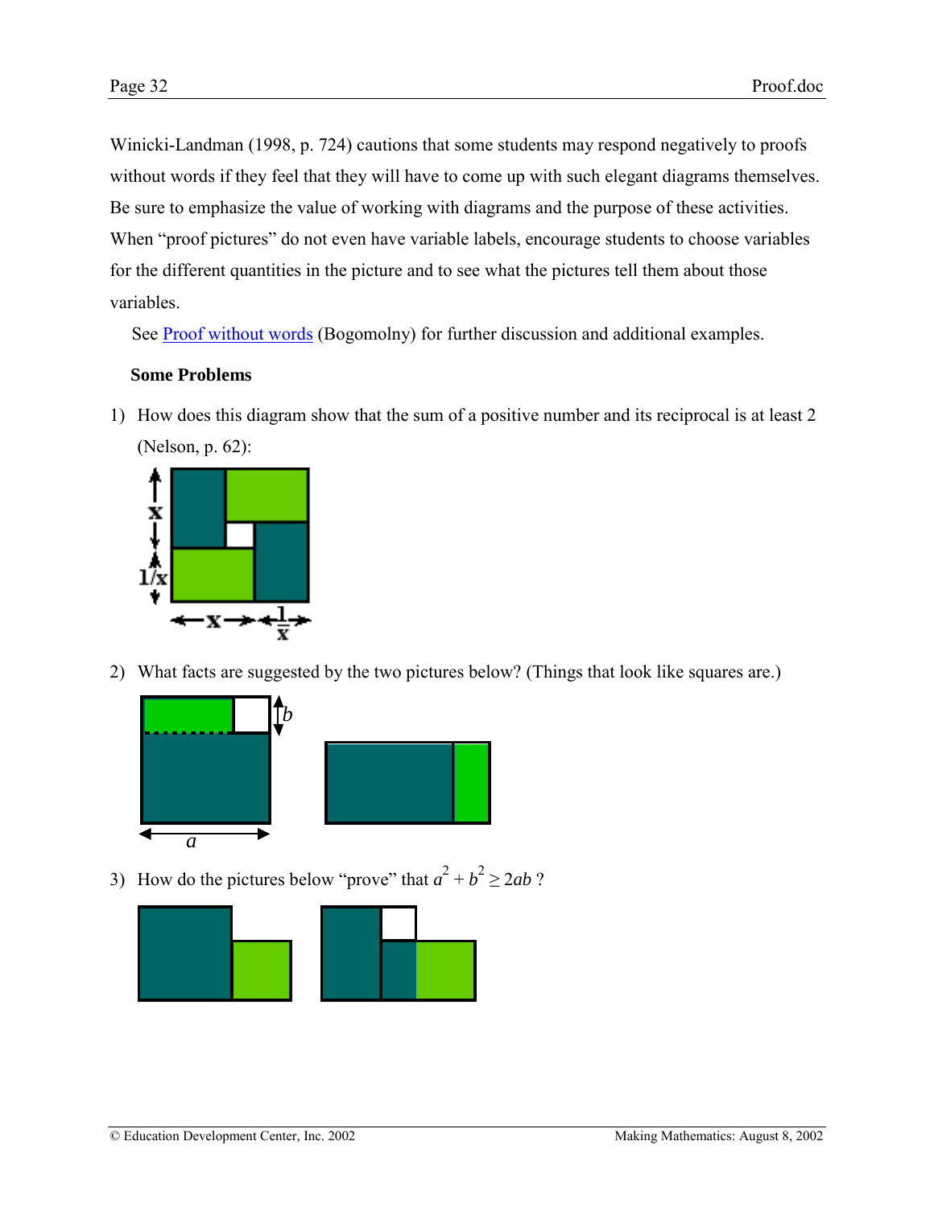Winicki-Landman (1998, p. 724) cautions that some students may respond negatively to proofs without words if they feel that they will have to come up with such elegant diagrams themselves. Be sure to emphasize the value of working with diagrams and the purpose of these activities. When "proof pictures" do not even have variable labels, encourage students to choose variables for the different quantities in the picture and to see what the pictures tell them about those variables.

See Proof without words (Bogomolny) for further discussion and additional examples.

**Some Problems**

1) How does this diagram show that the sum of a positive number and its reciprocal is at least 2 (Nelson, p. 62):

2) What facts are suggested by the two pictures below? (Things that look like squares are.)

3) How do the pictures below "prove" that $a^2 + b^2 \geq 2ab$ ?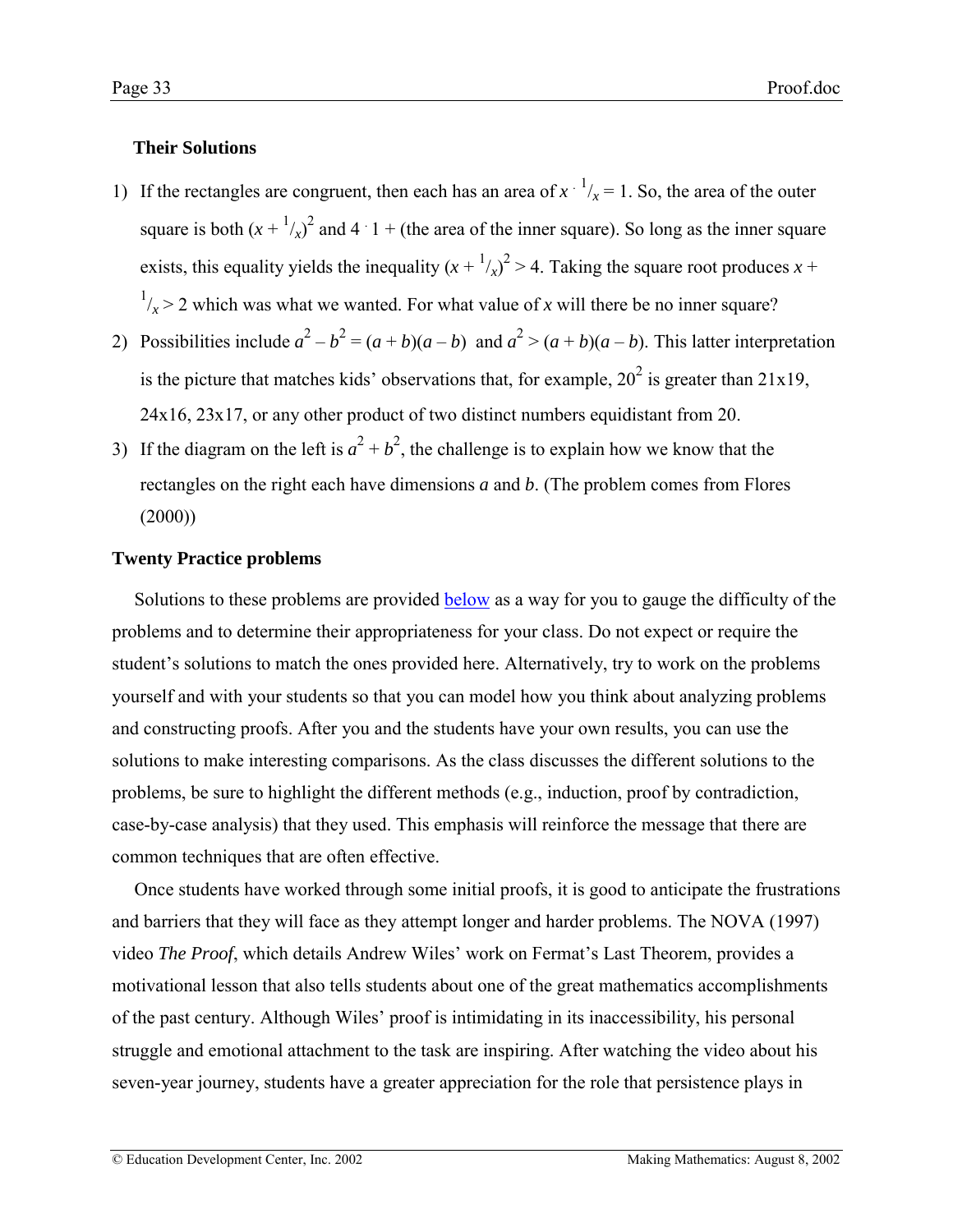### Their Solutions

1) If the rectangles are congruent, then each has an area of $x \cdot \frac{1}{x} = 1$. So, the area of the outer square is both $(x + \frac{1}{x})^2$ and $4 \cdot 1$ + (the area of the inner square). So long as the inner square exists, this equality yields the inequality $(x + \frac{1}{x})^2 > 4$. Taking the square root produces $x + \frac{1}{x} > 2$ which was what we wanted. For what value of $x$ will there be no inner square?

2) Possibilities include $a^2 - b^2 = (a + b)(a - b)$ and $a^2 > (a + b)(a - b)$. This latter interpretation is the picture that matches kids' observations that, for example, $20^2$ is greater than 21x19, 24x16, 23x17, or any other product of two distinct numbers equidistant from 20.

3) If the diagram on the left is $a^2 + b^2$, the challenge is to explain how we know that the rectangles on the right each have dimensions $a$ and $b$. (The problem comes from Flores (2000))

### Twenty Practice problems

Solutions to these problems are provided below as a way for you to gauge the difficulty of the problems and to determine their appropriateness for your class. Do not expect or require the student's solutions to match the ones provided here. Alternatively, try to work on the problems yourself and with your students so that you can model how you think about analyzing problems and constructing proofs. After you and the students have your own results, you can use the solutions to make interesting comparisons. As the class discusses the different solutions to the problems, be sure to highlight the different methods (e.g., induction, proof by contradiction, case-by-case analysis) that they used. This emphasis will reinforce the message that there are common techniques that are often effective.

Once students have worked through some initial proofs, it is good to anticipate the frustrations and barriers that they will face as they attempt longer and harder problems. The NOVA (1997) video *The Proof*, which details Andrew Wiles' work on Fermat's Last Theorem, provides a motivational lesson that also tells students about one of the great mathematics accomplishments of the past century. Although Wiles' proof is intimidating in its inaccessibility, his personal struggle and emotional attachment to the task are inspiring. After watching the video about his seven-year journey, students have a greater appreciation for the role that persistence plays in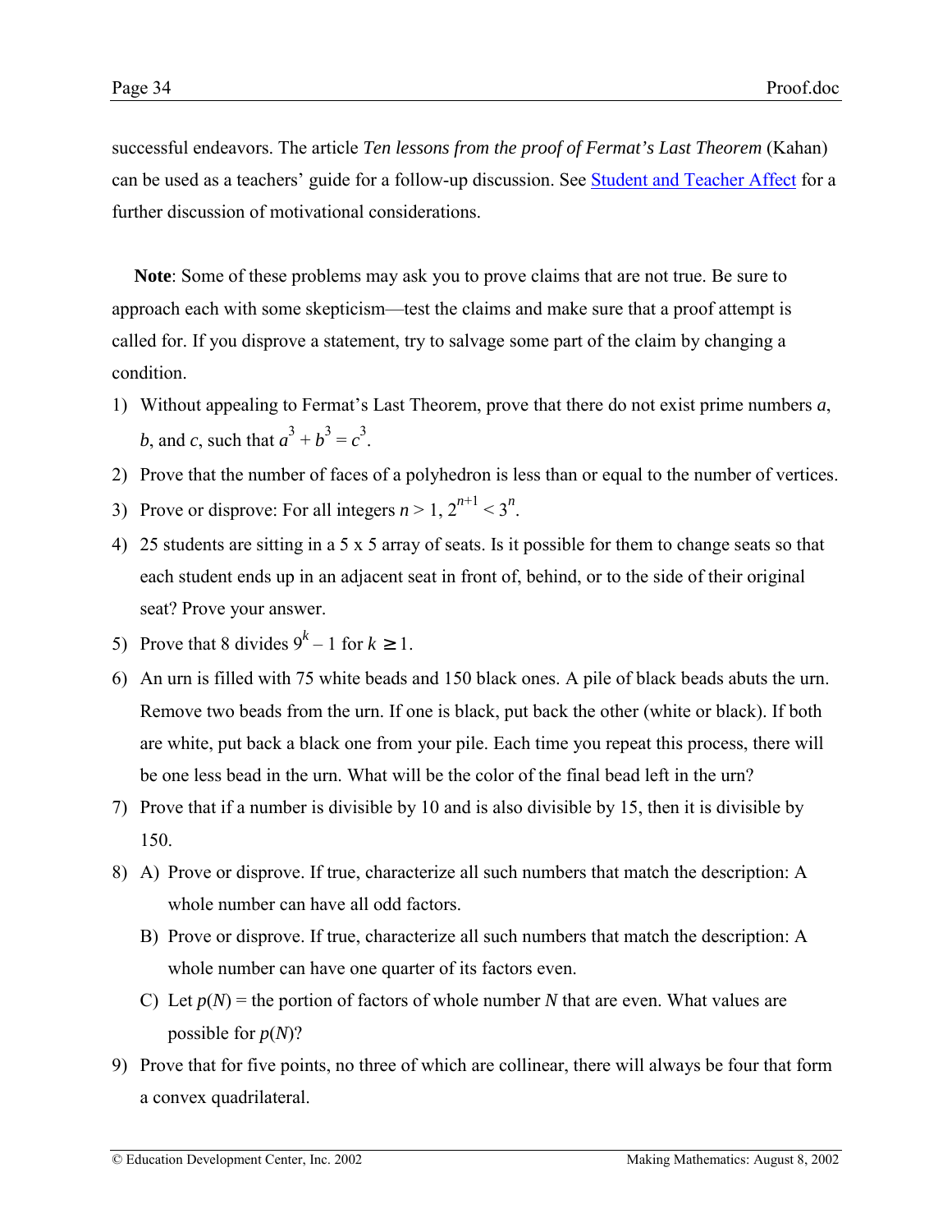successful endeavors. The article *Ten lessons from the proof of Fermat's Last Theorem* (Kahan) can be used as a teachers' guide for a follow-up discussion. See Student and Teacher Affect for a further discussion of motivational considerations.

**Note**: Some of these problems may ask you to prove claims that are not true. Be sure to approach each with some skepticism—test the claims and make sure that a proof attempt is called for. If you disprove a statement, try to salvage some part of the claim by changing a condition.

1) Without appealing to Fermat's Last Theorem, prove that there do not exist prime numbers $a$, $b$, and $c$, such that $a^3 + b^3 = c^3$.
2) Prove that the number of faces of a polyhedron is less than or equal to the number of vertices.
3) Prove or disprove: For all integers $n > 1$, $2^{n+1} < 3^n$.
4) 25 students are sitting in a 5 x 5 array of seats. Is it possible for them to change seats so that each student ends up in an adjacent seat in front of, behind, or to the side of their original seat? Prove your answer.
5) Prove that 8 divides $9^k - 1$ for $k \geq 1$.
6) An urn is filled with 75 white beads and 150 black ones. A pile of black beads abuts the urn. Remove two beads from the urn. If one is black, put back the other (white or black). If both are white, put back a black one from your pile. Each time you repeat this process, there will be one less bead in the urn. What will be the color of the final bead left in the urn?
7) Prove that if a number is divisible by 10 and is also divisible by 15, then it is divisible by 150.
8) A) Prove or disprove. If true, characterize all such numbers that match the description: A whole number can have all odd factors.

   B) Prove or disprove. If true, characterize all such numbers that match the description: A whole number can have one quarter of its factors even.

   C) Let $p(N)$ = the portion of factors of whole number $N$ that are even. What values are possible for $p(N)$?
9) Prove that for five points, no three of which are collinear, there will always be four that form a convex quadrilateral.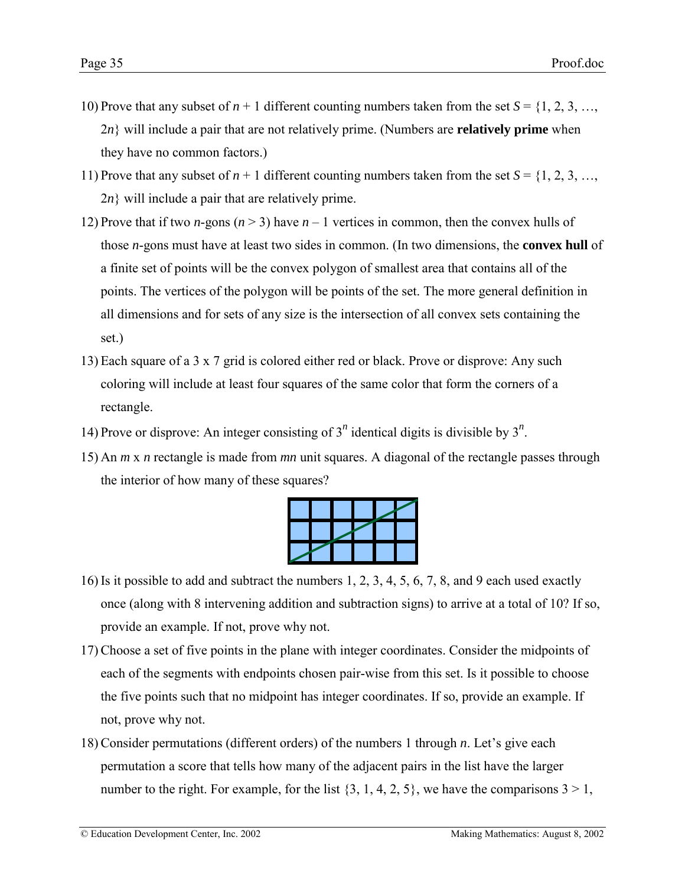10) Prove that any subset of $n + 1$ different counting numbers taken from the set $S = \{1, 2, 3, \ldots, 2n\}$ will include a pair that are not relatively prime. (Numbers are **relatively prime** when they have no common factors.)

11) Prove that any subset of $n + 1$ different counting numbers taken from the set $S = \{1, 2, 3, \ldots, 2n\}$ will include a pair that are relatively prime.

12) Prove that if two $n$-gons ($n > 3$) have $n - 1$ vertices in common, then the convex hulls of those $n$-gons must have at least two sides in common. (In two dimensions, the **convex hull** of a finite set of points will be the convex polygon of smallest area that contains all of the points. The vertices of the polygon will be points of the set. The more general definition in all dimensions and for sets of any size is the intersection of all convex sets containing the set.)

13) Each square of a 3 x 7 grid is colored either red or black. Prove or disprove: Any such coloring will include at least four squares of the same color that form the corners of a rectangle.

14) Prove or disprove: An integer consisting of $3^n$ identical digits is divisible by $3^n$.

15) An $m$ x $n$ rectangle is made from $mn$ unit squares. A diagonal of the rectangle passes through the interior of how many of these squares?

16) Is it possible to add and subtract the numbers 1, 2, 3, 4, 5, 6, 7, 8, and 9 each used exactly once (along with 8 intervening addition and subtraction signs) to arrive at a total of 10? If so, provide an example. If not, prove why not.

17) Choose a set of five points in the plane with integer coordinates. Consider the midpoints of each of the segments with endpoints chosen pair-wise from this set. Is it possible to choose the five points such that no midpoint has integer coordinates. If so, provide an example. If not, prove why not.

18) Consider permutations (different orders) of the numbers 1 through $n$. Let's give each permutation a score that tells how many of the adjacent pairs in the list have the larger number to the right. For example, for the list $\{3, 1, 4, 2, 5\}$, we have the comparisons $3 > 1$,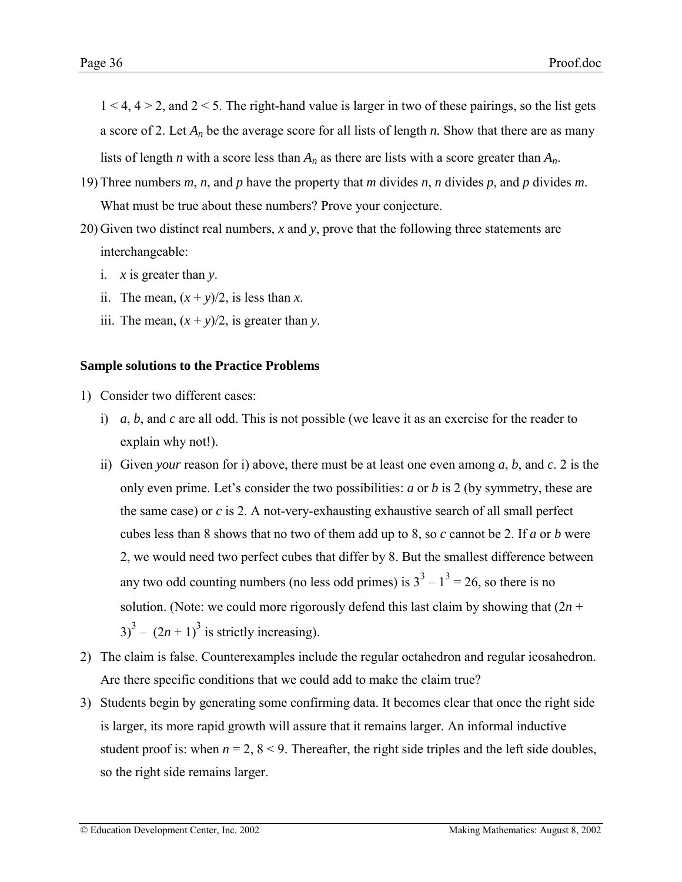$1 < 4$, $4 > 2$, and $2 < 5$. The right-hand value is larger in two of these pairings, so the list gets a score of 2. Let $A_n$ be the average score for all lists of length $n$. Show that there are as many lists of length $n$ with a score less than $A_n$ as there are lists with a score greater than $A_n$.

19) Three numbers $m$, $n$, and $p$ have the property that $m$ divides $n$, $n$ divides $p$, and $p$ divides $m$. What must be true about these numbers? Prove your conjecture.

20) Given two distinct real numbers, $x$ and $y$, prove that the following three statements are interchangeable:

   i. $x$ is greater than $y$.

   ii. The mean, $(x + y)/2$, is less than $x$.

   iii. The mean, $(x + y)/2$, is greater than $y$.

**Sample solutions to the Practice Problems**

1) Consider two different cases:

   i) $a$, $b$, and $c$ are all odd. This is not possible (we leave it as an exercise for the reader to explain why not!).

   ii) Given *your* reason for i) above, there must be at least one even among $a$, $b$, and $c$. 2 is the only even prime. Let's consider the two possibilities: $a$ or $b$ is 2 (by symmetry, these are the same case) or $c$ is 2. A not-very-exhausting exhaustive search of all small perfect cubes less than 8 shows that no two of them add up to 8, so $c$ cannot be 2. If $a$ or $b$ were 2, we would need two perfect cubes that differ by 8. But the smallest difference between any two odd counting numbers (no less odd primes) is $3^3 - 1^3 = 26$, so there is no solution. (Note: we could more rigorously defend this last claim by showing that $(2n + 3)^3 - (2n + 1)^3$ is strictly increasing).

2) The claim is false. Counterexamples include the regular octahedron and regular icosahedron. Are there specific conditions that we could add to make the claim true?

3) Students begin by generating some confirming data. It becomes clear that once the right side is larger, its more rapid growth will assure that it remains larger. An informal inductive student proof is: when $n = 2$, $8 < 9$. Thereafter, the right side triples and the left side doubles, so the right side remains larger.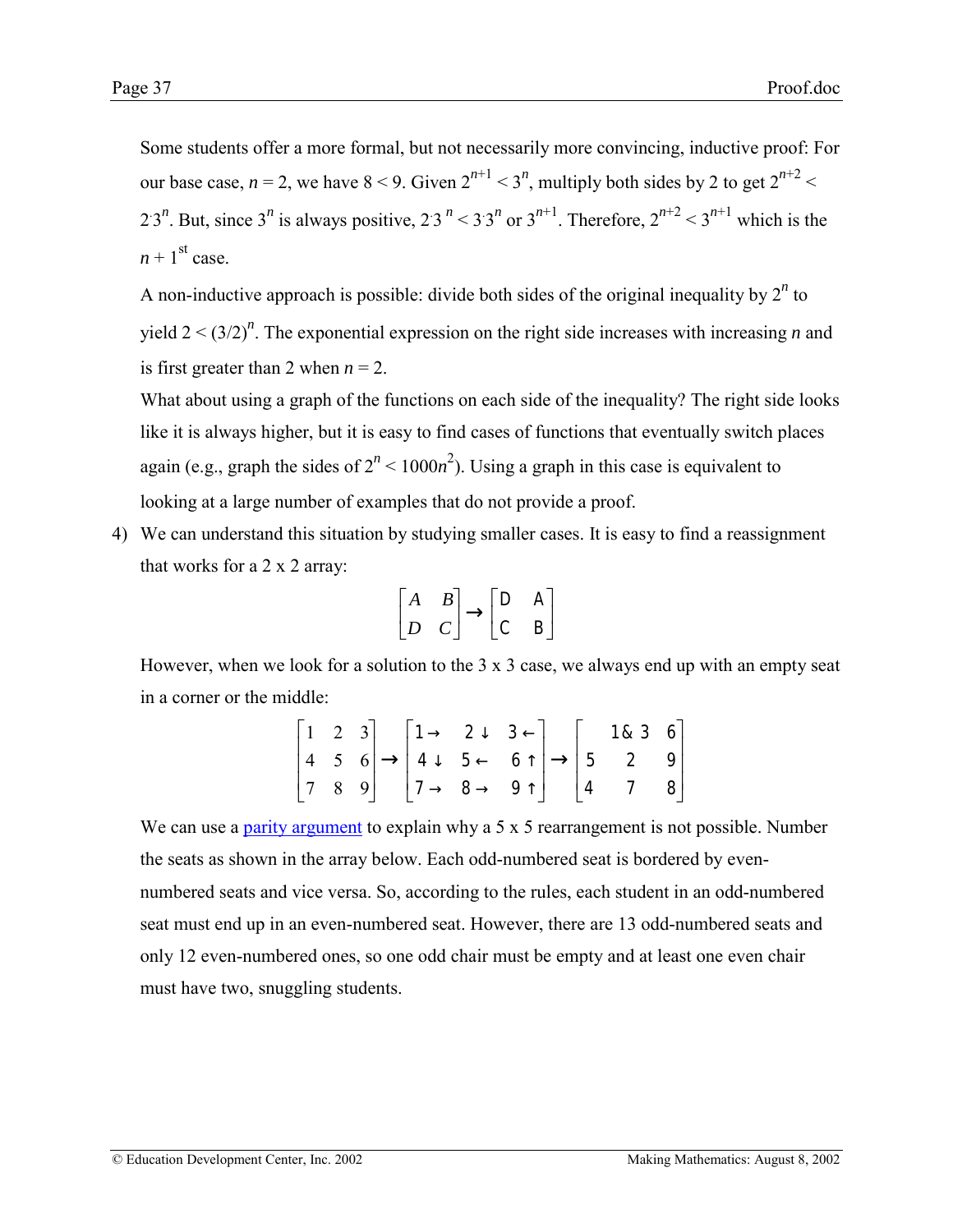Some students offer a more formal, but not necessarily more convincing, inductive proof: For our base case, $n = 2$, we have $8 < 9$. Given $2^{n+1} < 3^n$, multiply both sides by 2 to get $2^{n+2} < 2 \cdot 3^n$. But, since $3^n$ is always positive, $2 \cdot 3^n < 3 \cdot 3^n$ or $3^{n+1}$. Therefore, $2^{n+2} < 3^{n+1}$ which is the $n + 1^{st}$ case.

A non-inductive approach is possible: divide both sides of the original inequality by $2^n$ to yield $2 < (3/2)^n$. The exponential expression on the right side increases with increasing $n$ and is first greater than 2 when $n = 2$.

What about using a graph of the functions on each side of the inequality? The right side looks like it is always higher, but it is easy to find cases of functions that eventually switch places again (e.g., graph the sides of $2^n < 1000n^2$). Using a graph in this case is equivalent to looking at a large number of examples that do not provide a proof.

4) We can understand this situation by studying smaller cases. It is easy to find a reassignment that works for a 2 x 2 array:

$$\begin{bmatrix} A & B \\ D & C \end{bmatrix} \rightarrow \begin{bmatrix} D & A \\ C & B \end{bmatrix}$$

However, when we look for a solution to the 3 x 3 case, we always end up with an empty seat in a corner or the middle:

$$\begin{bmatrix} 1 & 2 & 3 \\ 4 & 5 & 6 \\ 7 & 8 & 9 \end{bmatrix} \rightarrow \begin{bmatrix} 1\rightarrow & 2\downarrow & 3\leftarrow \\ 4\downarrow & 5\leftarrow & 6\uparrow \\ 7\rightarrow & 8\rightarrow & 9\uparrow \end{bmatrix} \rightarrow \begin{bmatrix} & 1\,\&\,3 & 6 \\ 5 & 2 & 9 \\ 4 & 7 & 8 \end{bmatrix}$$

We can use a parity argument to explain why a 5 x 5 rearrangement is not possible. Number the seats as shown in the array below. Each odd-numbered seat is bordered by even-numbered seats and vice versa. So, according to the rules, each student in an odd-numbered seat must end up in an even-numbered seat. However, there are 13 odd-numbered seats and only 12 even-numbered ones, so one odd chair must be empty and at least one even chair must have two, snuggling students.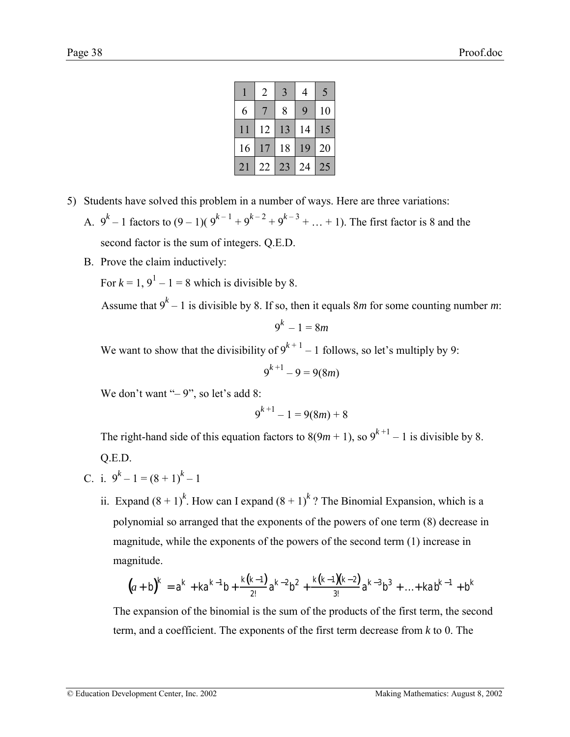| 1 | 2 | 3 | 4 | 5 |
|---|---|---|---|---|
| 6 | 7 | 8 | 9 | 10 |
| 11 | 12 | 13 | 14 | 15 |
| 16 | 17 | 18 | 19 | 20 |
| 21 | 22 | 23 | 24 | 25 |

5) Students have solved this problem in a number of ways. Here are three variations:

   A. $9^k - 1$ factors to $(9 - 1)(9^{k-1} + 9^{k-2} + 9^{k-3} + \ldots + 1)$. The first factor is 8 and the second factor is the sum of integers. Q.E.D.

   B. Prove the claim inductively:

   For $k = 1$, $9^1 - 1 = 8$ which is divisible by 8.

   Assume that $9^k - 1$ is divisible by 8. If so, then it equals $8m$ for some counting number $m$:

   $$9^k - 1 = 8m$$

   We want to show that the divisibility of $9^{k+1} - 1$ follows, so let's multiply by 9:

   $$9^{k+1} - 9 = 9(8m)$$

   We don't want "– 9", so let's add 8:

   $$9^{k+1} - 1 = 9(8m) + 8$$

   The right-hand side of this equation factors to $8(9m + 1)$, so $9^{k+1} - 1$ is divisible by 8. Q.E.D.

   C. i. $9^k - 1 = (8 + 1)^k - 1$

   ii. Expand $(8 + 1)^k$. How can I expand $(8 + 1)^k$ ? The Binomial Expansion, which is a polynomial so arranged that the exponents of the powers of one term (8) decrease in magnitude, while the exponents of the powers of the second term (1) increase in magnitude.

   $$(a+b)^k = a^k + ka^{k-1}b + \frac{k(k-1)}{2!}a^{k-2}b^2 + \frac{k(k-1)(k-2)}{3!}a^{k-3}b^3 + \ldots + kab^{k-1} + b^k$$

   The expansion of the binomial is the sum of the products of the first term, the second term, and a coefficient. The exponents of the first term decrease from $k$ to 0. The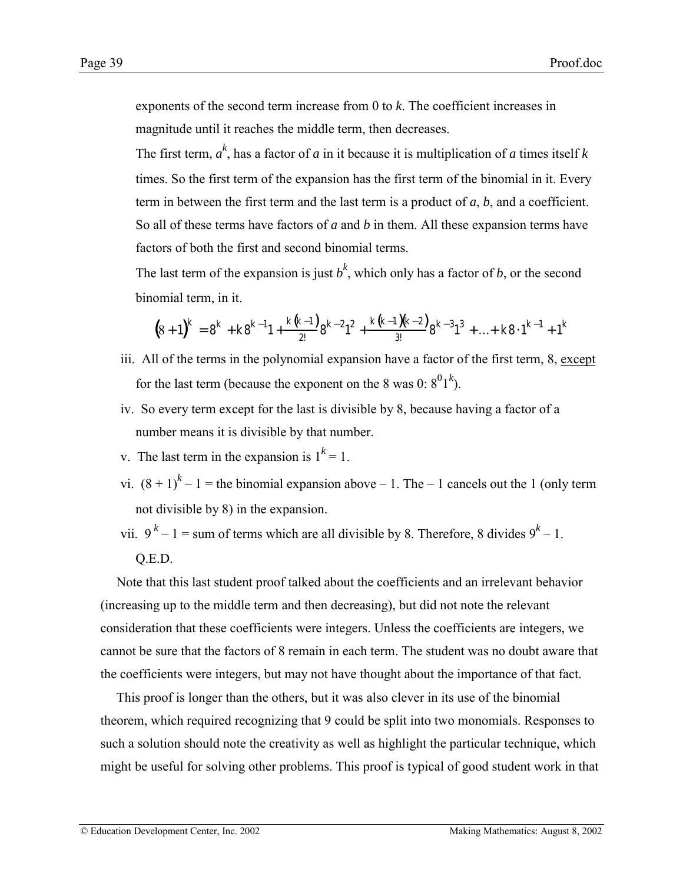exponents of the second term increase from 0 to $k$. The coefficient increases in magnitude until it reaches the middle term, then decreases.

The first term, $a^k$, has a factor of $a$ in it because it is multiplication of $a$ times itself $k$ times. So the first term of the expansion has the first term of the binomial in it. Every term in between the first term and the last term is a product of $a$, $b$, and a coefficient. So all of these terms have factors of $a$ and $b$ in them. All these expansion terms have factors of both the first and second binomial terms.

The last term of the expansion is just $b^k$, which only has a factor of $b$, or the second binomial term, in it.

$$(8+1)^k = 8^k + k\,8^{k-1}1 + \frac{k(k-1)}{2!}8^{k-2}1^2 + \frac{k(k-1)(k-2)}{3!}8^{k-3}1^3 + \ldots + k\,8 \cdot 1^{k-1} + 1^k$$

iii. All of the terms in the polynomial expansion have a factor of the first term, 8, <u>except</u> for the last term (because the exponent on the 8 was 0: $8^0 1^k$).

iv. So every term except for the last is divisible by 8, because having a factor of a number means it is divisible by that number.

v. The last term in the expansion is $1^k = 1$.

vi. $(8 + 1)^k - 1$ = the binomial expansion above – 1. The – 1 cancels out the 1 (only term not divisible by 8) in the expansion.

vii. $9^k - 1$ = sum of terms which are all divisible by 8. Therefore, 8 divides $9^k - 1$.
Q.E.D.

Note that this last student proof talked about the coefficients and an irrelevant behavior (increasing up to the middle term and then decreasing), but did not note the relevant consideration that these coefficients were integers. Unless the coefficients are integers, we cannot be sure that the factors of 8 remain in each term. The student was no doubt aware that the coefficients were integers, but may not have thought about the importance of that fact.

This proof is longer than the others, but it was also clever in its use of the binomial theorem, which required recognizing that 9 could be split into two monomials. Responses to such a solution should note the creativity as well as highlight the particular technique, which might be useful for solving other problems. This proof is typical of good student work in that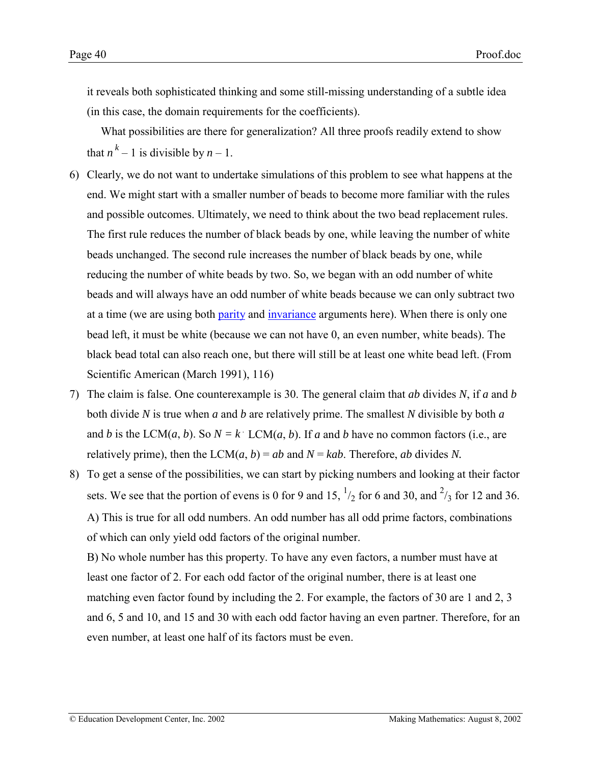it reveals both sophisticated thinking and some still-missing understanding of a subtle idea (in this case, the domain requirements for the coefficients).

What possibilities are there for generalization? All three proofs readily extend to show that $n^k - 1$ is divisible by $n - 1$.

6) Clearly, we do not want to undertake simulations of this problem to see what happens at the end. We might start with a smaller number of beads to become more familiar with the rules and possible outcomes. Ultimately, we need to think about the two bead replacement rules. The first rule reduces the number of black beads by one, while leaving the number of white beads unchanged. The second rule increases the number of black beads by one, while reducing the number of white beads by two. So, we began with an odd number of white beads and will always have an odd number of white beads because we can only subtract two at a time (we are using both parity and invariance arguments here). When there is only one bead left, it must be white (because we can not have 0, an even number, white beads). The black bead total can also reach one, but there will still be at least one white bead left. (From Scientific American (March 1991), 116)

7) The claim is false. One counterexample is 30. The general claim that $ab$ divides $N$, if $a$ and $b$ both divide $N$ is true when $a$ and $b$ are relatively prime. The smallest $N$ divisible by both $a$ and $b$ is the LCM($a$, $b$). So $N = k \cdot \text{LCM}(a, b)$. If $a$ and $b$ have no common factors (i.e., are relatively prime), then the LCM($a$, $b$) = $ab$ and $N = kab$. Therefore, $ab$ divides $N$.

8) To get a sense of the possibilities, we can start by picking numbers and looking at their factor sets. We see that the portion of evens is 0 for 9 and 15, $^1/_2$ for 6 and 30, and $^2/_3$ for 12 and 36.

   A) This is true for all odd numbers. An odd number has all odd prime factors, combinations of which can only yield odd factors of the original number.

   B) No whole number has this property. To have any even factors, a number must have at least one factor of 2. For each odd factor of the original number, there is at least one matching even factor found by including the 2. For example, the factors of 30 are 1 and 2, 3 and 6, 5 and 10, and 15 and 30 with each odd factor having an even partner. Therefore, for an even number, at least one half of its factors must be even.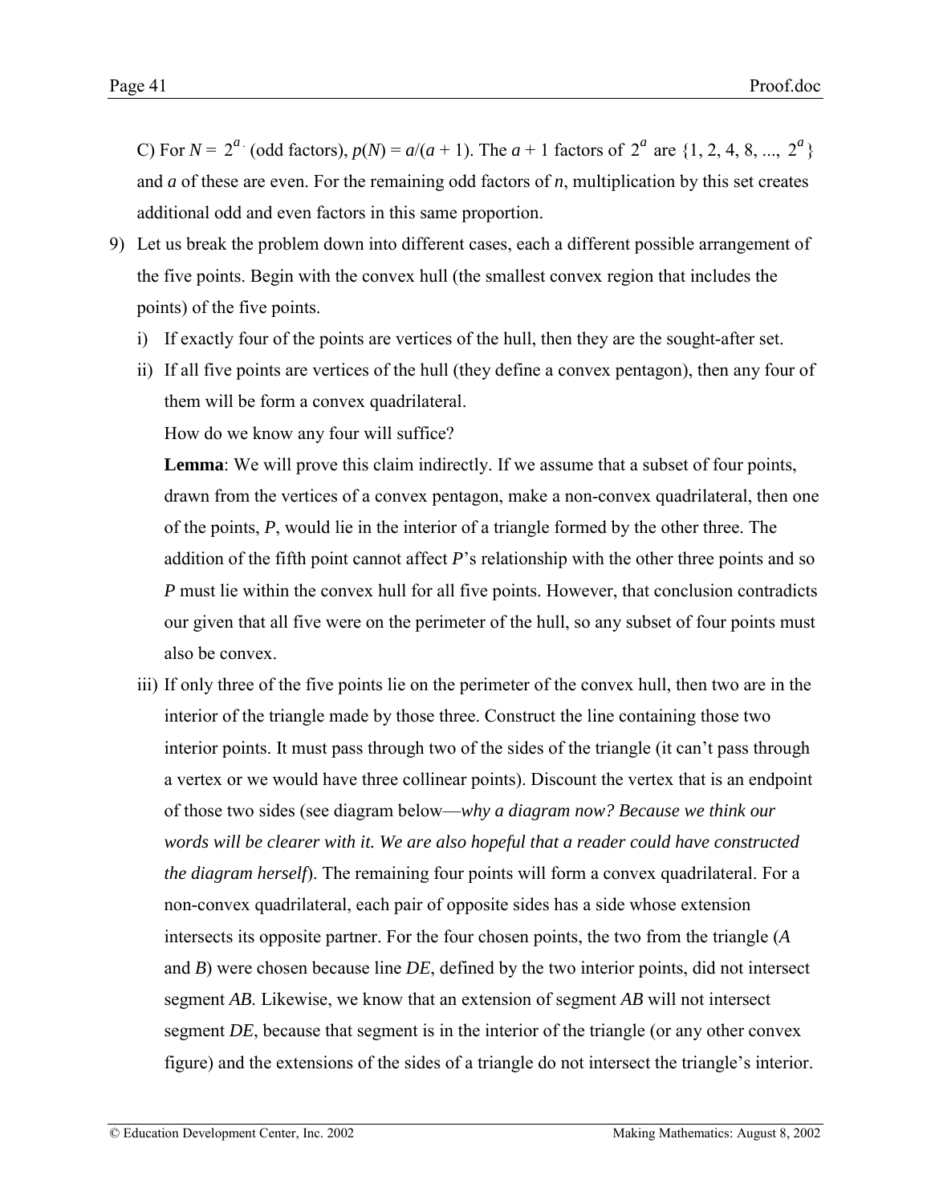C) For $N = 2^a \cdot$ (odd factors), $p(N) = a/(a + 1)$. The $a + 1$ factors of $2^a$ are $\{1, 2, 4, 8, ..., 2^a\}$ and $a$ of these are even. For the remaining odd factors of $n$, multiplication by this set creates additional odd and even factors in this same proportion.

9) Let us break the problem down into different cases, each a different possible arrangement of the five points. Begin with the convex hull (the smallest convex region that includes the points) of the five points.

   i) If exactly four of the points are vertices of the hull, then they are the sought-after set.

   ii) If all five points are vertices of the hull (they define a convex pentagon), then any four of them will be form a convex quadrilateral.

      How do we know any four will suffice?

      **Lemma**: We will prove this claim indirectly. If we assume that a subset of four points, drawn from the vertices of a convex pentagon, make a non-convex quadrilateral, then one of the points, $P$, would lie in the interior of a triangle formed by the other three. The addition of the fifth point cannot affect $P$'s relationship with the other three points and so $P$ must lie within the convex hull for all five points. However, that conclusion contradicts our given that all five were on the perimeter of the hull, so any subset of four points must also be convex.

   iii) If only three of the five points lie on the perimeter of the convex hull, then two are in the interior of the triangle made by those three. Construct the line containing those two interior points. It must pass through two of the sides of the triangle (it can't pass through a vertex or we would have three collinear points). Discount the vertex that is an endpoint of those two sides (see diagram below—*why a diagram now? Because we think our words will be clearer with it. We are also hopeful that a reader could have constructed the diagram herself*). The remaining four points will form a convex quadrilateral. For a non-convex quadrilateral, each pair of opposite sides has a side whose extension intersects its opposite partner. For the four chosen points, the two from the triangle ($A$ and $B$) were chosen because line $DE$, defined by the two interior points, did not intersect segment $AB$. Likewise, we know that an extension of segment $AB$ will not intersect segment $DE$, because that segment is in the interior of the triangle (or any other convex figure) and the extensions of the sides of a triangle do not intersect the triangle's interior.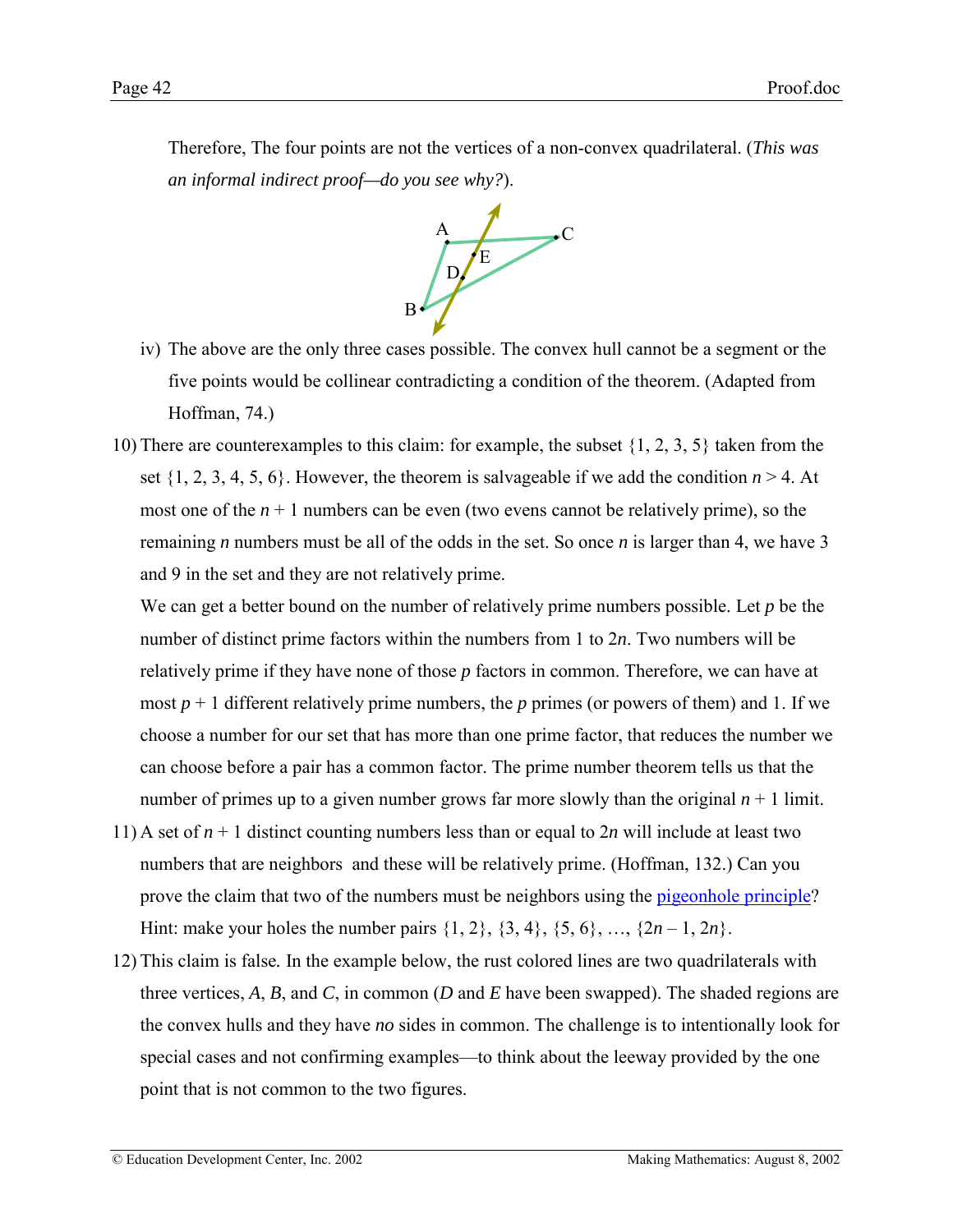Therefore, The four points are not the vertices of a non-convex quadrilateral. (*This was an informal indirect proof—do you see why?*).

iv) The above are the only three cases possible. The convex hull cannot be a segment or the five points would be collinear contradicting a condition of the theorem. (Adapted from Hoffman, 74.)

10) There are counterexamples to this claim: for example, the subset {1, 2, 3, 5} taken from the set {1, 2, 3, 4, 5, 6}. However, the theorem is salvageable if we add the condition $n > 4$. At most one of the $n + 1$ numbers can be even (two evens cannot be relatively prime), so the remaining $n$ numbers must be all of the odds in the set. So once $n$ is larger than 4, we have 3 and 9 in the set and they are not relatively prime.

    We can get a better bound on the number of relatively prime numbers possible. Let $p$ be the number of distinct prime factors within the numbers from 1 to $2n$. Two numbers will be relatively prime if they have none of those $p$ factors in common. Therefore, we can have at most $p + 1$ different relatively prime numbers, the $p$ primes (or powers of them) and 1. If we choose a number for our set that has more than one prime factor, that reduces the number we can choose before a pair has a common factor. The prime number theorem tells us that the number of primes up to a given number grows far more slowly than the original $n + 1$ limit.

11) A set of $n + 1$ distinct counting numbers less than or equal to $2n$ will include at least two numbers that are neighbors and these will be relatively prime. (Hoffman, 132.) Can you prove the claim that two of the numbers must be neighbors using the pigeonhole principle? Hint: make your holes the number pairs {1, 2}, {3, 4}, {5, 6}, …, {$2n – 1$, $2n$}.

12) This claim is false. In the example below, the rust colored lines are two quadrilaterals with three vertices, *A*, *B*, and *C*, in common (*D* and *E* have been swapped). The shaded regions are the convex hulls and they have *no* sides in common. The challenge is to intentionally look for special cases and not confirming examples—to think about the leeway provided by the one point that is not common to the two figures.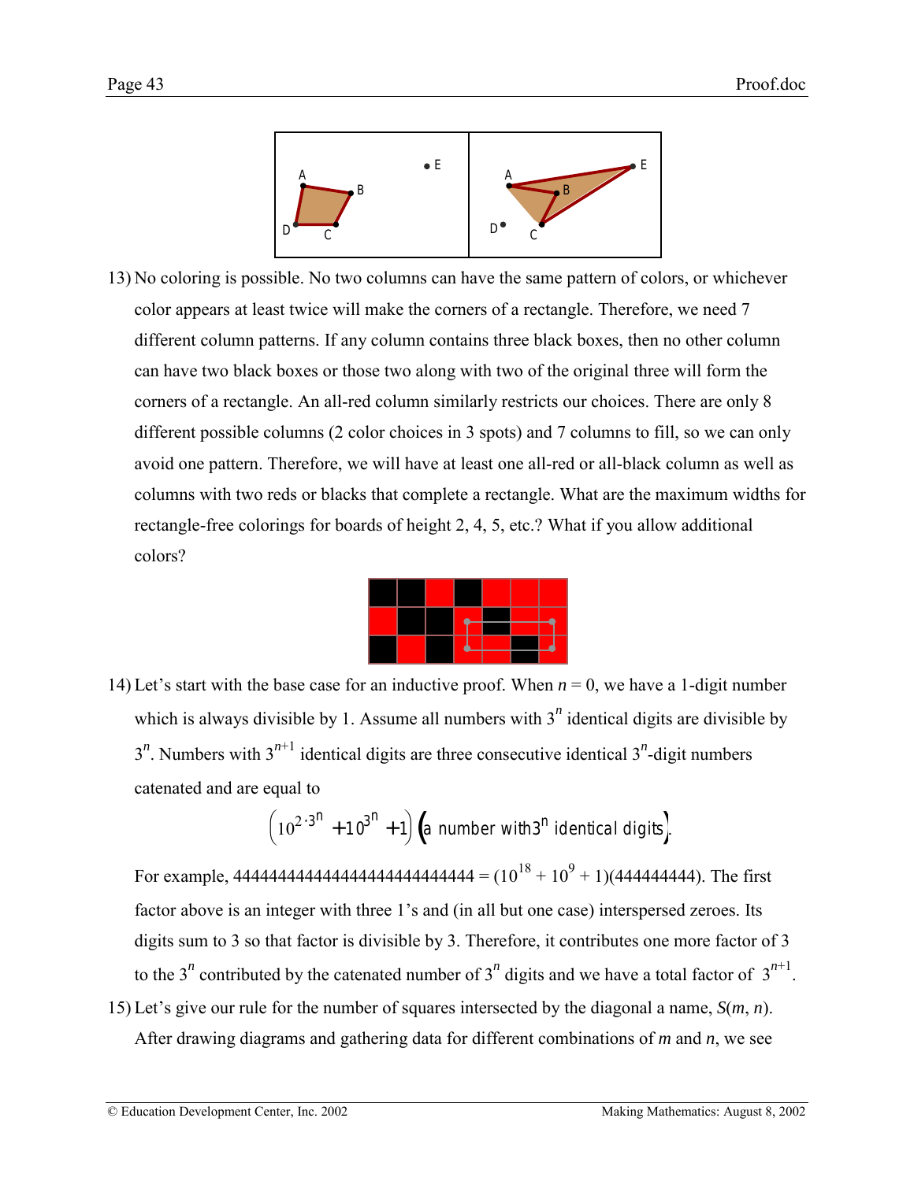13) No coloring is possible. No two columns can have the same pattern of colors, or whichever color appears at least twice will make the corners of a rectangle. Therefore, we need 7 different column patterns. If any column contains three black boxes, then no other column can have two black boxes or those two along with two of the original three will form the corners of a rectangle. An all-red column similarly restricts our choices. There are only 8 different possible columns (2 color choices in 3 spots) and 7 columns to fill, so we can only avoid one pattern. Therefore, we will have at least one all-red or all-black column as well as columns with two reds or blacks that complete a rectangle. What are the maximum widths for rectangle-free colorings for boards of height 2, 4, 5, etc.? What if you allow additional colors?

14) Let's start with the base case for an inductive proof. When $n = 0$, we have a 1-digit number which is always divisible by 1. Assume all numbers with $3^n$ identical digits are divisible by $3^n$. Numbers with $3^{n+1}$ identical digits are three consecutive identical $3^n$-digit numbers catenated and are equal to

$$\left(10^{2\cdot 3^n} + 10^{3^n} + 1\right)\left(\text{a number with } 3^n \text{ identical digits}\right).$$

For example, 444444444444444444444444444 = $(10^{18} + 10^{9} + 1)$(444444444). The first factor above is an integer with three 1's and (in all but one case) interspersed zeroes. Its digits sum to 3 so that factor is divisible by 3. Therefore, it contributes one more factor of 3 to the $3^n$ contributed by the catenated number of $3^n$ digits and we have a total factor of $3^{n+1}$.

15) Let's give our rule for the number of squares intersected by the diagonal a name, $S(m, n)$. After drawing diagrams and gathering data for different combinations of $m$ and $n$, we see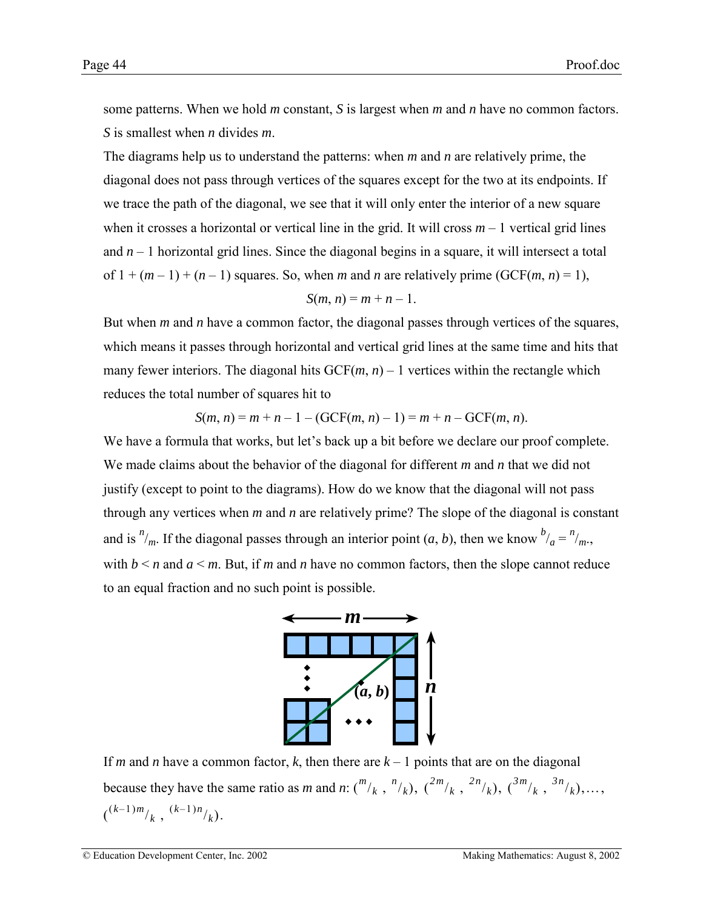some patterns. When we hold *m* constant, *S* is largest when *m* and *n* have no common factors. *S* is smallest when *n* divides *m*.

The diagrams help us to understand the patterns: when *m* and *n* are relatively prime, the diagonal does not pass through vertices of the squares except for the two at its endpoints. If we trace the path of the diagonal, we see that it will only enter the interior of a new square when it crosses a horizontal or vertical line in the grid. It will cross $m - 1$ vertical grid lines and $n - 1$ horizontal grid lines. Since the diagonal begins in a square, it will intersect a total of $1 + (m - 1) + (n - 1)$ squares. So, when *m* and *n* are relatively prime ($\text{GCF}(m, n) = 1$),

$$S(m, n) = m + n - 1.$$

But when *m* and *n* have a common factor, the diagonal passes through vertices of the squares, which means it passes through horizontal and vertical grid lines at the same time and hits that many fewer interiors. The diagonal hits $\text{GCF}(m, n) - 1$ vertices within the rectangle which reduces the total number of squares hit to

$$S(m, n) = m + n - 1 - (\text{GCF}(m, n) - 1) = m + n - \text{GCF}(m, n).$$

We have a formula that works, but let's back up a bit before we declare our proof complete. We made claims about the behavior of the diagonal for different *m* and *n* that we did not justify (except to point to the diagrams). How do we know that the diagonal will not pass through any vertices when *m* and *n* are relatively prime? The slope of the diagonal is constant and is $^{n}/_{m}$. If the diagonal passes through an interior point $(a, b)$, then we know $^{b}/_{a} = {}^{n}/_{m}$., with $b < n$ and $a < m$. But, if *m* and *n* have no common factors, then the slope cannot reduce to an equal fraction and no such point is possible.

If *m* and *n* have a common factor, *k*, then there are $k - 1$ points that are on the diagonal because they have the same ratio as *m* and *n*: $(^{m}/_{k}\,,\ ^{n}/_{k}),\ (^{2m}/_{k}\,,\ ^{2n}/_{k}),\ (^{3m}/_{k}\,,\ ^{3n}/_{k}),\ldots,$ $(^{(k-1)m}/_{k}\,,\ ^{(k-1)n}/_{k})$.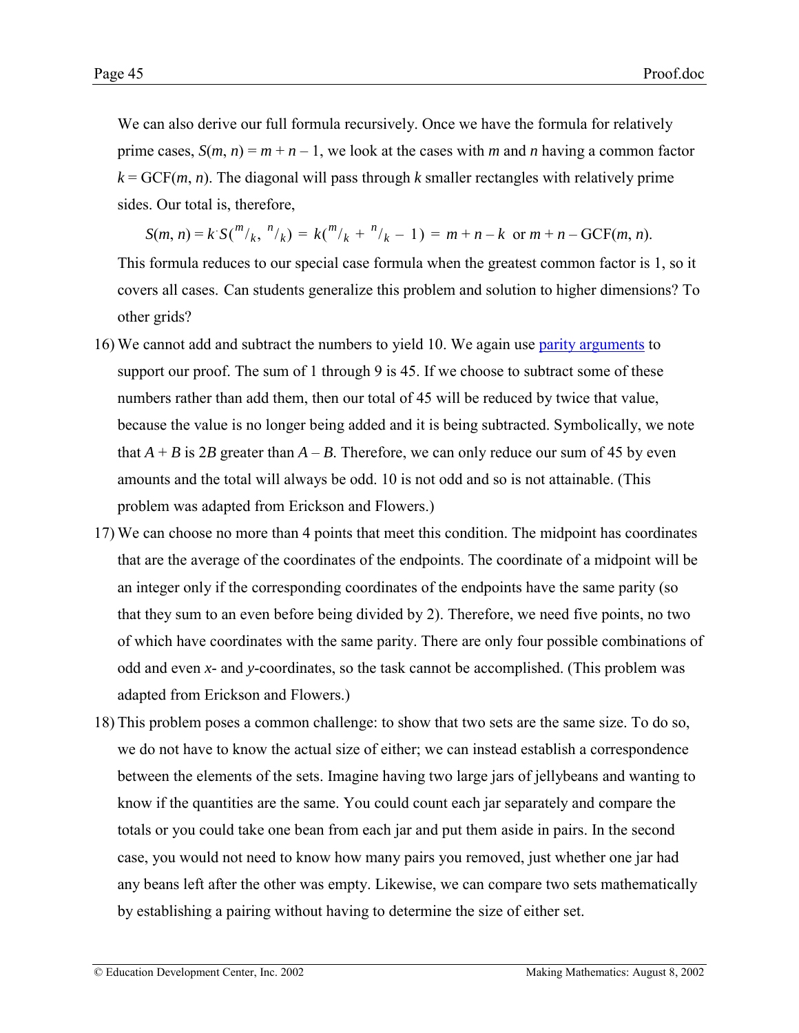We can also derive our full formula recursively. Once we have the formula for relatively prime cases, $S(m, n) = m + n - 1$, we look at the cases with $m$ and $n$ having a common factor $k = \text{GCF}(m, n)$. The diagonal will pass through $k$ smaller rectangles with relatively prime sides. Our total is, therefore,

$$S(m, n) = k \cdot S(m/k,\ n/k) = k(m/k + n/k - 1) = m + n - k \text{ or } m + n - \text{GCF}(m, n).$$

This formula reduces to our special case formula when the greatest common factor is 1, so it covers all cases. Can students generalize this problem and solution to higher dimensions? To other grids?

16) We cannot add and subtract the numbers to yield 10. We again use parity arguments to support our proof. The sum of 1 through 9 is 45. If we choose to subtract some of these numbers rather than add them, then our total of 45 will be reduced by twice that value, because the value is no longer being added and it is being subtracted. Symbolically, we note that $A + B$ is $2B$ greater than $A - B$. Therefore, we can only reduce our sum of 45 by even amounts and the total will always be odd. 10 is not odd and so is not attainable. (This problem was adapted from Erickson and Flowers.)

17) We can choose no more than 4 points that meet this condition. The midpoint has coordinates that are the average of the coordinates of the endpoints. The coordinate of a midpoint will be an integer only if the corresponding coordinates of the endpoints have the same parity (so that they sum to an even before being divided by 2). Therefore, we need five points, no two of which have coordinates with the same parity. There are only four possible combinations of odd and even $x$- and $y$-coordinates, so the task cannot be accomplished. (This problem was adapted from Erickson and Flowers.)

18) This problem poses a common challenge: to show that two sets are the same size. To do so, we do not have to know the actual size of either; we can instead establish a correspondence between the elements of the sets. Imagine having two large jars of jellybeans and wanting to know if the quantities are the same. You could count each jar separately and compare the totals or you could take one bean from each jar and put them aside in pairs. In the second case, you would not need to know how many pairs you removed, just whether one jar had any beans left after the other was empty. Likewise, we can compare two sets mathematically by establishing a pairing without having to determine the size of either set.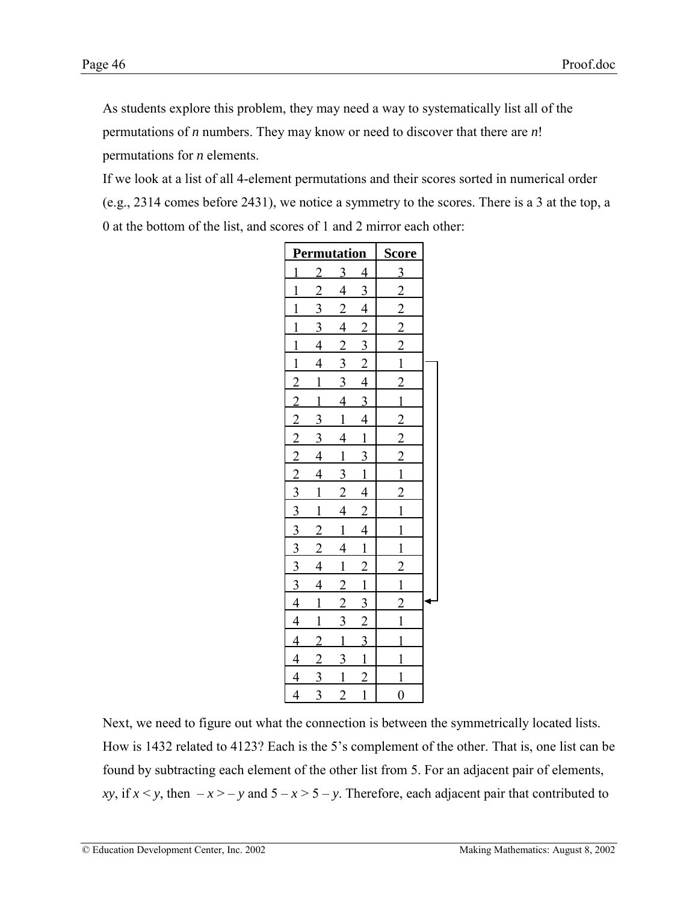As students explore this problem, they may need a way to systematically list all of the permutations of *n* numbers. They may know or need to discover that there are *n*! permutations for *n* elements.

If we look at a list of all 4-element permutations and their scores sorted in numerical order (e.g., 2314 comes before 2431), we notice a symmetry to the scores. There is a 3 at the top, a 0 at the bottom of the list, and scores of 1 and 2 mirror each other:

| Permutation | | | | Score |
|---|---|---|---|---|
| 1 | 2 | 3 | 4 | 3 |
| 1 | 2 | 4 | 3 | 2 |
| 1 | 3 | 2 | 4 | 2 |
| 1 | 3 | 4 | 2 | 2 |
| 1 | 4 | 2 | 3 | 2 |
| 1 | 4 | 3 | 2 | 1 |
| 2 | 1 | 3 | 4 | 2 |
| 2 | 1 | 4 | 3 | 1 |
| 2 | 3 | 1 | 4 | 2 |
| 2 | 3 | 4 | 1 | 2 |
| 2 | 4 | 1 | 3 | 2 |
| 2 | 4 | 3 | 1 | 1 |
| 3 | 1 | 2 | 4 | 2 |
| 3 | 1 | 4 | 2 | 1 |
| 3 | 2 | 1 | 4 | 1 |
| 3 | 2 | 4 | 1 | 1 |
| 3 | 4 | 1 | 2 | 2 |
| 3 | 4 | 2 | 1 | 1 |
| 4 | 1 | 2 | 3 | 2 |
| 4 | 1 | 3 | 2 | 1 |
| 4 | 2 | 1 | 3 | 1 |
| 4 | 2 | 3 | 1 | 1 |
| 4 | 3 | 1 | 2 | 1 |
| 4 | 3 | 2 | 1 | 0 |

Next, we need to figure out what the connection is between the symmetrically located lists. How is 1432 related to 4123? Each is the 5's complement of the other. That is, one list can be found by subtracting each element of the other list from 5. For an adjacent pair of elements, *xy*, if $x < y$, then $-x > -y$ and $5 - x > 5 - y$. Therefore, each adjacent pair that contributed to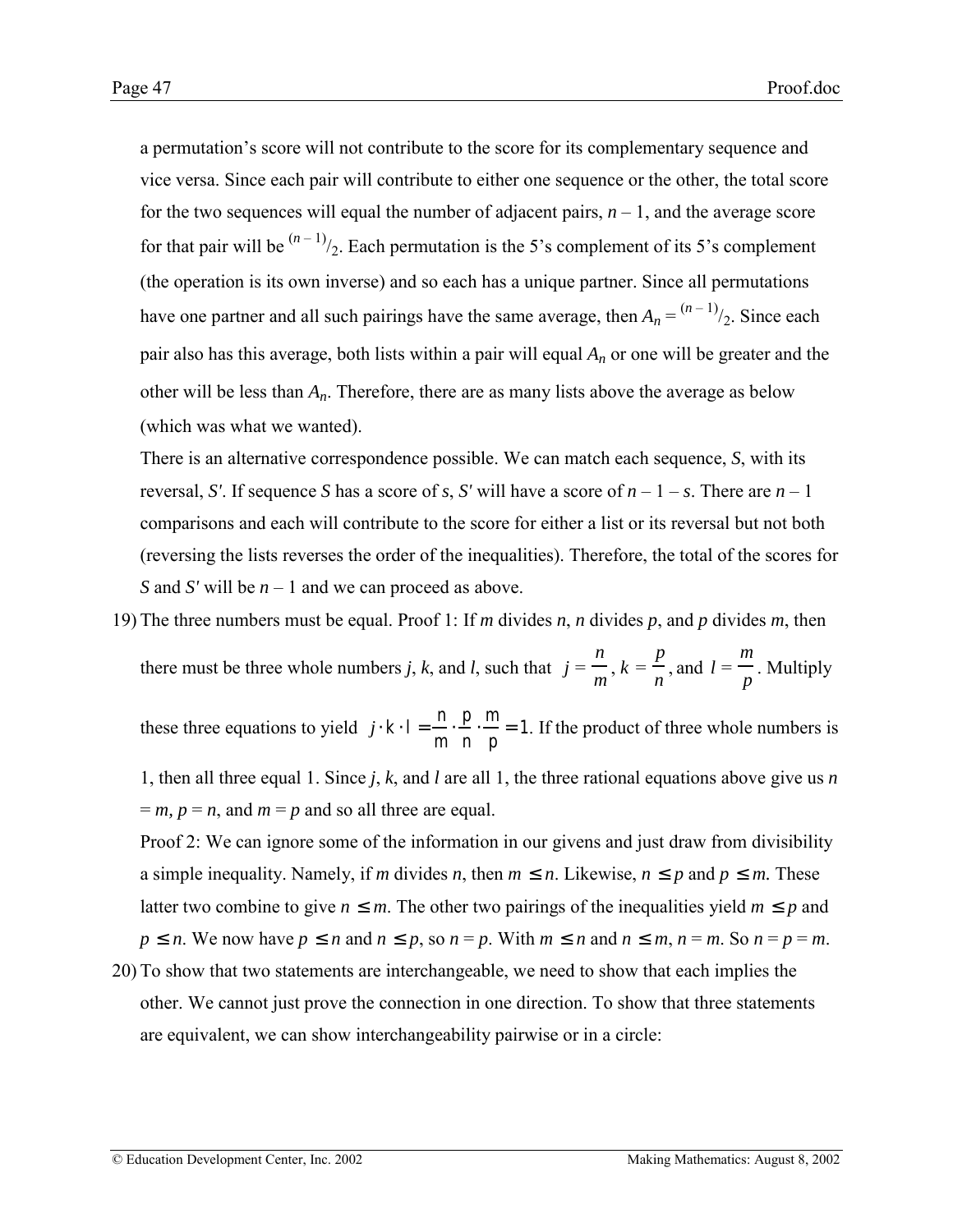a permutation's score will not contribute to the score for its complementary sequence and vice versa. Since each pair will contribute to either one sequence or the other, the total score for the two sequences will equal the number of adjacent pairs, $n - 1$, and the average score for that pair will be $^{(n-1)}/_2$. Each permutation is the 5's complement of its 5's complement (the operation is its own inverse) and so each has a unique partner. Since all permutations have one partner and all such pairings have the same average, then $A_n = {}^{(n-1)}/_2$. Since each pair also has this average, both lists within a pair will equal $A_n$ or one will be greater and the other will be less than $A_n$. Therefore, there are as many lists above the average as below (which was what we wanted).

There is an alternative correspondence possible. We can match each sequence, $S$, with its reversal, $S'$. If sequence $S$ has a score of $s$, $S'$ will have a score of $n - 1 - s$. There are $n - 1$ comparisons and each will contribute to the score for either a list or its reversal but not both (reversing the lists reverses the order of the inequalities). Therefore, the total of the scores for $S$ and $S'$ will be $n - 1$ and we can proceed as above.

19) The three numbers must be equal. Proof 1: If $m$ divides $n$, $n$ divides $p$, and $p$ divides $m$, then there must be three whole numbers $j$, $k$, and $l$, such that $j = \frac{n}{m}$, $k = \frac{p}{n}$, and $l = \frac{m}{p}$. Multiply these three equations to yield $j \cdot k \cdot l = \frac{n}{m} \cdot \frac{p}{n} \cdot \frac{m}{p} = 1$. If the product of three whole numbers is 1, then all three equal 1. Since $j$, $k$, and $l$ are all 1, the three rational equations above give us $n = m$, $p = n$, and $m = p$ and so all three are equal.

    Proof 2: We can ignore some of the information in our givens and just draw from divisibility a simple inequality. Namely, if $m$ divides $n$, then $m \leq n$. Likewise, $n \leq p$ and $p \leq m$. These latter two combine to give $n \leq m$. The other two pairings of the inequalities yield $m \leq p$ and $p \leq n$. We now have $p \leq n$ and $n \leq p$, so $n = p$. With $m \leq n$ and $n \leq m$, $n = m$. So $n = p = m$.

20) To show that two statements are interchangeable, we need to show that each implies the other. We cannot just prove the connection in one direction. To show that three statements are equivalent, we can show interchangeability pairwise or in a circle: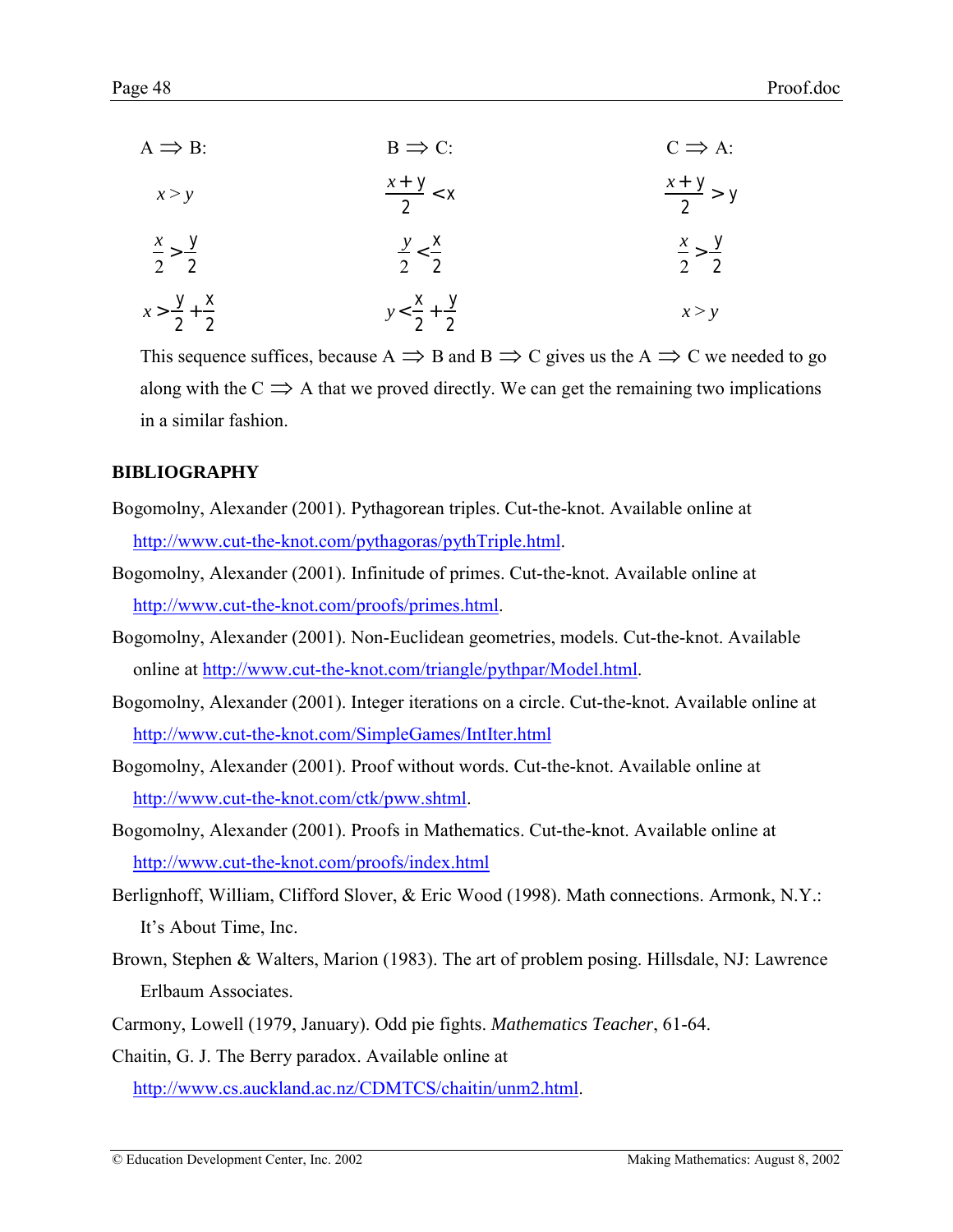| A ⟹ B: | B ⟹ C: | C ⟹ A: |
|---|---|---|
| $x > y$ | $\frac{x+y}{2} < x$ | $\frac{x+y}{2} > y$ |
| $\frac{x}{2} > \frac{y}{2}$ | $\frac{y}{2} < \frac{x}{2}$ | $\frac{x}{2} > \frac{y}{2}$ |
| $x > \frac{y}{2} + \frac{x}{2}$ | $y < \frac{x}{2} + \frac{y}{2}$ | $x > y$ |

This sequence suffices, because A ⟹ B and B ⟹ C gives us the A ⟹ C we needed to go along with the C ⟹ A that we proved directly. We can get the remaining two implications in a similar fashion.

## BIBLIOGRAPHY

Bogomolny, Alexander (2001). Pythagorean triples. Cut-the-knot. Available online at http://www.cut-the-knot.com/pythagoras/pythTriple.html.

Bogomolny, Alexander (2001). Infinitude of primes. Cut-the-knot. Available online at http://www.cut-the-knot.com/proofs/primes.html.

Bogomolny, Alexander (2001). Non-Euclidean geometries, models. Cut-the-knot. Available online at http://www.cut-the-knot.com/triangle/pythpar/Model.html.

Bogomolny, Alexander (2001). Integer iterations on a circle. Cut-the-knot. Available online at http://www.cut-the-knot.com/SimpleGames/IntIter.html

Bogomolny, Alexander (2001). Proof without words. Cut-the-knot. Available online at http://www.cut-the-knot.com/ctk/pww.shtml.

Bogomolny, Alexander (2001). Proofs in Mathematics. Cut-the-knot. Available online at http://www.cut-the-knot.com/proofs/index.html

Berlinghoff, William, Clifford Slover, & Eric Wood (1998). Math connections. Armonk, N.Y.: It's About Time, Inc.

Brown, Stephen & Walters, Marion (1983). The art of problem posing. Hillsdale, NJ: Lawrence Erlbaum Associates.

Carmony, Lowell (1979, January). Odd pie fights. *Mathematics Teacher*, 61-64.

Chaitin, G. J. The Berry paradox. Available online at http://www.cs.auckland.ac.nz/CDMTCS/chaitin/unm2.html.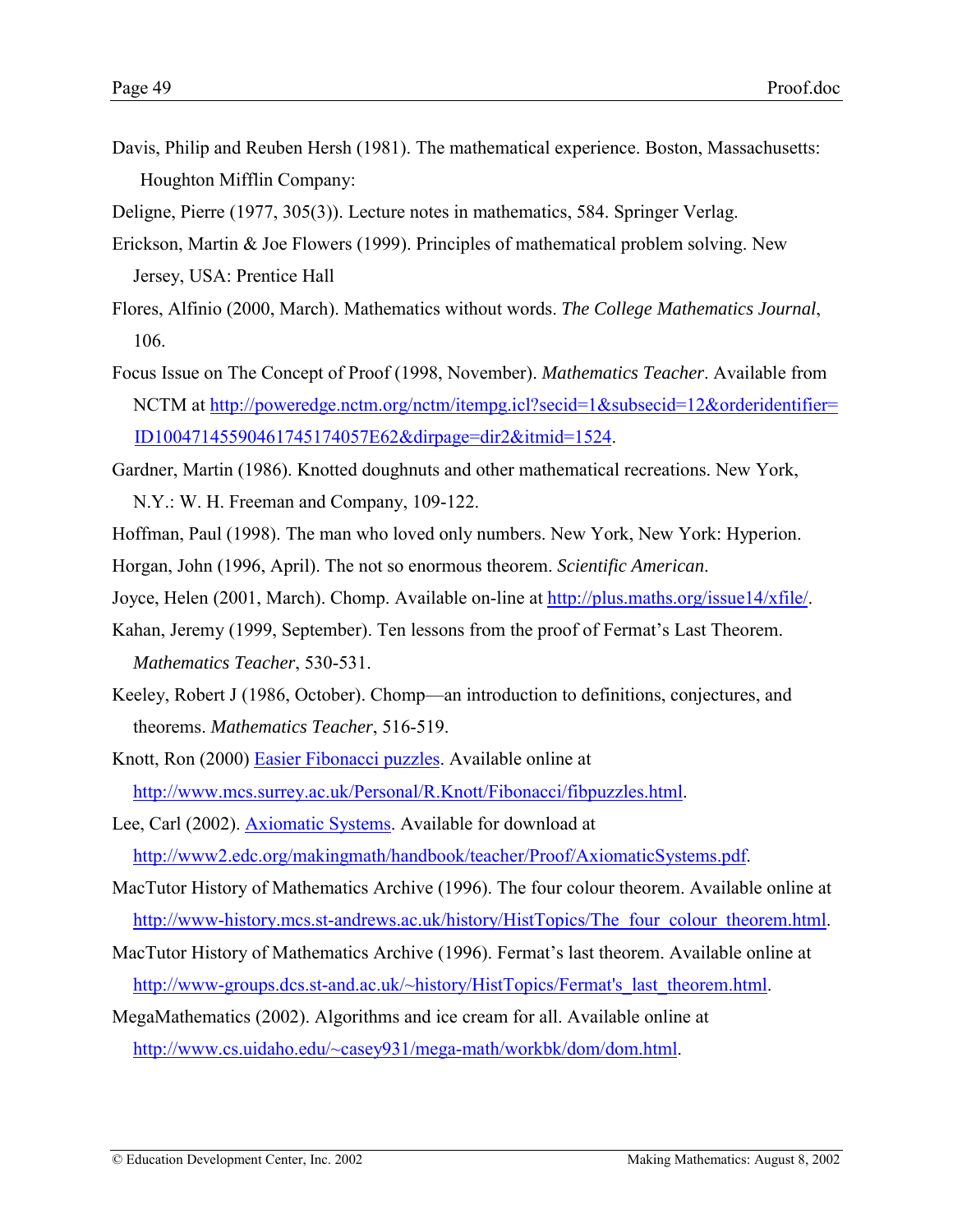Davis, Philip and Reuben Hersh (1981). The mathematical experience. Boston, Massachusetts: Houghton Mifflin Company:

Deligne, Pierre (1977, 305(3)). Lecture notes in mathematics, 584. Springer Verlag.

Erickson, Martin & Joe Flowers (1999). Principles of mathematical problem solving. New Jersey, USA: Prentice Hall

Flores, Alfinio (2000, March). Mathematics without words. *The College Mathematics Journal*, 106.

Focus Issue on The Concept of Proof (1998, November). *Mathematics Teacher*. Available from NCTM at [http://poweredge.nctm.org/nctm/itempg.icl?secid=1&subsecid=12&orderidentifier=ID100471455904617451740 57E62&dirpage=dir2&itmid=1524](http://poweredge.nctm.org/nctm/itempg.icl?secid=1&subsecid=12&orderidentifier=ID10047145590461745174057E62&dirpage=dir2&itmid=1524).

Gardner, Martin (1986). Knotted doughnuts and other mathematical recreations. New York, N.Y.: W. H. Freeman and Company, 109-122.

Hoffman, Paul (1998). The man who loved only numbers. New York, New York: Hyperion.

Horgan, John (1996, April). The not so enormous theorem. *Scientific American*.

Joyce, Helen (2001, March). Chomp. Available on-line at [http://plus.maths.org/issue14/xfile/](http://plus.maths.org/issue14/xfile/).

Kahan, Jeremy (1999, September). Ten lessons from the proof of Fermat's Last Theorem. *Mathematics Teacher*, 530-531.

Keeley, Robert J (1986, October). Chomp—an introduction to definitions, conjectures, and theorems. *Mathematics Teacher*, 516-519.

Knott, Ron (2000) [Easier Fibonacci puzzles](http://www.mcs.surrey.ac.uk/Personal/R.Knott/Fibonacci/fibpuzzles.html). Available online at [http://www.mcs.surrey.ac.uk/Personal/R.Knott/Fibonacci/fibpuzzles.html](http://www.mcs.surrey.ac.uk/Personal/R.Knott/Fibonacci/fibpuzzles.html).

Lee, Carl (2002). [Axiomatic Systems](http://www2.edc.org/makingmath/handbook/teacher/Proof/AxiomaticSystems.pdf). Available for download at [http://www2.edc.org/makingmath/handbook/teacher/Proof/AxiomaticSystems.pdf](http://www2.edc.org/makingmath/handbook/teacher/Proof/AxiomaticSystems.pdf).

MacTutor History of Mathematics Archive (1996). The four colour theorem. Available online at [http://www-history.mcs.st-andrews.ac.uk/history/HistTopics/The_four_colour_theorem.html](http://www-history.mcs.st-andrews.ac.uk/history/HistTopics/The_four_colour_theorem.html).

MacTutor History of Mathematics Archive (1996). Fermat's last theorem. Available online at [http://www-groups.dcs.st-and.ac.uk/~history/HistTopics/Fermat's_last_theorem.html](http://www-groups.dcs.st-and.ac.uk/~history/HistTopics/Fermat's_last_theorem.html).

MegaMathematics (2002). Algorithms and ice cream for all. Available online at [http://www.cs.uidaho.edu/~casey931/mega-math/workbk/dom/dom.html](http://www.cs.uidaho.edu/~casey931/mega-math/workbk/dom/dom.html).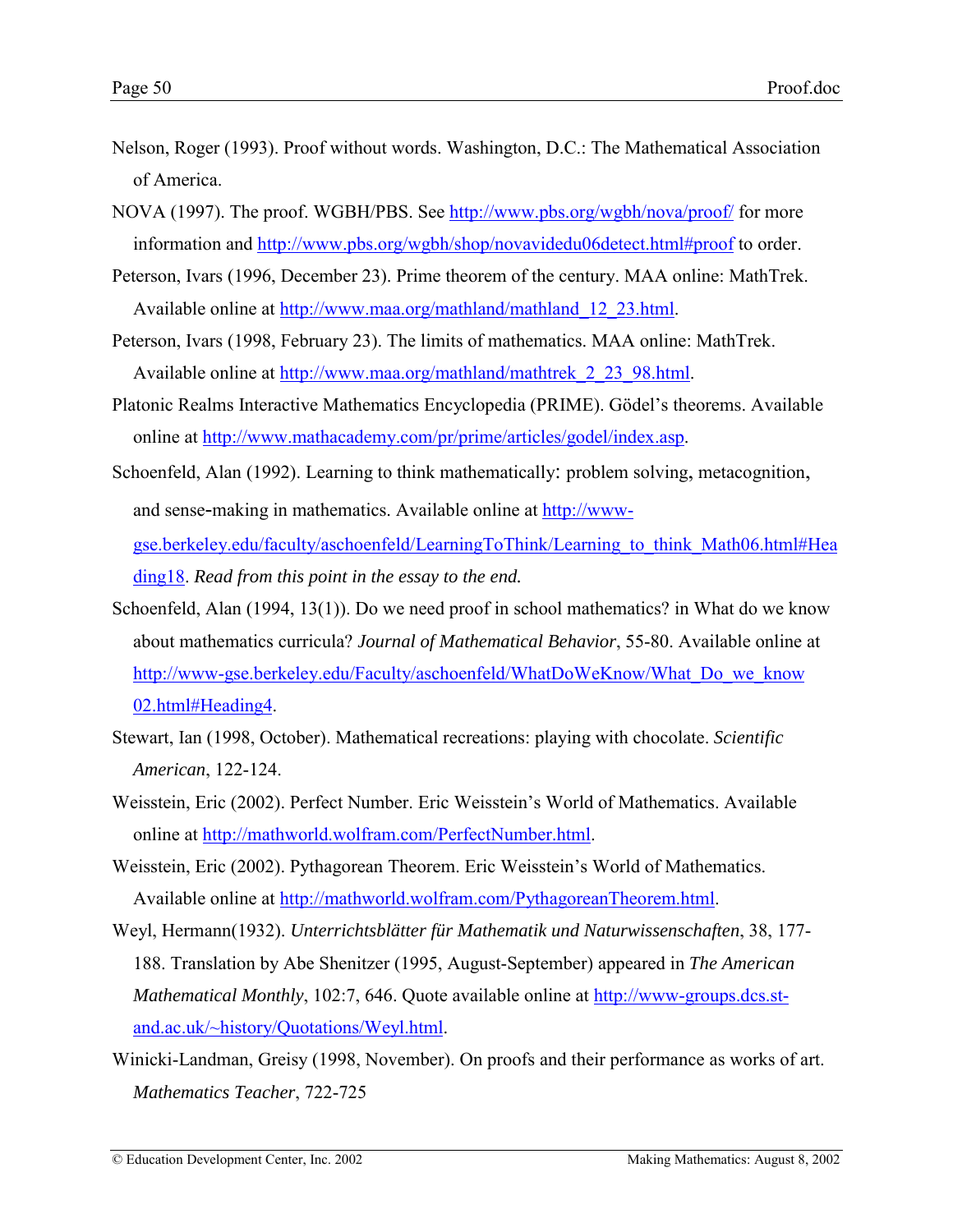Nelson, Roger (1993). Proof without words. Washington, D.C.: The Mathematical Association of America.

NOVA (1997). The proof. WGBH/PBS. See http://www.pbs.org/wgbh/nova/proof/ for more information and http://www.pbs.org/wgbh/shop/novavidedu06detect.html#proof to order.

Peterson, Ivars (1996, December 23). Prime theorem of the century. MAA online: MathTrek. Available online at http://www.maa.org/mathland/mathland_12_23.html.

Peterson, Ivars (1998, February 23). The limits of mathematics. MAA online: MathTrek. Available online at http://www.maa.org/mathland/mathtrek_2_23_98.html.

Platonic Realms Interactive Mathematics Encyclopedia (PRIME). Gödel's theorems. Available online at http://www.mathacademy.com/pr/prime/articles/godel/index.asp.

Schoenfeld, Alan (1992). Learning to think mathematically: problem solving, metacognition, and sense-making in mathematics. Available online at http://www-gse.berkeley.edu/faculty/aschoenfeld/LearningToThink/Learning_to_think_Math06.html#Heading18. *Read from this point in the essay to the end.*

Schoenfeld, Alan (1994, 13(1)). Do we need proof in school mathematics? in What do we know about mathematics curricula? *Journal of Mathematical Behavior*, 55-80. Available online at http://www-gse.berkeley.edu/Faculty/aschoenfeld/WhatDoWeKnow/What_Do_we_know02.html#Heading4.

Stewart, Ian (1998, October). Mathematical recreations: playing with chocolate. *Scientific American*, 122-124.

Weisstein, Eric (2002). Perfect Number. Eric Weisstein's World of Mathematics. Available online at http://mathworld.wolfram.com/PerfectNumber.html.

Weisstein, Eric (2002). Pythagorean Theorem. Eric Weisstein's World of Mathematics. Available online at http://mathworld.wolfram.com/PythagoreanTheorem.html.

Weyl, Hermann(1932). *Unterrichtsblätter für Mathematik und Naturwissenschaften*, 38, 177-188. Translation by Abe Shenitzer (1995, August-September) appeared in *The American Mathematical Monthly*, 102:7, 646. Quote available online at http://www-groups.dcs.st-and.ac.uk/~history/Quotations/Weyl.html.

Winicki-Landman, Greisy (1998, November). On proofs and their performance as works of art. *Mathematics Teacher*, 722-725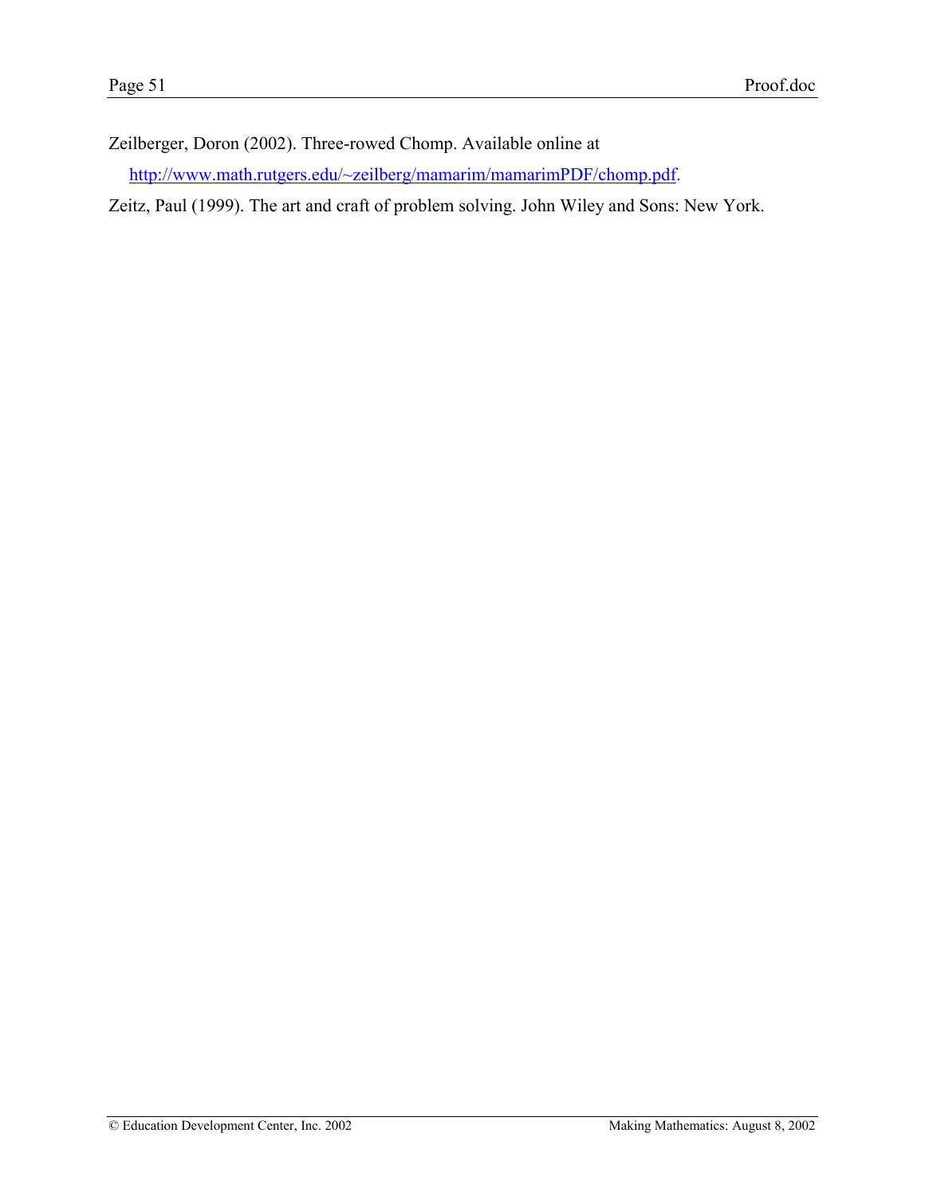Zeilberger, Doron (2002). Three-rowed Chomp. Available online at http://www.math.rutgers.edu/~zeilberg/mamarim/mamarimPDF/chomp.pdf.

Zeitz, Paul (1999). The art and craft of problem solving. John Wiley and Sons: New York.